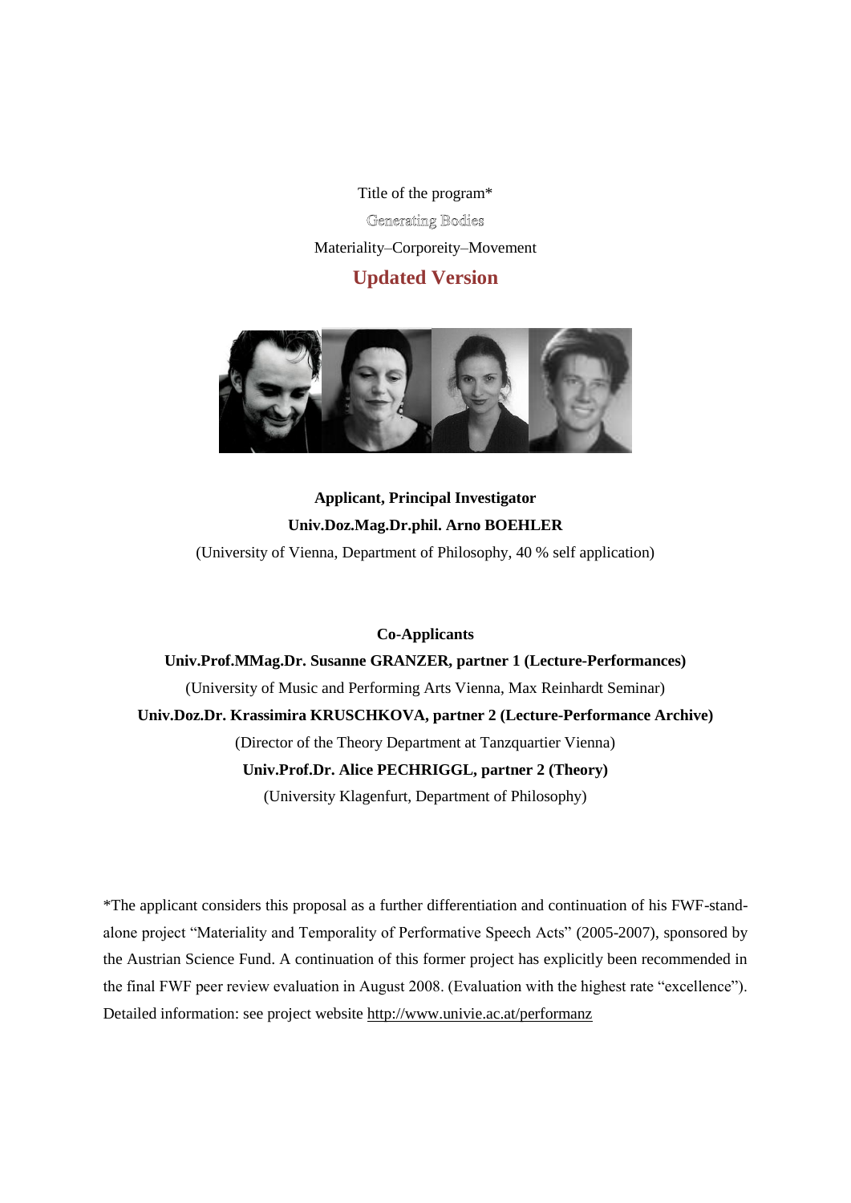Title of the program*

# Generating Bodies

Materiality–Corporeity–Movement

## Updated Version

**Applicant, Principal Investigator**

**Univ.Doz.Mag.Dr.phil. Arno BOEHLER**

(University of Vienna, Department of Philosophy, 40 % self application)

**Co-Applicants**

**Univ.Prof.MMag.Dr. Susanne GRANZER, partner 1 (Lecture-Performances)**

(University of Music and Performing Arts Vienna, Max Reinhardt Seminar)

**Univ.Doz.Dr. Krassimira KRUSCHKOVA, partner 2 (Lecture-Performance Archive)**

(Director of the Theory Department at Tanzquartier Vienna)

**Univ.Prof.Dr. Alice PECHRIGGL, partner 2 (Theory)**

(University Klagenfurt, Department of Philosophy)

*The applicant considers this proposal as a further differentiation and continuation of his FWF-stand-alone project "Materiality and Temporality of Performative Speech Acts" (2005-2007), sponsored by the Austrian Science Fund. A continuation of this former project has explicitly been recommended in the final FWF peer review evaluation in August 2008. (Evaluation with the highest rate "excellence"). Detailed information: see project website http://www.univie.ac.at/performanz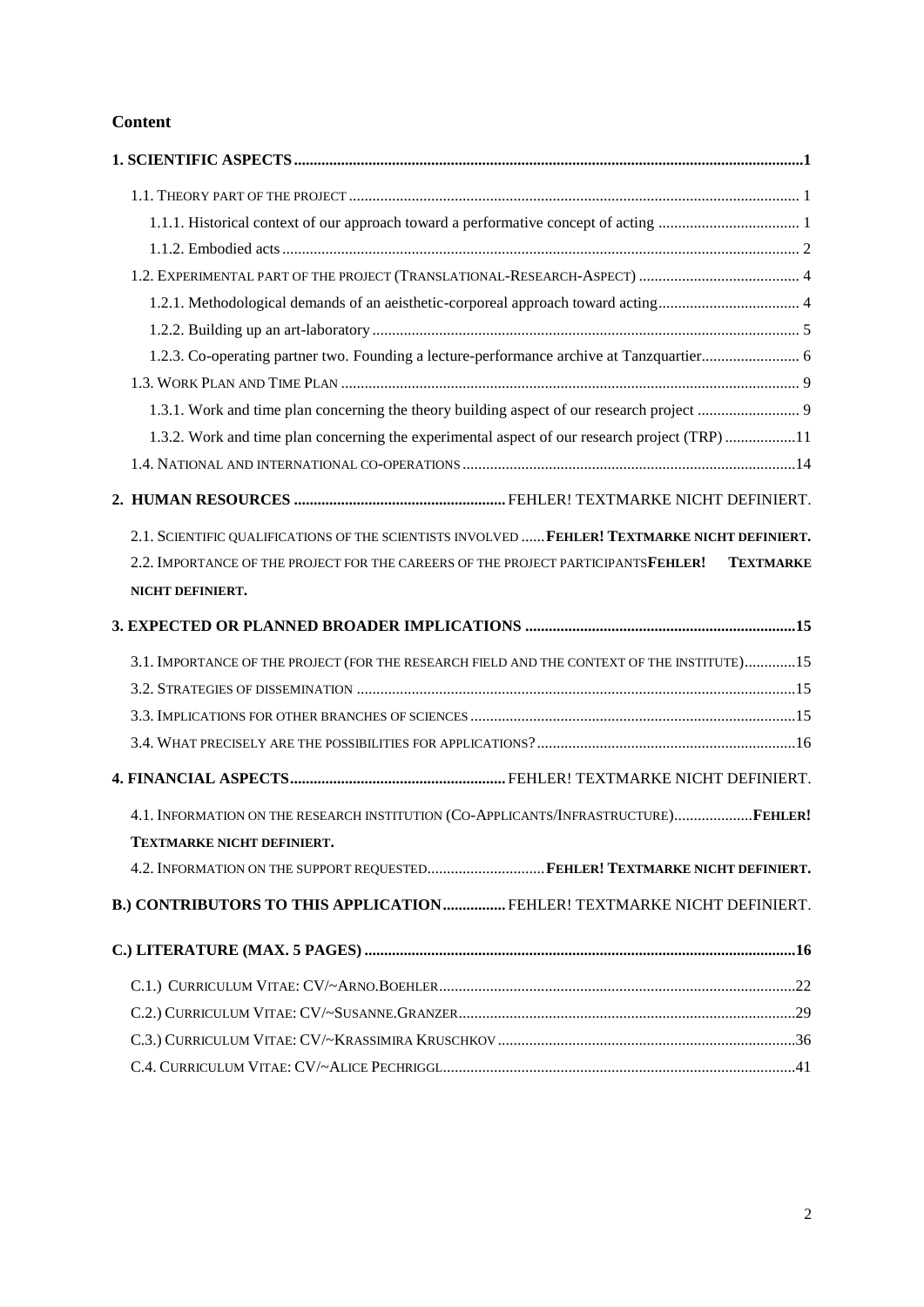**Content**

**1. SCIENTIFIC ASPECTS** ... **1**

- 1.1. THEORY PART OF THE PROJECT ... 1
  - 1.1.1. Historical context of our approach toward a performative concept of acting ... 1
  - 1.1.2. Embodied acts ... 2
- 1.2. EXPERIMENTAL PART OF THE PROJECT (TRANSLATIONAL-RESEARCH-ASPECT) ... 4
  - 1.2.1. Methodological demands of an aeisthetic-corporeal approach toward acting ... 4
  - 1.2.2. Building up an art-laboratory ... 5
  - 1.2.3. Co-operating partner two. Founding a lecture-performance archive at Tanzquartier ... 6
- 1.3. WORK PLAN AND TIME PLAN ... 9
  - 1.3.1. Work and time plan concerning the theory building aspect of our research project ... 9
  - 1.3.2. Work and time plan concerning the experimental aspect of our research project (TRP) ... 11
- 1.4. NATIONAL AND INTERNATIONAL CO-OPERATIONS ... 14

**2. HUMAN RESOURCES** ... FEHLER! TEXTMARKE NICHT DEFINIERT.

- 2.1. SCIENTIFIC QUALIFICATIONS OF THE SCIENTISTS INVOLVED ... **FEHLER! TEXTMARKE NICHT DEFINIERT.**
- 2.2. IMPORTANCE OF THE PROJECT FOR THE CAREERS OF THE PROJECT PARTICIPANTS **FEHLER! TEXTMARKE NICHT DEFINIERT.**

**3. EXPECTED OR PLANNED BROADER IMPLICATIONS** ... **15**

- 3.1. IMPORTANCE OF THE PROJECT (FOR THE RESEARCH FIELD AND THE CONTEXT OF THE INSTITUTE) ... 15
- 3.2. STRATEGIES OF DISSEMINATION ... 15
- 3.3. IMPLICATIONS FOR OTHER BRANCHES OF SCIENCES ... 15
- 3.4. WHAT PRECISELY ARE THE POSSIBILITIES FOR APPLICATIONS? ... 16

**4. FINANCIAL ASPECTS** ... FEHLER! TEXTMARKE NICHT DEFINIERT.

- 4.1. INFORMATION ON THE RESEARCH INSTITUTION (CO-APPLICANTS/INFRASTRUCTURE) ... **FEHLER! TEXTMARKE NICHT DEFINIERT.**
- 4.2. INFORMATION ON THE SUPPORT REQUESTED ... **FEHLER! TEXTMARKE NICHT DEFINIERT.**

**B.) CONTRIBUTORS TO THIS APPLICATION** ... FEHLER! TEXTMARKE NICHT DEFINIERT.

**C.) LITERATURE (MAX. 5 PAGES)** ... **16**

- C.1.) CURRICULUM VITAE: CV/~ARNO.BOEHLER ... 22
- C.2.) CURRICULUM VITAE: CV/~SUSANNE.GRANZER ... 29
- C.3.) CURRICULUM VITAE: CV/~KRASSIMIRA KRUSCHKOV ... 36
- C.4. CURRICULUM VITAE: CV/~ALICE PECHRIGGL ... 41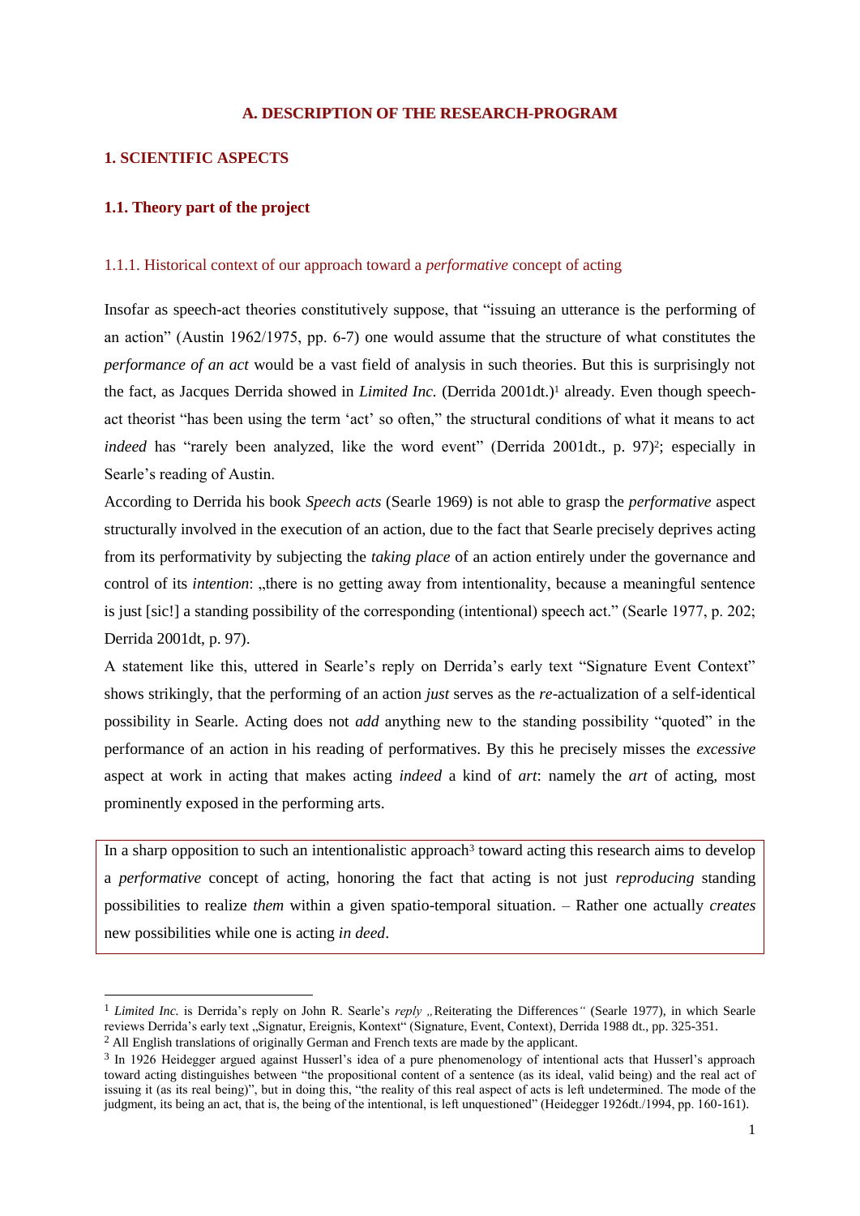# A. DESCRIPTION OF THE RESEARCH-PROGRAM

## 1. SCIENTIFIC ASPECTS

### 1.1. Theory part of the project

#### 1.1.1. Historical context of our approach toward a *performative* concept of acting

Insofar as speech-act theories constitutively suppose, that "issuing an utterance is the performing of an action" (Austin 1962/1975, pp. 6-7) one would assume that the structure of what constitutes the *performance of an act* would be a vast field of analysis in such theories. But this is surprisingly not the fact, as Jacques Derrida showed in *Limited Inc.* (Derrida 2001dt.)[1] already. Even though speech-act theorist "has been using the term 'act' so often," the structural conditions of what it means to act *indeed* has "rarely been analyzed, like the word event" (Derrida 2001dt., p. 97)[2]; especially in Searle's reading of Austin.

According to Derrida his book *Speech acts* (Searle 1969) is not able to grasp the *performative* aspect structurally involved in the execution of an action, due to the fact that Searle precisely deprives acting from its performativity by subjecting the *taking place* of an action entirely under the governance and control of its *intention*: „there is no getting away from intentionality, because a meaningful sentence is just [sic!] a standing possibility of the corresponding (intentional) speech act." (Searle 1977, p. 202; Derrida 2001dt, p. 97).

A statement like this, uttered in Searle's reply on Derrida's early text "Signature Event Context" shows strikingly, that the performing of an action *just* serves as the *re*-actualization of a self-identical possibility in Searle. Acting does not *add* anything new to the standing possibility "quoted" in the performance of an action in his reading of performatives. By this he precisely misses the *excessive* aspect at work in acting that makes acting *indeed* a kind of *art*: namely the *art* of acting, most prominently exposed in the performing arts.

In a sharp opposition to such an intentionalistic approach[3] toward acting this research aims to develop a *performative* concept of acting, honoring the fact that acting is not just *reproducing* standing possibilities to realize *them* within a given spatio-temporal situation. – Rather one actually *creates* new possibilities while one is acting *in deed*.

---

[1] *Limited Inc.* is Derrida's reply on John R. Searle's *reply* „Reiterating the Differences*"* (Searle 1977), in which Searle reviews Derrida's early text „Signatur, Ereignis, Kontext" (Signature, Event, Context), Derrida 1988 dt., pp. 325-351.

[2] All English translations of originally German and French texts are made by the applicant.

[3] In 1926 Heidegger argued against Husserl's idea of a pure phenomenology of intentional acts that Husserl's approach toward acting distinguishes between "the propositional content of a sentence (as its ideal, valid being) and the real act of issuing it (as its real being)", but in doing this, "the reality of this real aspect of acts is left undetermined. The mode of the judgment, its being an act, that is, the being of the intentional, is left unquestioned" (Heidegger 1926dt./1994, pp. 160-161).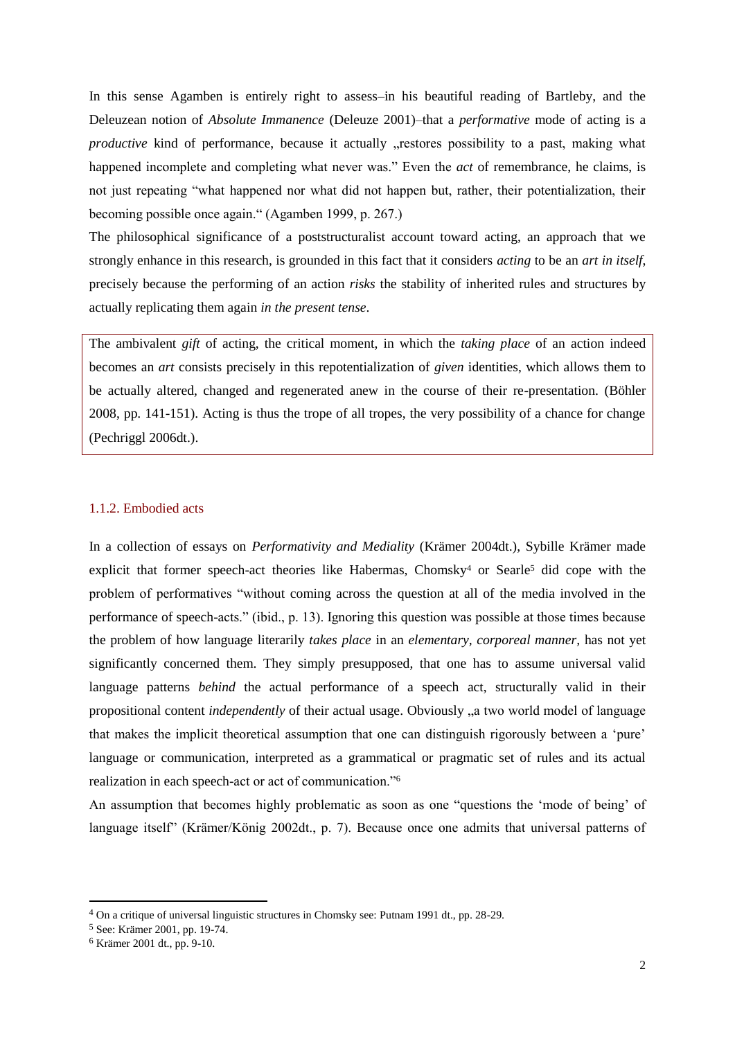In this sense Agamben is entirely right to assess–in his beautiful reading of Bartleby, and the Deleuzean notion of *Absolute Immanence* (Deleuze 2001)–that a *performative* mode of acting is a *productive* kind of performance, because it actually „restores possibility to a past, making what happened incomplete and completing what never was." Even the *act* of remembrance, he claims, is not just repeating "what happened nor what did not happen but, rather, their potentialization, their becoming possible once again." (Agamben 1999, p. 267.)

The philosophical significance of a poststructuralist account toward acting, an approach that we strongly enhance in this research, is grounded in this fact that it considers *acting* to be an *art in itself*, precisely because the performing of an action *risks* the stability of inherited rules and structures by actually replicating them again *in the present tense*.

The ambivalent *gift* of acting, the critical moment, in which the *taking place* of an action indeed becomes an *art* consists precisely in this repotentialization of *given* identities, which allows them to be actually altered, changed and regenerated anew in the course of their re-presentation. (Böhler 2008, pp. 141-151). Acting is thus the trope of all tropes, the very possibility of a chance for change (Pechriggl 2006dt.).

### 1.1.2. Embodied acts

In a collection of essays on *Performativity and Mediality* (Krämer 2004dt.), Sybille Krämer made explicit that former speech-act theories like Habermas, Chomsky[4] or Searle[5] did cope with the problem of performatives "without coming across the question at all of the media involved in the performance of speech-acts." (ibid., p. 13). Ignoring this question was possible at those times because the problem of how language literarily *takes place* in an *elementary, corporeal manner*, has not yet significantly concerned them. They simply presupposed, that one has to assume universal valid language patterns *behind* the actual performance of a speech act, structurally valid in their propositional content *independently* of their actual usage. Obviously „a two world model of language that makes the implicit theoretical assumption that one can distinguish rigorously between a 'pure' language or communication, interpreted as a grammatical or pragmatic set of rules and its actual realization in each speech-act or act of communication."[6]

An assumption that becomes highly problematic as soon as one "questions the 'mode of being' of language itself" (Krämer/König 2002dt., p. 7). Because once one admits that universal patterns of

---

[4] On a critique of universal linguistic structures in Chomsky see: Putnam 1991 dt., pp. 28-29.

[5] See: Krämer 2001, pp. 19-74.

[6] Krämer 2001 dt., pp. 9-10.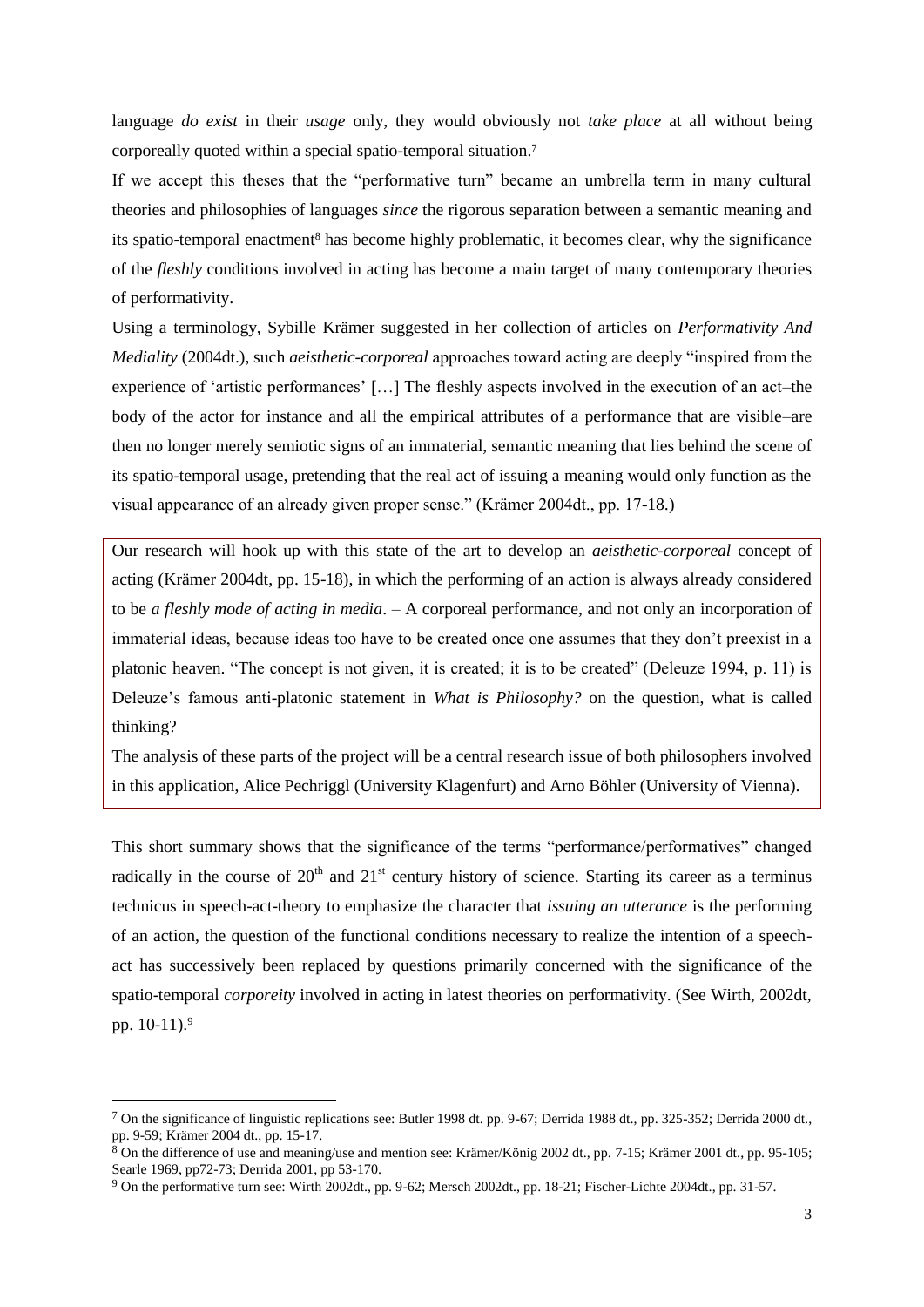language *do exist* in their *usage* only, they would obviously not *take place* at all without being corporeally quoted within a special spatio-temporal situation.[7]

If we accept this theses that the "performative turn" became an umbrella term in many cultural theories and philosophies of languages *since* the rigorous separation between a semantic meaning and its spatio-temporal enactment[8] has become highly problematic, it becomes clear, why the significance of the *fleshly* conditions involved in acting has become a main target of many contemporary theories of performativity.

Using a terminology, Sybille Krämer suggested in her collection of articles on *Performativity And Mediality* (2004dt.), such *aeisthetic-corporeal* approaches toward acting are deeply "inspired from the experience of 'artistic performances' […] The fleshly aspects involved in the execution of an act–the body of the actor for instance and all the empirical attributes of a performance that are visible–are then no longer merely semiotic signs of an immaterial, semantic meaning that lies behind the scene of its spatio-temporal usage, pretending that the real act of issuing a meaning would only function as the visual appearance of an already given proper sense." (Krämer 2004dt., pp. 17-18.)

Our research will hook up with this state of the art to develop an *aeisthetic-corporeal* concept of acting (Krämer 2004dt, pp. 15-18), in which the performing of an action is always already considered to be *a fleshly mode of acting in media*. – A corporeal performance, and not only an incorporation of immaterial ideas, because ideas too have to be created once one assumes that they don't preexist in a platonic heaven. "The concept is not given, it is created; it is to be created" (Deleuze 1994, p. 11) is Deleuze's famous anti-platonic statement in *What is Philosophy?* on the question, what is called thinking?

The analysis of these parts of the project will be a central research issue of both philosophers involved in this application, Alice Pechriggl (University Klagenfurt) and Arno Böhler (University of Vienna).

This short summary shows that the significance of the terms "performance/performatives" changed radically in the course of 20th and 21st century history of science. Starting its career as a terminus technicus in speech-act-theory to emphasize the character that *issuing an utterance* is the performing of an action, the question of the functional conditions necessary to realize the intention of a speech-act has successively been replaced by questions primarily concerned with the significance of the spatio-temporal *corporeity* involved in acting in latest theories on performativity. (See Wirth, 2002dt, pp. 10-11).[9]

---

[7] On the significance of linguistic replications see: Butler 1998 dt. pp. 9-67; Derrida 1988 dt., pp. 325-352; Derrida 2000 dt., pp. 9-59; Krämer 2004 dt., pp. 15-17.

[8] On the difference of use and meaning/use and mention see: Krämer/König 2002 dt., pp. 7-15; Krämer 2001 dt., pp. 95-105; Searle 1969, pp72-73; Derrida 2001, pp 53-170.

[9] On the performative turn see: Wirth 2002dt., pp. 9-62; Mersch 2002dt., pp. 18-21; Fischer-Lichte 2004dt., pp. 31-57.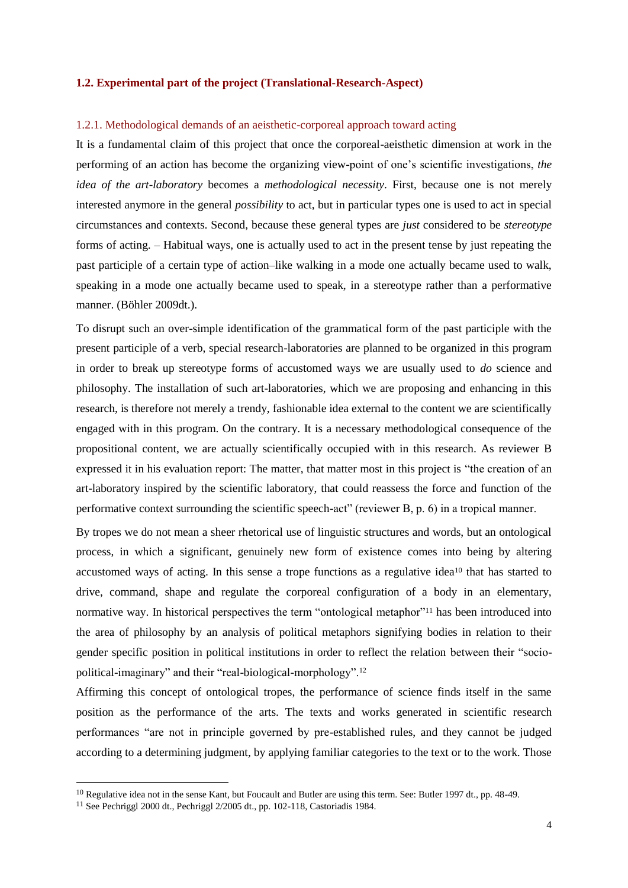### 1.2. Experimental part of the project (Translational-Research-Aspect)

#### 1.2.1. Methodological demands of an aeisthetic-corporeal approach toward acting

It is a fundamental claim of this project that once the corporeal-aeisthetic dimension at work in the performing of an action has become the organizing view-point of one's scientific investigations, *the idea of the art-laboratory* becomes a *methodological necessity*. First, because one is not merely interested anymore in the general *possibility* to act, but in particular types one is used to act in special circumstances and contexts. Second, because these general types are *just* considered to be *stereotype* forms of acting. – Habitual ways, one is actually used to act in the present tense by just repeating the past participle of a certain type of action–like walking in a mode one actually became used to walk, speaking in a mode one actually became used to speak, in a stereotype rather than a performative manner. (Böhler 2009dt.).

To disrupt such an over-simple identification of the grammatical form of the past participle with the present participle of a verb, special research-laboratories are planned to be organized in this program in order to break up stereotype forms of accustomed ways we are usually used to *do* science and philosophy. The installation of such art-laboratories, which we are proposing and enhancing in this research, is therefore not merely a trendy, fashionable idea external to the content we are scientifically engaged with in this program. On the contrary. It is a necessary methodological consequence of the propositional content, we are actually scientifically occupied with in this research. As reviewer B expressed it in his evaluation report: The matter, that matter most in this project is "the creation of an art-laboratory inspired by the scientific laboratory, that could reassess the force and function of the performative context surrounding the scientific speech-act" (reviewer B, p. 6) in a tropical manner.

By tropes we do not mean a sheer rhetorical use of linguistic structures and words, but an ontological process, in which a significant, genuinely new form of existence comes into being by altering accustomed ways of acting. In this sense a trope functions as a regulative idea[10] that has started to drive, command, shape and regulate the corporeal configuration of a body in an elementary, normative way. In historical perspectives the term "ontological metaphor"[11] has been introduced into the area of philosophy by an analysis of political metaphors signifying bodies in relation to their gender specific position in political institutions in order to reflect the relation between their "socio-political-imaginary" and their "real-biological-morphology".[12]

Affirming this concept of ontological tropes, the performance of science finds itself in the same position as the performance of the arts. The texts and works generated in scientific research performances "are not in principle governed by pre-established rules, and they cannot be judged according to a determining judgment, by applying familiar categories to the text or to the work. Those

---

[10] Regulative idea not in the sense Kant, but Foucault and Butler are using this term. See: Butler 1997 dt., pp. 48-49.

[11] See Pechriggl 2000 dt., Pechriggl 2/2005 dt., pp. 102-118, Castoriadis 1984.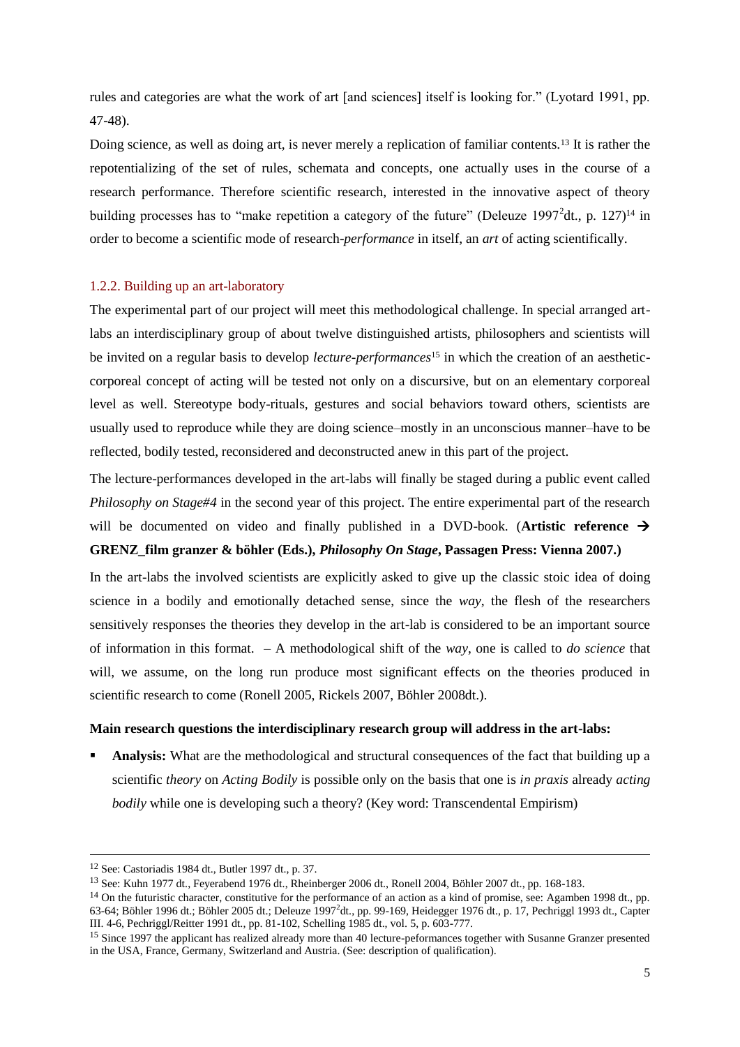rules and categories are what the work of art [and sciences] itself is looking for." (Lyotard 1991, pp. 47-48).

Doing science, as well as doing art, is never merely a replication of familiar contents.[13] It is rather the repotentializing of the set of rules, schemata and concepts, one actually uses in the course of a research performance. Therefore scientific research, interested in the innovative aspect of theory building processes has to "make repetition a category of the future" (Deleuze 1997$^2$dt., p. 127)[14] in order to become a scientific mode of research-*performance* in itself, an *art* of acting scientifically.

### 1.2.2. Building up an art-laboratory

The experimental part of our project will meet this methodological challenge. In special arranged art-labs an interdisciplinary group of about twelve distinguished artists, philosophers and scientists will be invited on a regular basis to develop *lecture-performances*[15] in which the creation of an aesthetic-corporeal concept of acting will be tested not only on a discursive, but on an elementary corporeal level as well. Stereotype body-rituals, gestures and social behaviors toward others, scientists are usually used to reproduce while they are doing science–mostly in an unconscious manner–have to be reflected, bodily tested, reconsidered and deconstructed anew in this part of the project.

The lecture-performances developed in the art-labs will finally be staged during a public event called *Philosophy on Stage#4* in the second year of this project. The entire experimental part of the research will be documented on video and finally published in a DVD-book. (**Artistic reference → GRENZ_film granzer & böhler (Eds.), *Philosophy On Stage*, Passagen Press: Vienna 2007.)**

In the art-labs the involved scientists are explicitly asked to give up the classic stoic idea of doing science in a bodily and emotionally detached sense, since the *way*, the flesh of the researchers sensitively responses the theories they develop in the art-lab is considered to be an important source of information in this format. – A methodological shift of the *way*, one is called to *do science* that will, we assume, on the long run produce most significant effects on the theories produced in scientific research to come (Ronell 2005, Rickels 2007, Böhler 2008dt.).

**Main research questions the interdisciplinary research group will address in the art-labs:**

- **Analysis:** What are the methodological and structural consequences of the fact that building up a scientific *theory* on *Acting Bodily* is possible only on the basis that one is *in praxis* already *acting bodily* while one is developing such a theory? (Key word: Transcendental Empirism)

---

[12] See: Castoriadis 1984 dt., Butler 1997 dt., p. 37.

[13] See: Kuhn 1977 dt., Feyerabend 1976 dt., Rheinberger 2006 dt., Ronell 2004, Böhler 2007 dt., pp. 168-183.

[14] On the futuristic character, constitutive for the performance of an action as a kind of promise, see: Agamben 1998 dt., pp. 63-64; Böhler 1996 dt.; Böhler 2005 dt.; Deleuze 1997$^2$dt., pp. 99-169, Heidegger 1976 dt., p. 17, Pechriggl 1993 dt., Capter III. 4-6, Pechriggl/Reitter 1991 dt., pp. 81-102, Schelling 1985 dt., vol. 5, p. 603-777.

[15] Since 1997 the applicant has realized already more than 40 lecture-peformances together with Susanne Granzer presented in the USA, France, Germany, Switzerland and Austria. (See: description of qualification).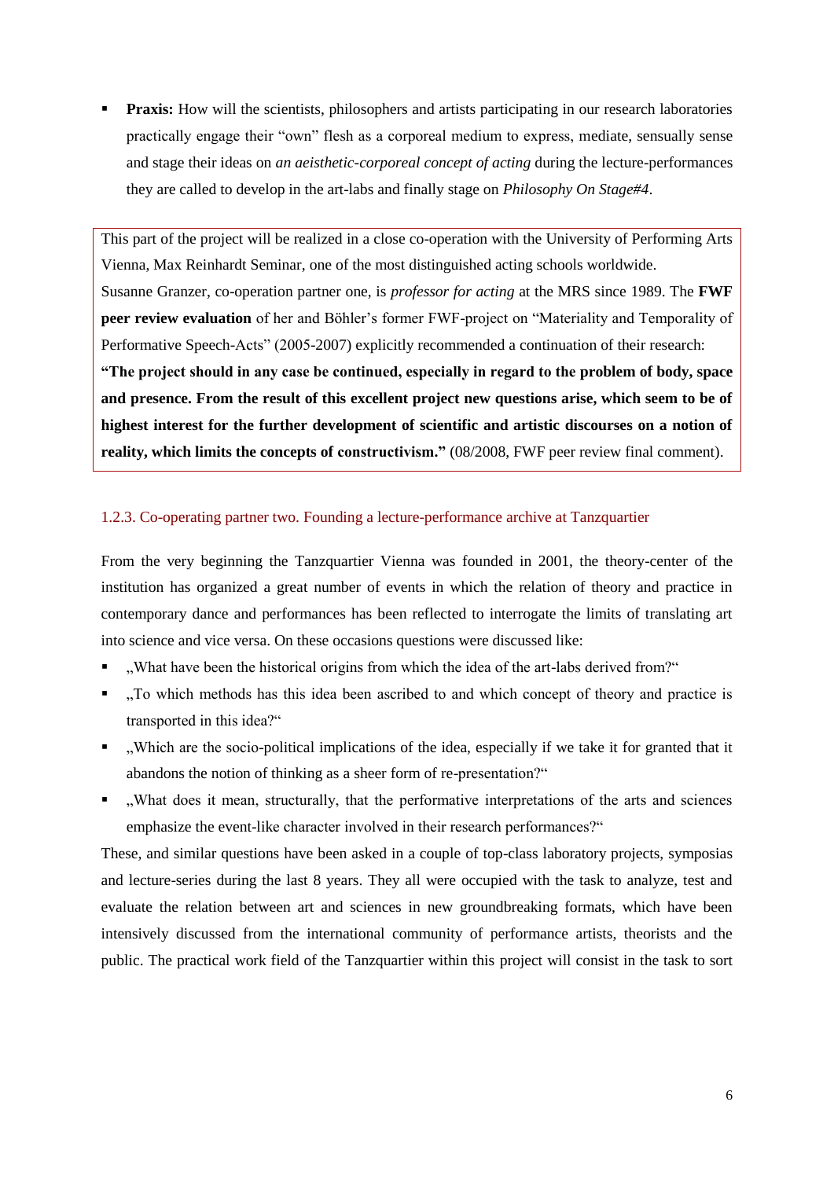- **Praxis:** How will the scientists, philosophers and artists participating in our research laboratories practically engage their "own" flesh as a corporeal medium to express, mediate, sensually sense and stage their ideas on *an aeisthetic-corporeal concept of acting* during the lecture-performances they are called to develop in the art-labs and finally stage on *Philosophy On Stage#4*.

This part of the project will be realized in a close co-operation with the University of Performing Arts Vienna, Max Reinhardt Seminar, one of the most distinguished acting schools worldwide.
Susanne Granzer, co-operation partner one, is *professor for acting* at the MRS since 1989. The **FWF peer review evaluation** of her and Böhler's former FWF-project on "Materiality and Temporality of Performative Speech-Acts" (2005-2007) explicitly recommended a continuation of their research:
**"The project should in any case be continued, especially in regard to the problem of body, space and presence. From the result of this excellent project new questions arise, which seem to be of highest interest for the further development of scientific and artistic discourses on a notion of reality, which limits the concepts of constructivism."** (08/2008, FWF peer review final comment).

### 1.2.3. Co-operating partner two. Founding a lecture-performance archive at Tanzquartier

From the very beginning the Tanzquartier Vienna was founded in 2001, the theory-center of the institution has organized a great number of events in which the relation of theory and practice in contemporary dance and performances has been reflected to interrogate the limits of translating art into science and vice versa. On these occasions questions were discussed like:

- „What have been the historical origins from which the idea of the art-labs derived from?"
- „To which methods has this idea been ascribed to and which concept of theory and practice is transported in this idea?"
- „Which are the socio-political implications of the idea, especially if we take it for granted that it abandons the notion of thinking as a sheer form of re-presentation?"
- „What does it mean, structurally, that the performative interpretations of the arts and sciences emphasize the event-like character involved in their research performances?"

These, and similar questions have been asked in a couple of top-class laboratory projects, symposias and lecture-series during the last 8 years. They all were occupied with the task to analyze, test and evaluate the relation between art and sciences in new groundbreaking formats, which have been intensively discussed from the international community of performance artists, theorists and the public. The practical work field of the Tanzquartier within this project will consist in the task to sort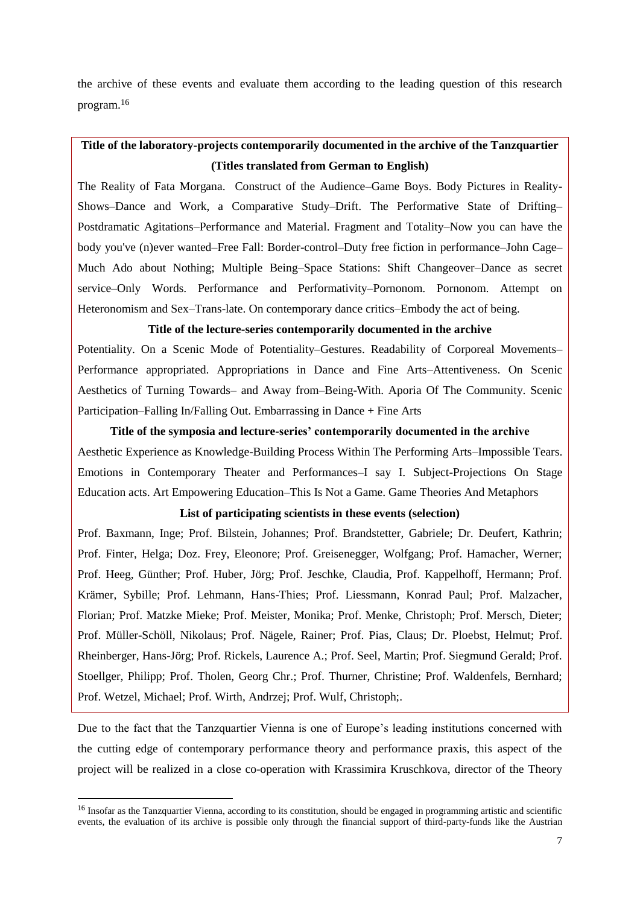the archive of these events and evaluate them according to the leading question of this research program.[16]

**Title of the laboratory-projects contemporarily documented in the archive of the Tanzquartier (Titles translated from German to English)**

The Reality of Fata Morgana. Construct of the Audience–Game Boys. Body Pictures in Reality-Shows–Dance and Work, a Comparative Study–Drift. The Performative State of Drifting–Postdramatic Agitations–Performance and Material. Fragment and Totality–Now you can have the body you've (n)ever wanted–Free Fall: Border-control–Duty free fiction in performance–John Cage–Much Ado about Nothing; Multiple Being–Space Stations: Shift Changeover–Dance as secret service–Only Words. Performance and Performativity–Pornonom. Pornonom. Attempt on Heteronomism and Sex–Trans-late. On contemporary dance critics–Embody the act of being.

**Title of the lecture-series contemporarily documented in the archive**

Potentiality. On a Scenic Mode of Potentiality–Gestures. Readability of Corporeal Movements–Performance appropriated. Appropriations in Dance and Fine Arts–Attentiveness. On Scenic Aesthetics of Turning Towards– and Away from–Being-With. Aporia Of The Community. Scenic Participation–Falling In/Falling Out. Embarrassing in Dance + Fine Arts

**Title of the symposia and lecture-series' contemporarily documented in the archive**

Aesthetic Experience as Knowledge-Building Process Within The Performing Arts–Impossible Tears. Emotions in Contemporary Theater and Performances–I say I. Subject-Projections On Stage Education acts. Art Empowering Education–This Is Not a Game. Game Theories And Metaphors

**List of participating scientists in these events (selection)**

Prof. Baxmann, Inge; Prof. Bilstein, Johannes; Prof. Brandstetter, Gabriele; Dr. Deufert, Kathrin; Prof. Finter, Helga; Doz. Frey, Eleonore; Prof. Greisenegger, Wolfgang; Prof. Hamacher, Werner; Prof. Heeg, Günther; Prof. Huber, Jörg; Prof. Jeschke, Claudia, Prof. Kappelhoff, Hermann; Prof. Krämer, Sybille; Prof. Lehmann, Hans-Thies; Prof. Liessmann, Konrad Paul; Prof. Malzacher, Florian; Prof. Matzke Mieke; Prof. Meister, Monika; Prof. Menke, Christoph; Prof. Mersch, Dieter; Prof. Müller-Schöll, Nikolaus; Prof. Nägele, Rainer; Prof. Pias, Claus; Dr. Ploebst, Helmut; Prof. Rheinberger, Hans-Jörg; Prof. Rickels, Laurence A.; Prof. Seel, Martin; Prof. Siegmund Gerald; Prof. Stoellger, Philipp; Prof. Tholen, Georg Chr.; Prof. Thurner, Christine; Prof. Waldenfels, Bernhard; Prof. Wetzel, Michael; Prof. Wirth, Andrzej; Prof. Wulf, Christoph;.

Due to the fact that the Tanzquartier Vienna is one of Europe's leading institutions concerned with the cutting edge of contemporary performance theory and performance praxis, this aspect of the project will be realized in a close co-operation with Krassimira Kruschkova, director of the Theory

[16] Insofar as the Tanzquartier Vienna, according to its constitution, should be engaged in programming artistic and scientific events, the evaluation of its archive is possible only through the financial support of third-party-funds like the Austrian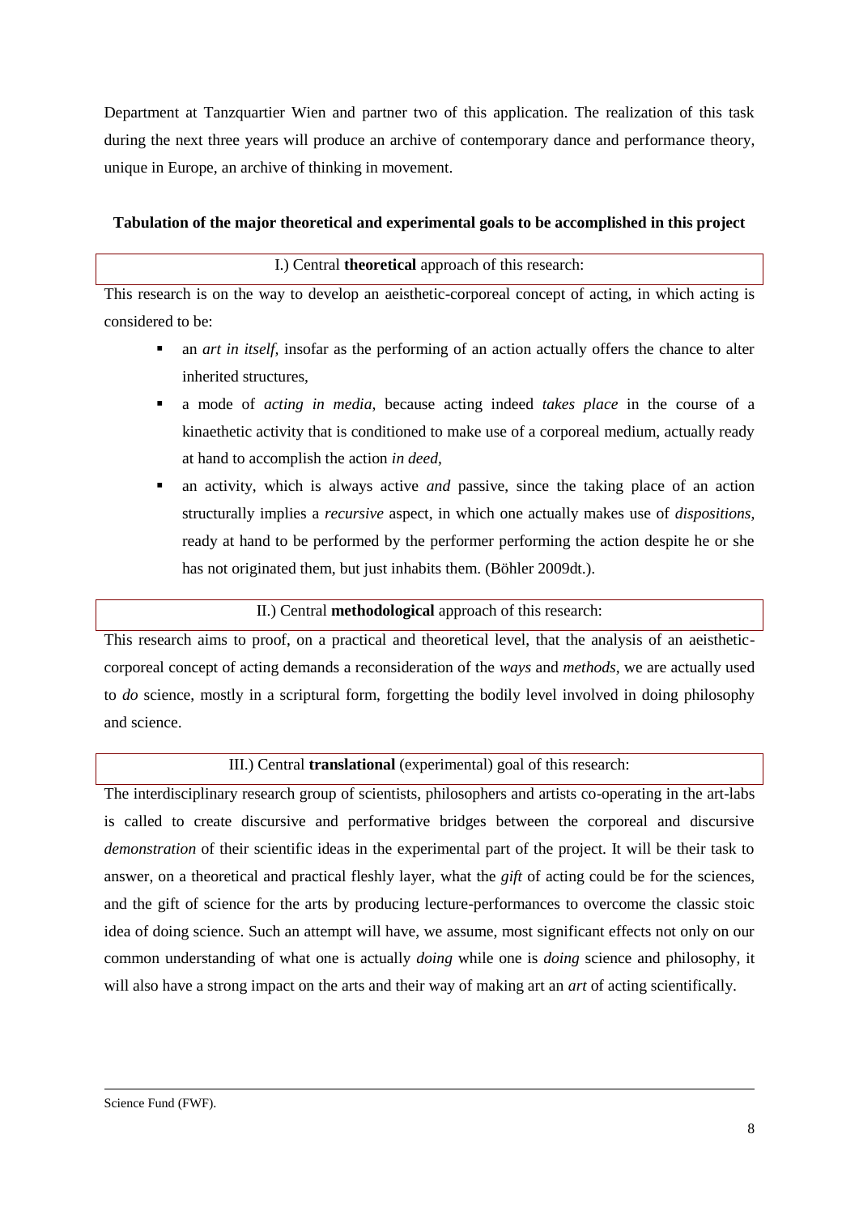Department at Tanzquartier Wien and partner two of this application. The realization of this task during the next three years will produce an archive of contemporary dance and performance theory, unique in Europe, an archive of thinking in movement.

**Tabulation of the major theoretical and experimental goals to be accomplished in this project**

I.) Central **theoretical** approach of this research:

This research is on the way to develop an aeisthetic-corporeal concept of acting, in which acting is considered to be:

- an *art in itself*, insofar as the performing of an action actually offers the chance to alter inherited structures,
- a mode of *acting in media*, because acting indeed *takes place* in the course of a kinaethetic activity that is conditioned to make use of a corporeal medium, actually ready at hand to accomplish the action *in deed*,
- an activity, which is always active *and* passive, since the taking place of an action structurally implies a *recursive* aspect, in which one actually makes use of *dispositions*, ready at hand to be performed by the performer performing the action despite he or she has not originated them, but just inhabits them. (Böhler 2009dt.).

II.) Central **methodological** approach of this research:

This research aims to proof, on a practical and theoretical level, that the analysis of an aeisthetic-corporeal concept of acting demands a reconsideration of the *ways* and *methods*, we are actually used to *do* science, mostly in a scriptural form, forgetting the bodily level involved in doing philosophy and science.

III.) Central **translational** (experimental) goal of this research:

The interdisciplinary research group of scientists, philosophers and artists co-operating in the art-labs is called to create discursive and performative bridges between the corporeal and discursive *demonstration* of their scientific ideas in the experimental part of the project. It will be their task to answer, on a theoretical and practical fleshly layer, what the *gift* of acting could be for the sciences, and the gift of science for the arts by producing lecture-performances to overcome the classic stoic idea of doing science. Such an attempt will have, we assume, most significant effects not only on our common understanding of what one is actually *doing* while one is *doing* science and philosophy, it will also have a strong impact on the arts and their way of making art an *art* of acting scientifically.

Science Fund (FWF).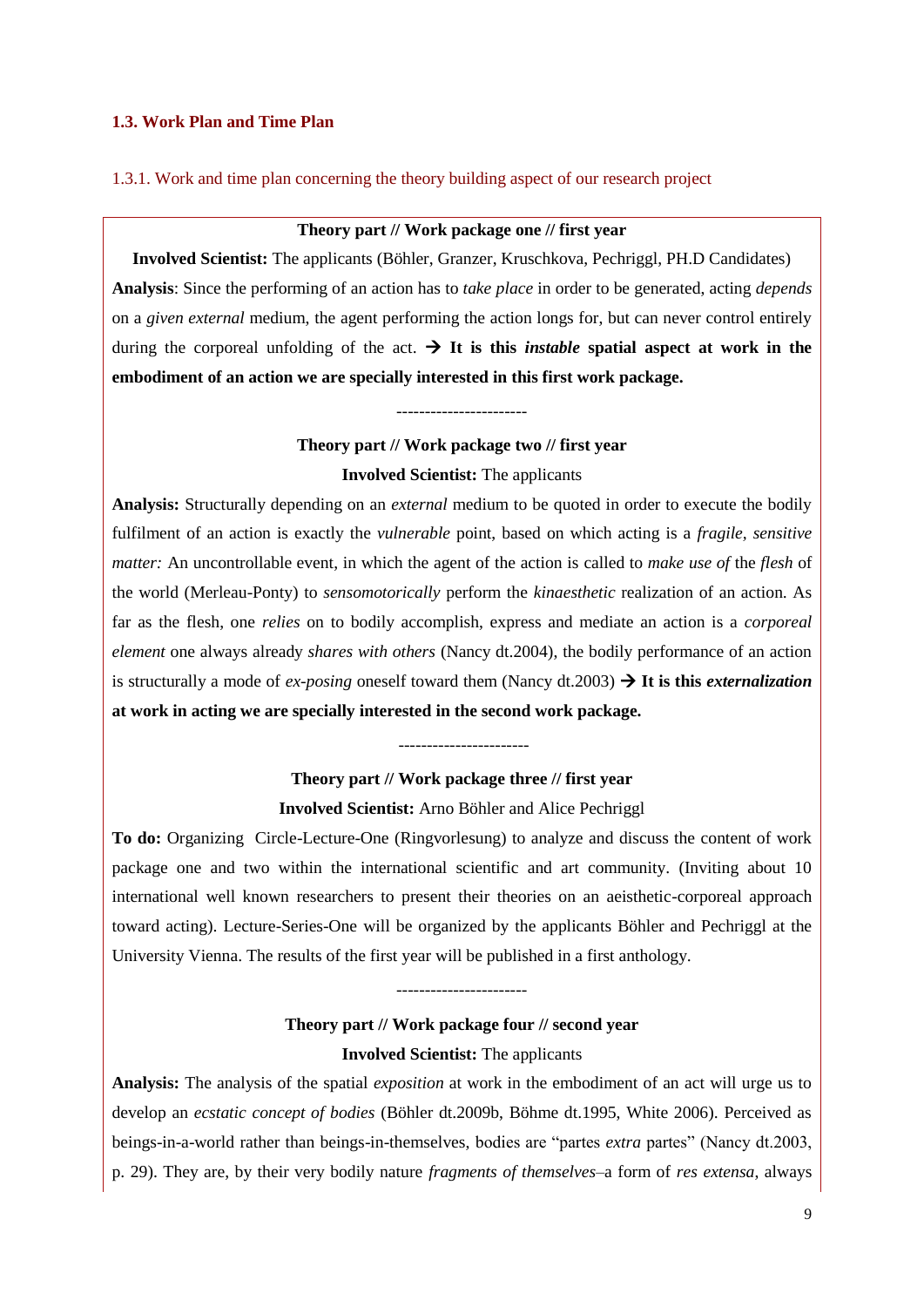## 1.3. Work Plan and Time Plan

### 1.3.1. Work and time plan concerning the theory building aspect of our research project

**Theory part // Work package one // first year**

**Involved Scientist:** The applicants (Böhler, Granzer, Kruschkova, Pechriggl, PH.D Candidates)

**Analysis**: Since the performing of an action has to *take place* in order to be generated, acting *depends* on a *given external* medium, the agent performing the action longs for, but can never control entirely during the corporeal unfolding of the act. → **It is this *instable* spatial aspect at work in the embodiment of an action we are specially interested in this first work package.**

-----------------------

**Theory part // Work package two // first year**

**Involved Scientist:** The applicants

**Analysis:** Structurally depending on an *external* medium to be quoted in order to execute the bodily fulfilment of an action is exactly the *vulnerable* point, based on which acting is a *fragile*, *sensitive matter:* An uncontrollable event, in which the agent of the action is called to *make use of* the *flesh* of the world (Merleau-Ponty) to *sensomotorically* perform the *kinaesthetic* realization of an action. As far as the flesh, one *relies* on to bodily accomplish, express and mediate an action is a *corporeal element* one always already *shares with others* (Nancy dt.2004), the bodily performance of an action is structurally a mode of *ex-posing* oneself toward them (Nancy dt.2003) → **It is this *externalization* at work in acting we are specially interested in the second work package.**

-----------------------

**Theory part // Work package three // first year**

**Involved Scientist:** Arno Böhler and Alice Pechriggl

**To do:** Organizing Circle-Lecture-One (Ringvorlesung) to analyze and discuss the content of work package one and two within the international scientific and art community. (Inviting about 10 international well known researchers to present their theories on an aeisthetic-corporeal approach toward acting). Lecture-Series-One will be organized by the applicants Böhler and Pechriggl at the University Vienna. The results of the first year will be published in a first anthology.

-----------------------

**Theory part // Work package four // second year**

**Involved Scientist:** The applicants

**Analysis:** The analysis of the spatial *exposition* at work in the embodiment of an act will urge us to develop an *ecstatic concept of bodies* (Böhler dt.2009b, Böhme dt.1995, White 2006). Perceived as beings-in-a-world rather than beings-in-themselves, bodies are "partes *extra* partes" (Nancy dt.2003, p. 29). They are, by their very bodily nature *fragments of themselves*–a form of *res extensa*, always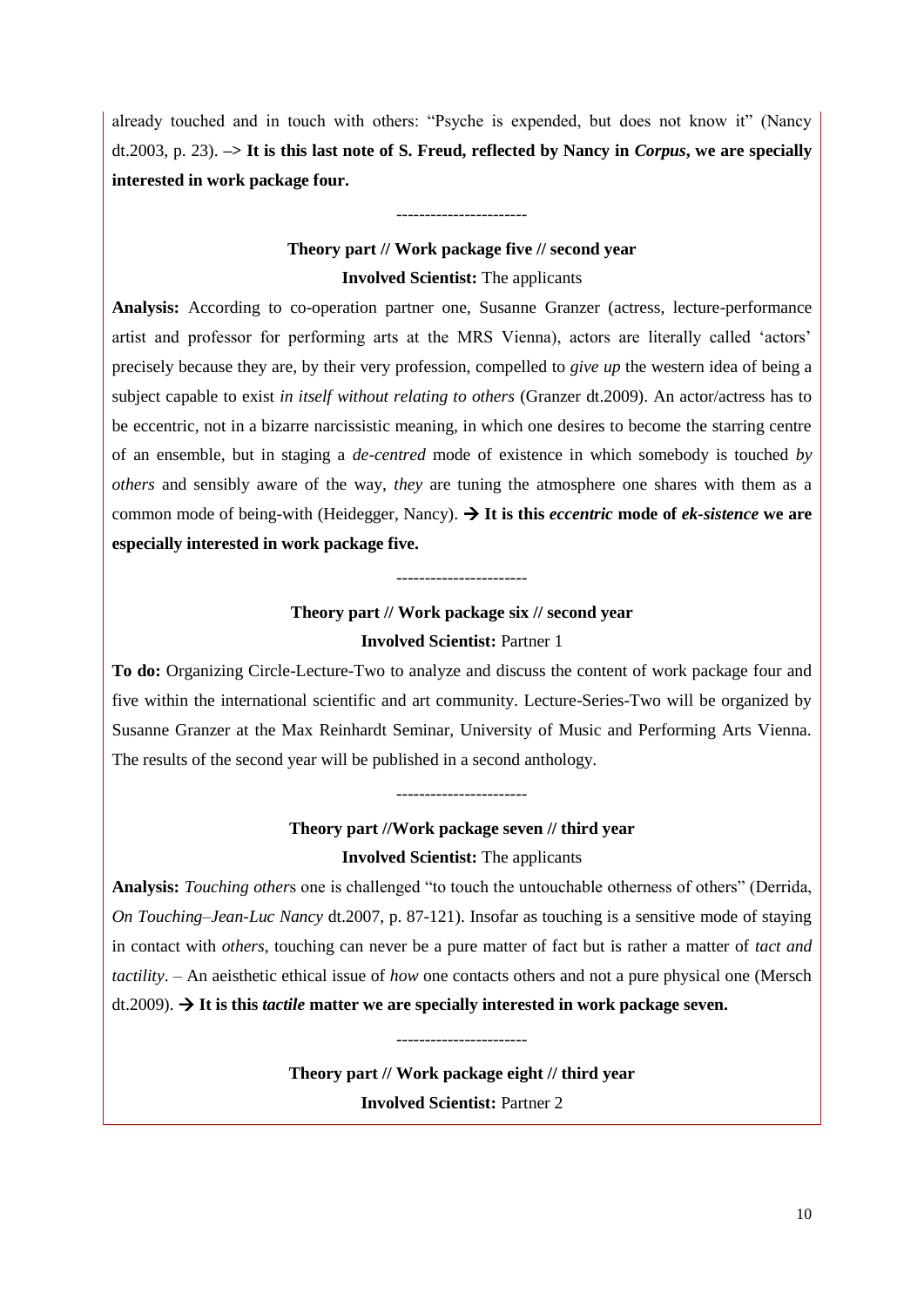already touched and in touch with others: "Psyche is expended, but does not know it" (Nancy dt.2003, p. 23). **–> It is this last note of S. Freud, reflected by Nancy in *Corpus*, we are specially interested in work package four.**

-----------------------

**Theory part // Work package five // second year**

**Involved Scientist:** The applicants

**Analysis:** According to co-operation partner one, Susanne Granzer (actress, lecture-performance artist and professor for performing arts at the MRS Vienna), actors are literally called 'actors' precisely because they are, by their very profession, compelled to *give up* the western idea of being a subject capable to exist *in itself without relating to others* (Granzer dt.2009). An actor/actress has to be eccentric, not in a bizarre narcissistic meaning, in which one desires to become the starring centre of an ensemble, but in staging a *de-centred* mode of existence in which somebody is touched *by others* and sensibly aware of the way, *they* are tuning the atmosphere one shares with them as a common mode of being-with (Heidegger, Nancy). **→ It is this *eccentric* mode of *ek-sistence* we are especially interested in work package five.**

-----------------------

**Theory part // Work package six // second year**

**Involved Scientist:** Partner 1

**To do:** Organizing Circle-Lecture-Two to analyze and discuss the content of work package four and five within the international scientific and art community. Lecture-Series-Two will be organized by Susanne Granzer at the Max Reinhardt Seminar, University of Music and Performing Arts Vienna. The results of the second year will be published in a second anthology.

-----------------------

**Theory part //Work package seven // third year**

**Involved Scientist:** The applicants

**Analysis:** *Touching other*s one is challenged "to touch the untouchable otherness of others" (Derrida, *On Touching–Jean-Luc Nancy* dt.2007, p. 87-121). Insofar as touching is a sensitive mode of staying in contact with *others*, touching can never be a pure matter of fact but is rather a matter of *tact and tactility*. – An aeisthetic ethical issue of *how* one contacts others and not a pure physical one (Mersch dt.2009). **→ It is this *tactile* matter we are specially interested in work package seven.**

-----------------------

**Theory part // Work package eight // third year**

**Involved Scientist:** Partner 2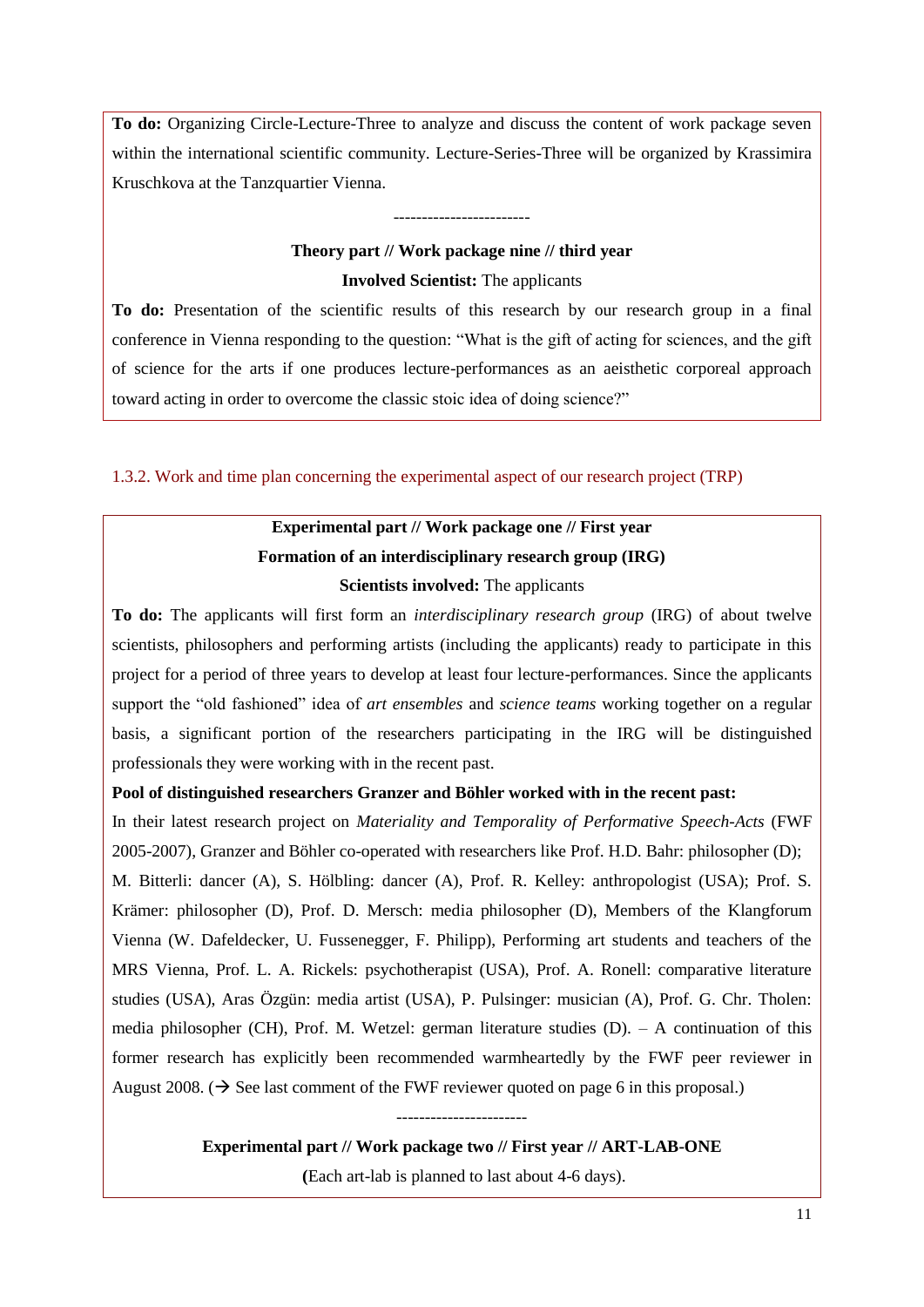**To do:** Organizing Circle-Lecture-Three to analyze and discuss the content of work package seven within the international scientific community. Lecture-Series-Three will be organized by Krassimira Kruschkova at the Tanzquartier Vienna.

------------------------

**Theory part // Work package nine // third year**

**Involved Scientist:** The applicants

**To do:** Presentation of the scientific results of this research by our research group in a final conference in Vienna responding to the question: "What is the gift of acting for sciences, and the gift of science for the arts if one produces lecture-performances as an aeisthetic corporeal approach toward acting in order to overcome the classic stoic idea of doing science?"

### 1.3.2. Work and time plan concerning the experimental aspect of our research project (TRP)

**Experimental part // Work package one // First year**

**Formation of an interdisciplinary research group (IRG)**

**Scientists involved:** The applicants

**To do:** The applicants will first form an *interdisciplinary research group* (IRG) of about twelve scientists, philosophers and performing artists (including the applicants) ready to participate in this project for a period of three years to develop at least four lecture-performances. Since the applicants support the "old fashioned" idea of *art ensembles* and *science teams* working together on a regular basis, a significant portion of the researchers participating in the IRG will be distinguished professionals they were working with in the recent past.

**Pool of distinguished researchers Granzer and Böhler worked with in the recent past:**

In their latest research project on *Materiality and Temporality of Performative Speech-Acts* (FWF 2005-2007), Granzer and Böhler co-operated with researchers like Prof. H.D. Bahr: philosopher (D); M. Bitterli: dancer (A), S. Hölbling: dancer (A), Prof. R. Kelley: anthropologist (USA); Prof. S. Krämer: philosopher (D), Prof. D. Mersch: media philosopher (D), Members of the Klangforum Vienna (W. Dafeldecker, U. Fussenegger, F. Philipp), Performing art students and teachers of the MRS Vienna, Prof. L. A. Rickels: psychotherapist (USA), Prof. A. Ronell: comparative literature studies (USA), Aras Özgün: media artist (USA), P. Pulsinger: musician (A), Prof. G. Chr. Tholen: media philosopher (CH), Prof. M. Wetzel: german literature studies (D). – A continuation of this former research has explicitly been recommended warmheartedly by the FWF peer reviewer in August 2008. (→ See last comment of the FWF reviewer quoted on page 6 in this proposal.)

-----------------------

**Experimental part // Work package two // First year // ART-LAB-ONE**

**(**Each art-lab is planned to last about 4-6 days).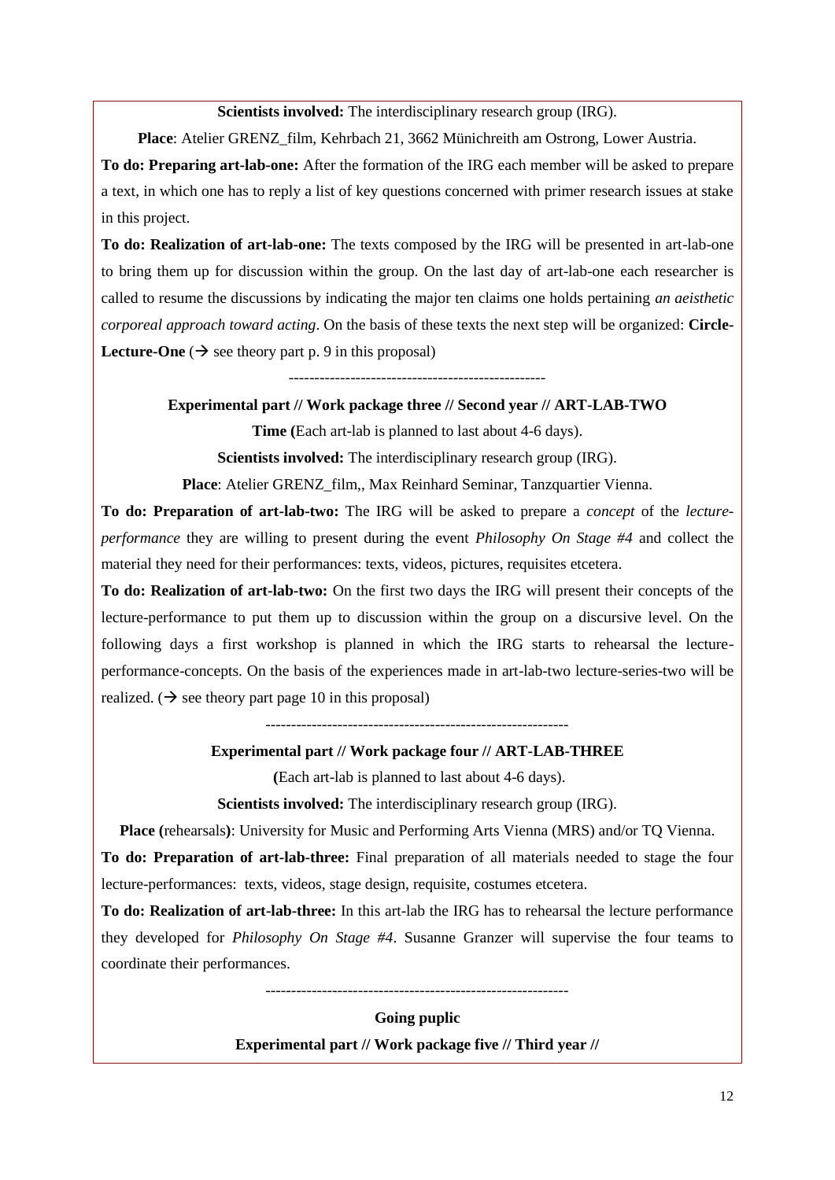**Scientists involved:** The interdisciplinary research group (IRG).

**Place**: Atelier GRENZ_film, Kehrbach 21, 3662 Münichreith am Ostrong, Lower Austria.

**To do: Preparing art-lab-one:** After the formation of the IRG each member will be asked to prepare a text, in which one has to reply a list of key questions concerned with primer research issues at stake in this project.

**To do: Realization of art-lab-one:** The texts composed by the IRG will be presented in art-lab-one to bring them up for discussion within the group. On the last day of art-lab-one each researcher is called to resume the discussions by indicating the major ten claims one holds pertaining *an aeisthetic corporeal approach toward acting*. On the basis of these texts the next step will be organized: **Circle-Lecture-One** (→ see theory part p. 9 in this proposal)

---------------------------------------------------

**Experimental part // Work package three // Second year // ART-LAB-TWO**

**Time (**Each art-lab is planned to last about 4-6 days).

**Scientists involved:** The interdisciplinary research group (IRG).

**Place**: Atelier GRENZ_film,, Max Reinhard Seminar, Tanzquartier Vienna.

**To do: Preparation of art-lab-two:** The IRG will be asked to prepare a *concept* of the *lecture-performance* they are willing to present during the event *Philosophy On Stage #4* and collect the material they need for their performances: texts, videos, pictures, requisites etcetera.

**To do: Realization of art-lab-two:** On the first two days the IRG will present their concepts of the lecture-performance to put them up to discussion within the group on a discursive level. On the following days a first workshop is planned in which the IRG starts to rehearsal the lecture-performance-concepts. On the basis of the experiences made in art-lab-two lecture-series-two will be realized. (→ see theory part page 10 in this proposal)

----------------------------------------------------------

**Experimental part // Work package four // ART-LAB-THREE**

**(**Each art-lab is planned to last about 4-6 days).

**Scientists involved:** The interdisciplinary research group (IRG).

**Place (**rehearsals**)**: University for Music and Performing Arts Vienna (MRS) and/or TQ Vienna.

**To do: Preparation of art-lab-three:** Final preparation of all materials needed to stage the four lecture-performances: texts, videos, stage design, requisite, costumes etcetera.

**To do: Realization of art-lab-three:** In this art-lab the IRG has to rehearsal the lecture performance they developed for *Philosophy On Stage #4*. Susanne Granzer will supervise the four teams to coordinate their performances.

-----------------------------------------------------------

**Going puplic**

**Experimental part // Work package five // Third year //**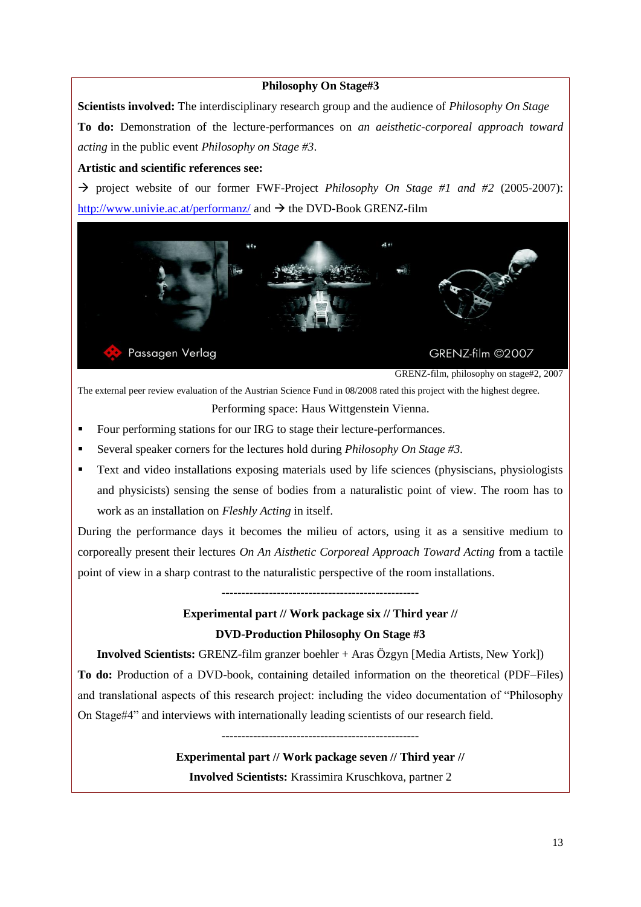**Philosophy On Stage#3**

**Scientists involved:** The interdisciplinary research group and the audience of *Philosophy On Stage*

**To do:** Demonstration of the lecture-performances on *an aeisthetic-corporeal approach toward acting* in the public event *Philosophy on Stage #3*.

**Artistic and scientific references see:**

→ project website of our former FWF-Project *Philosophy On Stage #1 and #2* (2005-2007): http://www.univie.ac.at/performanz/ and → the DVD-Book GRENZ-film

GRENZ-film, philosophy on stage#2, 2007

The external peer review evaluation of the Austrian Science Fund in 08/2008 rated this project with the highest degree.

Performing space: Haus Wittgenstein Vienna.

- Four performing stations for our IRG to stage their lecture-performances.
- Several speaker corners for the lectures hold during *Philosophy On Stage #3*.
- Text and video installations exposing materials used by life sciences (physiscians, physiologists and physicists) sensing the sense of bodies from a naturalistic point of view. The room has to work as an installation on *Fleshly Acting* in itself.

During the performance days it becomes the milieu of actors, using it as a sensitive medium to corporeally present their lectures *On An Aisthetic Corporeal Approach Toward Acting* from a tactile point of view in a sharp contrast to the naturalistic perspective of the room installations.

--------------------------------------------------

**Experimental part // Work package six // Third year //**

**DVD-Production Philosophy On Stage #3**

**Involved Scientists:** GRENZ-film granzer boehler + Aras Özgyn [Media Artists, New York])

**To do:** Production of a DVD-book, containing detailed information on the theoretical (PDF–Files) and translational aspects of this research project: including the video documentation of "Philosophy On Stage#4" and interviews with internationally leading scientists of our research field.

--------------------------------------------------

**Experimental part // Work package seven // Third year //**

**Involved Scientists:** Krassimira Kruschkova, partner 2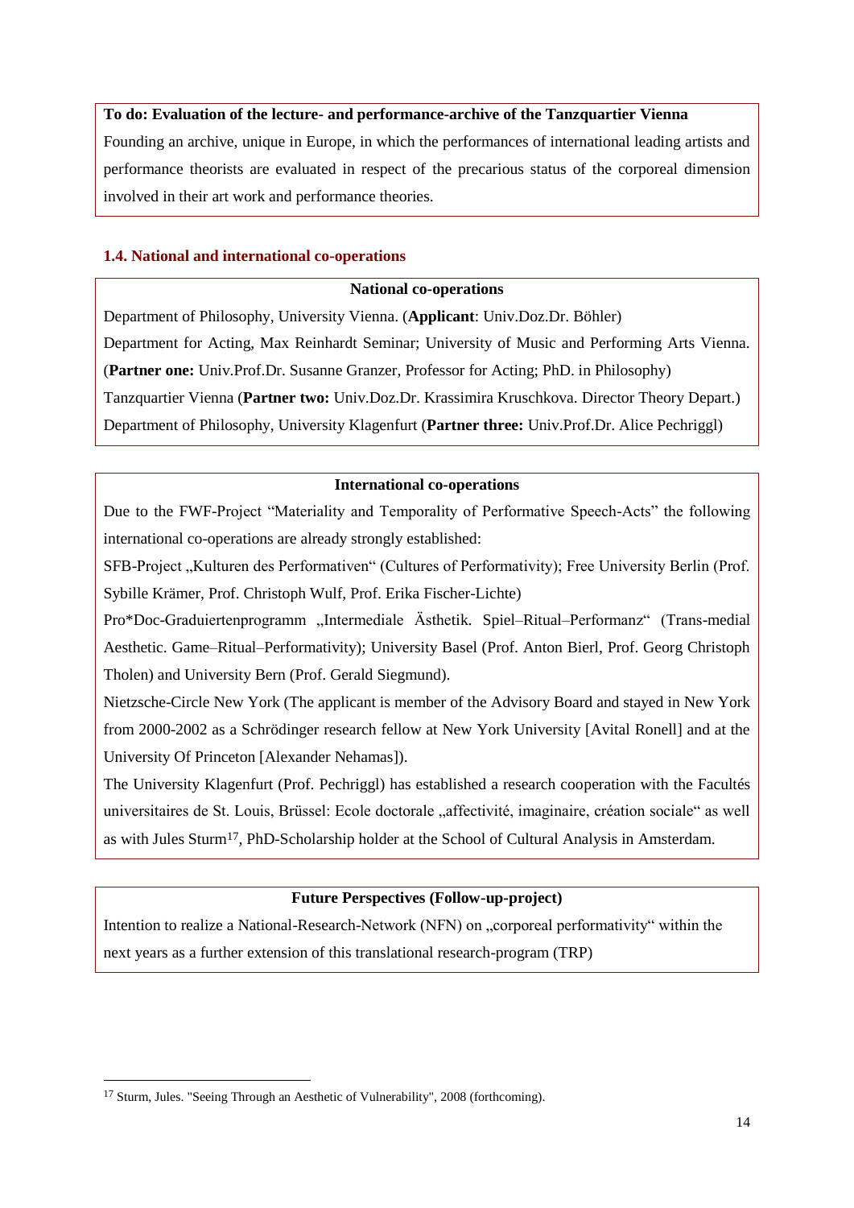**To do: Evaluation of the lecture- and performance-archive of the Tanzquartier Vienna**

Founding an archive, unique in Europe, in which the performances of international leading artists and performance theorists are evaluated in respect of the precarious status of the corporeal dimension involved in their art work and performance theories.

### 1.4. National and international co-operations

**National co-operations**

Department of Philosophy, University Vienna. (**Applicant**: Univ.Doz.Dr. Böhler)

Department for Acting, Max Reinhardt Seminar; University of Music and Performing Arts Vienna. (**Partner one:** Univ.Prof.Dr. Susanne Granzer, Professor for Acting; PhD. in Philosophy)

Tanzquartier Vienna (**Partner two:** Univ.Doz.Dr. Krassimira Kruschkova. Director Theory Depart.)

Department of Philosophy, University Klagenfurt (**Partner three:** Univ.Prof.Dr. Alice Pechriggl)

**International co-operations**

Due to the FWF-Project "Materiality and Temporality of Performative Speech-Acts" the following international co-operations are already strongly established:

SFB-Project „Kulturen des Performativen" (Cultures of Performativity); Free University Berlin (Prof. Sybille Krämer, Prof. Christoph Wulf, Prof. Erika Fischer-Lichte)

Pro*Doc-Graduiertenprogramm „Intermediale Ästhetik. Spiel–Ritual–Performanz" (Trans-medial Aesthetic. Game–Ritual–Performativity); University Basel (Prof. Anton Bierl, Prof. Georg Christoph Tholen) and University Bern (Prof. Gerald Siegmund).

Nietzsche-Circle New York (The applicant is member of the Advisory Board and stayed in New York from 2000-2002 as a Schrödinger research fellow at New York University [Avital Ronell] and at the University Of Princeton [Alexander Nehamas]).

The University Klagenfurt (Prof. Pechriggl) has established a research cooperation with the Facultés universitaires de St. Louis, Brüssel: Ecole doctorale „affectivité, imaginaire, création sociale" as well as with Jules Sturm[17], PhD-Scholarship holder at the School of Cultural Analysis in Amsterdam.

**Future Perspectives (Follow-up-project)**

Intention to realize a National-Research-Network (NFN) on „corporeal performativity" within the next years as a further extension of this translational research-program (TRP)

---

[17] Sturm, Jules. "Seeing Through an Aesthetic of Vulnerability", 2008 (forthcoming).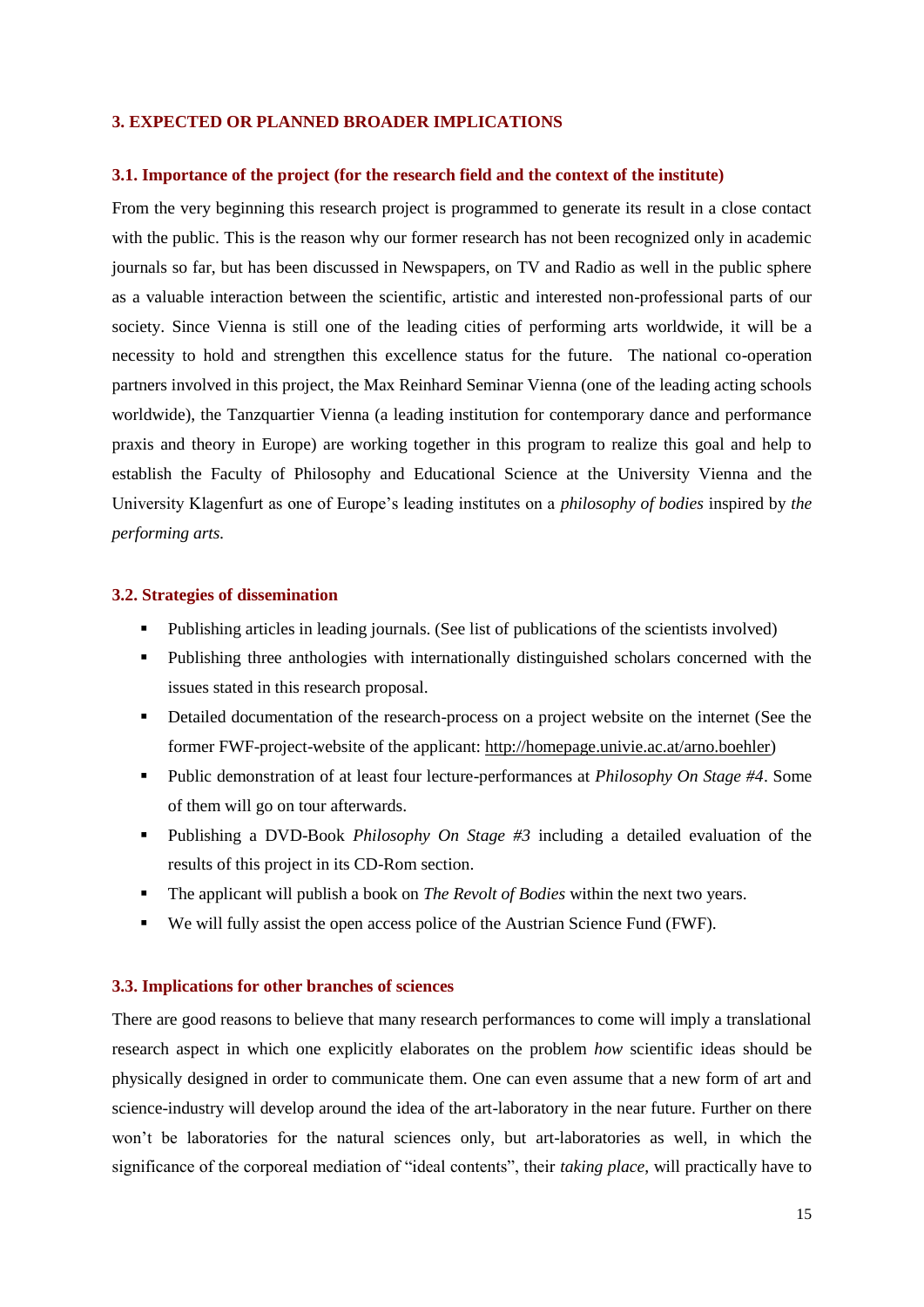## 3. EXPECTED OR PLANNED BROADER IMPLICATIONS

### 3.1. Importance of the project (for the research field and the context of the institute)

From the very beginning this research project is programmed to generate its result in a close contact with the public. This is the reason why our former research has not been recognized only in academic journals so far, but has been discussed in Newspapers, on TV and Radio as well in the public sphere as a valuable interaction between the scientific, artistic and interested non-professional parts of our society. Since Vienna is still one of the leading cities of performing arts worldwide, it will be a necessity to hold and strengthen this excellence status for the future. The national co-operation partners involved in this project, the Max Reinhard Seminar Vienna (one of the leading acting schools worldwide), the Tanzquartier Vienna (a leading institution for contemporary dance and performance praxis and theory in Europe) are working together in this program to realize this goal and help to establish the Faculty of Philosophy and Educational Science at the University Vienna and the University Klagenfurt as one of Europe's leading institutes on a *philosophy of bodies* inspired by *the performing arts.*

### 3.2. Strategies of dissemination

- Publishing articles in leading journals. (See list of publications of the scientists involved)
- Publishing three anthologies with internationally distinguished scholars concerned with the issues stated in this research proposal.
- Detailed documentation of the research-process on a project website on the internet (See the former FWF-project-website of the applicant: http://homepage.univie.ac.at/arno.boehler)
- Public demonstration of at least four lecture-performances at *Philosophy On Stage #4*. Some of them will go on tour afterwards.
- Publishing a DVD-Book *Philosophy On Stage #3* including a detailed evaluation of the results of this project in its CD-Rom section.
- The applicant will publish a book on *The Revolt of Bodies* within the next two years.
- We will fully assist the open access police of the Austrian Science Fund (FWF).

### 3.3. Implications for other branches of sciences

There are good reasons to believe that many research performances to come will imply a translational research aspect in which one explicitly elaborates on the problem *how* scientific ideas should be physically designed in order to communicate them. One can even assume that a new form of art and science-industry will develop around the idea of the art-laboratory in the near future. Further on there won't be laboratories for the natural sciences only, but art-laboratories as well, in which the significance of the corporeal mediation of "ideal contents", their *taking place*, will practically have to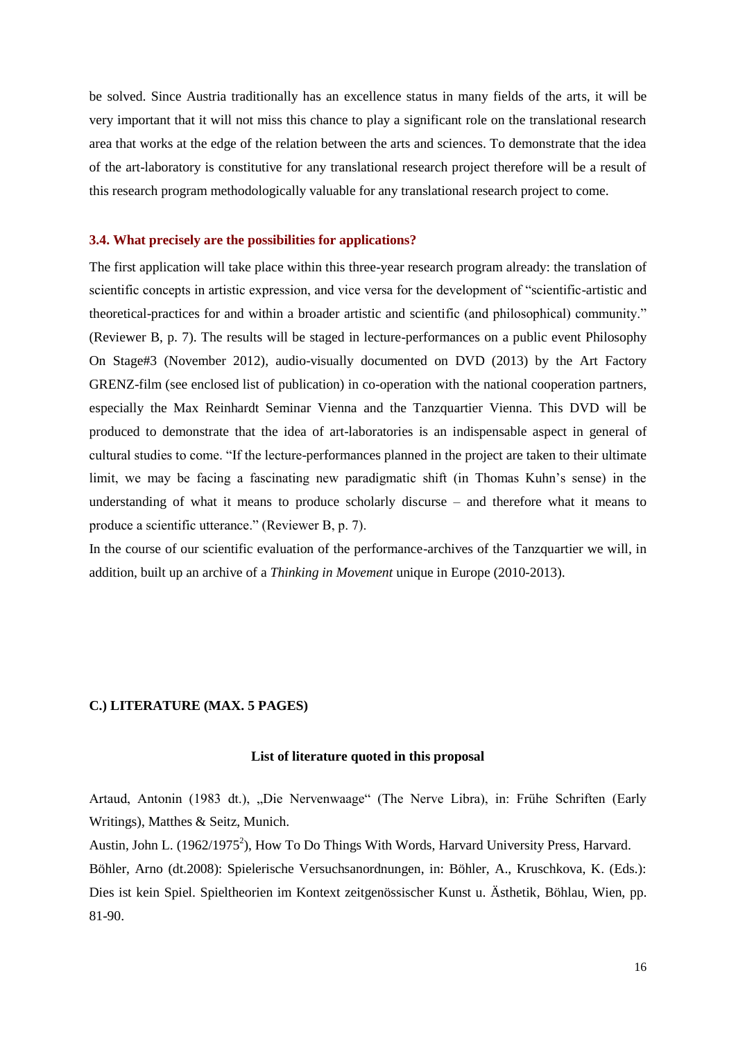be solved. Since Austria traditionally has an excellence status in many fields of the arts, it will be very important that it will not miss this chance to play a significant role on the translational research area that works at the edge of the relation between the arts and sciences. To demonstrate that the idea of the art-laboratory is constitutive for any translational research project therefore will be a result of this research program methodologically valuable for any translational research project to come.

### 3.4. What precisely are the possibilities for applications?

The first application will take place within this three-year research program already: the translation of scientific concepts in artistic expression, and vice versa for the development of "scientific-artistic and theoretical-practices for and within a broader artistic and scientific (and philosophical) community." (Reviewer B, p. 7). The results will be staged in lecture-performances on a public event Philosophy On Stage#3 (November 2012), audio-visually documented on DVD (2013) by the Art Factory GRENZ-film (see enclosed list of publication) in co-operation with the national cooperation partners, especially the Max Reinhardt Seminar Vienna and the Tanzquartier Vienna. This DVD will be produced to demonstrate that the idea of art-laboratories is an indispensable aspect in general of cultural studies to come. "If the lecture-performances planned in the project are taken to their ultimate limit, we may be facing a fascinating new paradigmatic shift (in Thomas Kuhn's sense) in the understanding of what it means to produce scholarly discurse – and therefore what it means to produce a scientific utterance." (Reviewer B, p. 7).

In the course of our scientific evaluation of the performance-archives of the Tanzquartier we will, in addition, built up an archive of a *Thinking in Movement* unique in Europe (2010-2013).

## C.) LITERATURE (MAX. 5 PAGES)

**List of literature quoted in this proposal**

Artaud, Antonin (1983 dt.), „Die Nervenwaage" (The Nerve Libra), in: Frühe Schriften (Early Writings), Matthes & Seitz, Munich.

Austin, John L. (1962/1975[2]), How To Do Things With Words, Harvard University Press, Harvard.

Böhler, Arno (dt.2008): Spielerische Versuchsanordnungen, in: Böhler, A., Kruschkova, K. (Eds.): Dies ist kein Spiel. Spieltheorien im Kontext zeitgenössischer Kunst u. Ästhetik, Böhlau, Wien, pp. 81-90.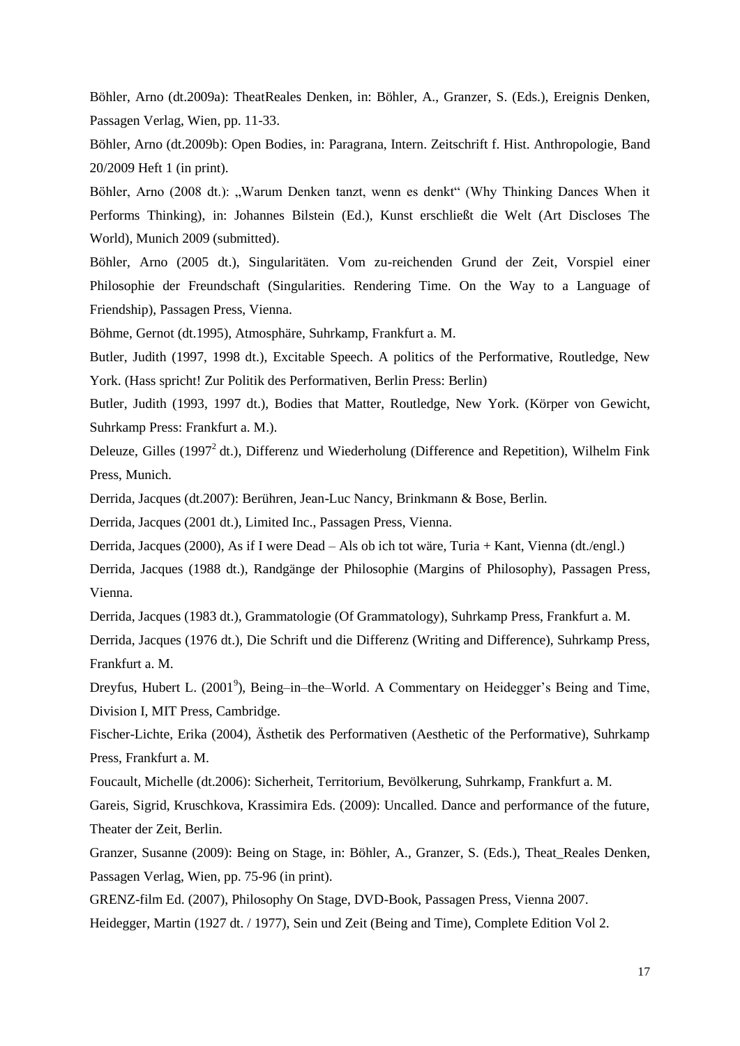Böhler, Arno (dt.2009a): TheatReales Denken, in: Böhler, A., Granzer, S. (Eds.), Ereignis Denken, Passagen Verlag, Wien, pp. 11-33.

Böhler, Arno (dt.2009b): Open Bodies, in: Paragrana, Intern. Zeitschrift f. Hist. Anthropologie, Band 20/2009 Heft 1 (in print).

Böhler, Arno (2008 dt.): „Warum Denken tanzt, wenn es denkt" (Why Thinking Dances When it Performs Thinking), in: Johannes Bilstein (Ed.), Kunst erschließt die Welt (Art Discloses The World), Munich 2009 (submitted).

Böhler, Arno (2005 dt.), Singularitäten. Vom zu-reichenden Grund der Zeit, Vorspiel einer Philosophie der Freundschaft (Singularities. Rendering Time. On the Way to a Language of Friendship), Passagen Press, Vienna.

Böhme, Gernot (dt.1995), Atmosphäre, Suhrkamp, Frankfurt a. M.

Butler, Judith (1997, 1998 dt.), Excitable Speech. A politics of the Performative, Routledge, New York. (Hass spricht! Zur Politik des Performativen, Berlin Press: Berlin)

Butler, Judith (1993, 1997 dt.), Bodies that Matter, Routledge, New York. (Körper von Gewicht, Suhrkamp Press: Frankfurt a. M.).

Deleuze, Gilles (1997[2] dt.), Differenz und Wiederholung (Difference and Repetition), Wilhelm Fink Press, Munich.

Derrida, Jacques (dt.2007): Berühren, Jean-Luc Nancy, Brinkmann & Bose, Berlin.

Derrida, Jacques (2001 dt.), Limited Inc., Passagen Press, Vienna.

Derrida, Jacques (2000), As if I were Dead – Als ob ich tot wäre, Turia + Kant, Vienna (dt./engl.)

Derrida, Jacques (1988 dt.), Randgänge der Philosophie (Margins of Philosophy), Passagen Press, Vienna.

Derrida, Jacques (1983 dt.), Grammatologie (Of Grammatology), Suhrkamp Press, Frankfurt a. M.

Derrida, Jacques (1976 dt.), Die Schrift und die Differenz (Writing and Difference), Suhrkamp Press, Frankfurt a. M.

Dreyfus, Hubert L. (2001[9]), Being–in–the–World. A Commentary on Heidegger's Being and Time, Division I, MIT Press, Cambridge.

Fischer-Lichte, Erika (2004), Ästhetik des Performativen (Aesthetic of the Performative), Suhrkamp Press, Frankfurt a. M.

Foucault, Michelle (dt.2006): Sicherheit, Territorium, Bevölkerung, Suhrkamp, Frankfurt a. M.

Gareis, Sigrid, Kruschkova, Krassimira Eds. (2009): Uncalled. Dance and performance of the future, Theater der Zeit, Berlin.

Granzer, Susanne (2009): Being on Stage, in: Böhler, A., Granzer, S. (Eds.), Theat_Reales Denken, Passagen Verlag, Wien, pp. 75-96 (in print).

GRENZ-film Ed. (2007), Philosophy On Stage, DVD-Book, Passagen Press, Vienna 2007.

Heidegger, Martin (1927 dt. / 1977), Sein und Zeit (Being and Time), Complete Edition Vol 2.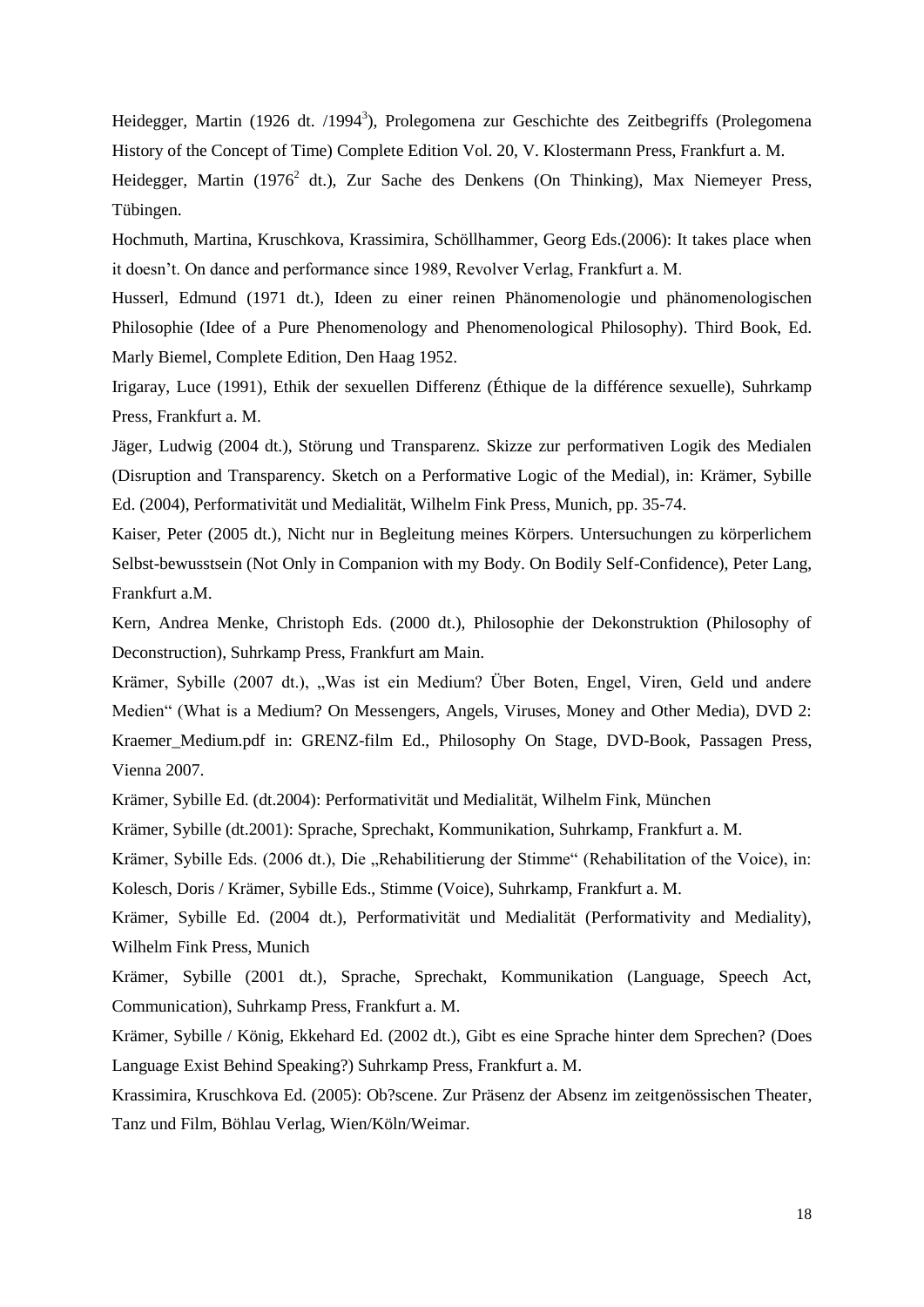Heidegger, Martin (1926 dt. /1994[3]), Prolegomena zur Geschichte des Zeitbegriffs (Prolegomena History of the Concept of Time) Complete Edition Vol. 20, V. Klostermann Press, Frankfurt a. M.

Heidegger, Martin (1976[2] dt.), Zur Sache des Denkens (On Thinking), Max Niemeyer Press, Tübingen.

Hochmuth, Martina, Kruschkova, Krassimira, Schöllhammer, Georg Eds.(2006): It takes place when it doesn't. On dance and performance since 1989, Revolver Verlag, Frankfurt a. M.

Husserl, Edmund (1971 dt.), Ideen zu einer reinen Phänomenologie und phänomenologischen Philosophie (Idee of a Pure Phenomenology and Phenomenological Philosophy). Third Book, Ed. Marly Biemel, Complete Edition, Den Haag 1952.

Irigaray, Luce (1991), Ethik der sexuellen Differenz (Éthique de la différence sexuelle), Suhrkamp Press, Frankfurt a. M.

Jäger, Ludwig (2004 dt.), Störung und Transparenz. Skizze zur performativen Logik des Medialen (Disruption and Transparency. Sketch on a Performative Logic of the Medial), in: Krämer, Sybille Ed. (2004), Performativität und Medialität, Wilhelm Fink Press, Munich, pp. 35-74.

Kaiser, Peter (2005 dt.), Nicht nur in Begleitung meines Körpers. Untersuchungen zu körperlichem Selbst-bewusstsein (Not Only in Companion with my Body. On Bodily Self-Confidence), Peter Lang, Frankfurt a.M.

Kern, Andrea Menke, Christoph Eds. (2000 dt.), Philosophie der Dekonstruktion (Philosophy of Deconstruction), Suhrkamp Press, Frankfurt am Main.

Krämer, Sybille (2007 dt.), „Was ist ein Medium? Über Boten, Engel, Viren, Geld und andere Medien" (What is a Medium? On Messengers, Angels, Viruses, Money and Other Media), DVD 2: Kraemer_Medium.pdf in: GRENZ-film Ed., Philosophy On Stage, DVD-Book, Passagen Press, Vienna 2007.

Krämer, Sybille Ed. (dt.2004): Performativität und Medialität, Wilhelm Fink, München

Krämer, Sybille (dt.2001): Sprache, Sprechakt, Kommunikation, Suhrkamp, Frankfurt a. M.

Krämer, Sybille Eds. (2006 dt.), Die „Rehabilitierung der Stimme" (Rehabilitation of the Voice), in: Kolesch, Doris / Krämer, Sybille Eds., Stimme (Voice), Suhrkamp, Frankfurt a. M.

Krämer, Sybille Ed. (2004 dt.), Performativität und Medialität (Performativity and Mediality), Wilhelm Fink Press, Munich

Krämer, Sybille (2001 dt.), Sprache, Sprechakt, Kommunikation (Language, Speech Act, Communication), Suhrkamp Press, Frankfurt a. M.

Krämer, Sybille / König, Ekkehard Ed. (2002 dt.), Gibt es eine Sprache hinter dem Sprechen? (Does Language Exist Behind Speaking?) Suhrkamp Press, Frankfurt a. M.

Krassimira, Kruschkova Ed. (2005): Ob?scene. Zur Präsenz der Absenz im zeitgenössischen Theater, Tanz und Film, Böhlau Verlag, Wien/Köln/Weimar.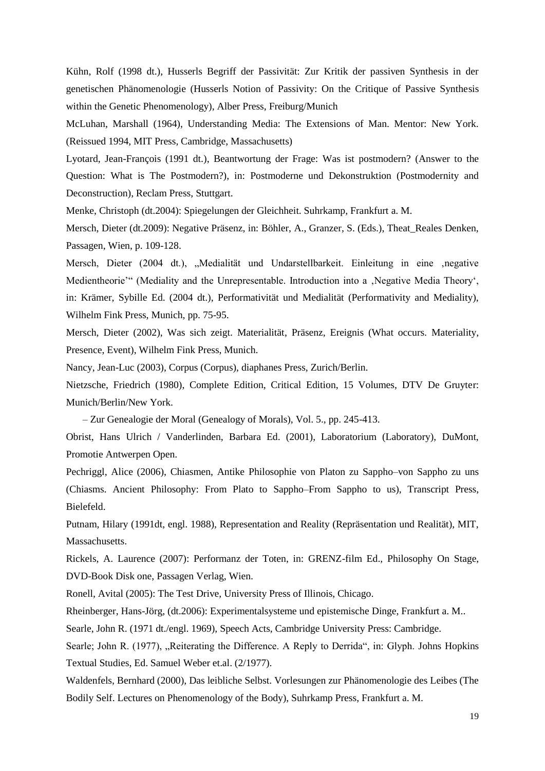Kühn, Rolf (1998 dt.), Husserls Begriff der Passivität: Zur Kritik der passiven Synthesis in der genetischen Phänomenologie (Husserls Notion of Passivity: On the Critique of Passive Synthesis within the Genetic Phenomenology), Alber Press, Freiburg/Munich

McLuhan, Marshall (1964), Understanding Media: The Extensions of Man. Mentor: New York. (Reissued 1994, MIT Press, Cambridge, Massachusetts)

Lyotard, Jean-François (1991 dt.), Beantwortung der Frage: Was ist postmodern? (Answer to the Question: What is The Postmodern?), in: Postmoderne und Dekonstruktion (Postmodernity and Deconstruction), Reclam Press, Stuttgart.

Menke, Christoph (dt.2004): Spiegelungen der Gleichheit. Suhrkamp, Frankfurt a. M.

Mersch, Dieter (dt.2009): Negative Präsenz, in: Böhler, A., Granzer, S. (Eds.), Theat_Reales Denken, Passagen, Wien, p. 109-128.

Mersch, Dieter (2004 dt.), „Medialität und Undarstellbarkeit. Einleitung in eine ‚negative Medientheorie'" (Mediality and the Unrepresentable. Introduction into a ‚Negative Media Theory', in: Krämer, Sybille Ed. (2004 dt.), Performativität und Medialität (Performativity and Mediality), Wilhelm Fink Press, Munich, pp. 75-95.

Mersch, Dieter (2002), Was sich zeigt. Materialität, Präsenz, Ereignis (What occurs. Materiality, Presence, Event), Wilhelm Fink Press, Munich.

Nancy, Jean-Luc (2003), Corpus (Corpus), diaphanes Press, Zurich/Berlin.

Nietzsche, Friedrich (1980), Complete Edition, Critical Edition, 15 Volumes, DTV De Gruyter: Munich/Berlin/New York.

– Zur Genealogie der Moral (Genealogy of Morals), Vol. 5., pp. 245-413.

Obrist, Hans Ulrich / Vanderlinden, Barbara Ed. (2001), Laboratorium (Laboratory), DuMont, Promotie Antwerpen Open.

Pechriggl, Alice (2006), Chiasmen, Antike Philosophie von Platon zu Sappho–von Sappho zu uns (Chiasms. Ancient Philosophy: From Plato to Sappho–From Sappho to us), Transcript Press, Bielefeld.

Putnam, Hilary (1991dt, engl. 1988), Representation and Reality (Repräsentation und Realität), MIT, Massachusetts.

Rickels, A. Laurence (2007): Performanz der Toten, in: GRENZ-film Ed., Philosophy On Stage, DVD-Book Disk one, Passagen Verlag, Wien.

Ronell, Avital (2005): The Test Drive, University Press of Illinois, Chicago.

Rheinberger, Hans-Jörg, (dt.2006): Experimentalsysteme und epistemische Dinge, Frankfurt a. M..

Searle, John R. (1971 dt./engl. 1969), Speech Acts, Cambridge University Press: Cambridge.

Searle; John R. (1977), „Reiterating the Difference. A Reply to Derrida", in: Glyph. Johns Hopkins Textual Studies, Ed. Samuel Weber et.al. (2/1977).

Waldenfels, Bernhard (2000), Das leibliche Selbst. Vorlesungen zur Phänomenologie des Leibes (The Bodily Self. Lectures on Phenomenology of the Body), Suhrkamp Press, Frankfurt a. M.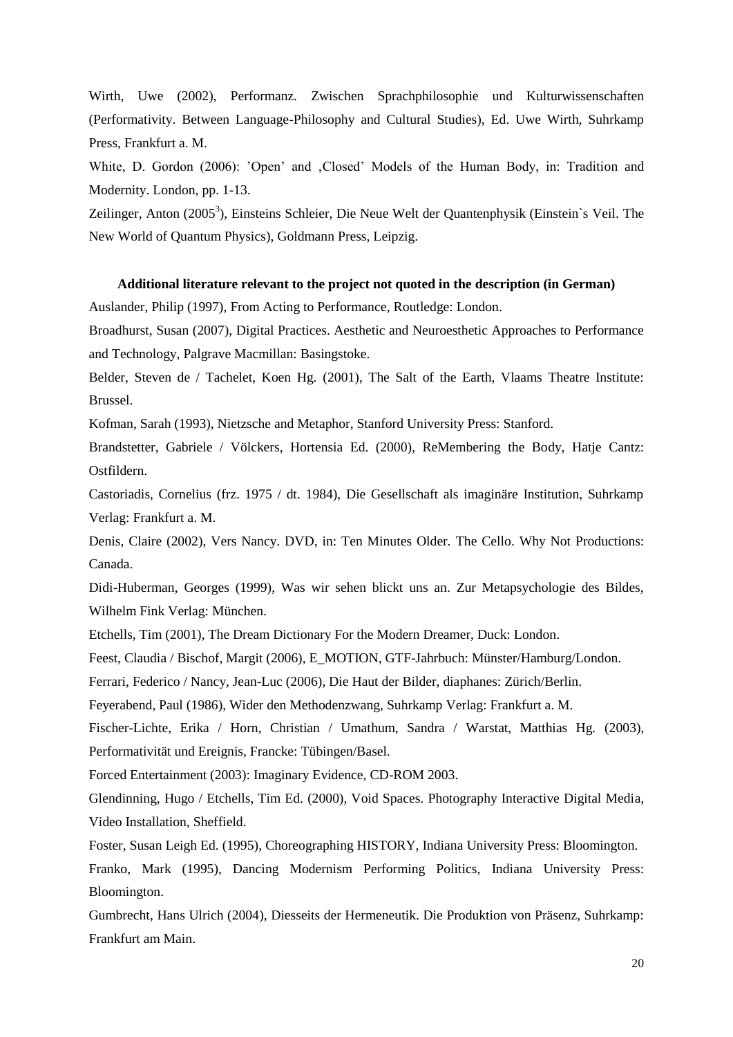Wirth, Uwe (2002), Performanz. Zwischen Sprachphilosophie und Kulturwissenschaften (Performativity. Between Language-Philosophy and Cultural Studies), Ed. Uwe Wirth, Suhrkamp Press, Frankfurt a. M.

White, D. Gordon (2006): 'Open' and ‚Closed' Models of the Human Body, in: Tradition and Modernity. London, pp. 1-13.

Zeilinger, Anton (2005[3]), Einsteins Schleier, Die Neue Welt der Quantenphysik (Einstein`s Veil. The New World of Quantum Physics), Goldmann Press, Leipzig.

**Additional literature relevant to the project not quoted in the description (in German)**

Auslander, Philip (1997), From Acting to Performance, Routledge: London.

Broadhurst, Susan (2007), Digital Practices. Aesthetic and Neuroesthetic Approaches to Performance and Technology, Palgrave Macmillan: Basingstoke.

Belder, Steven de / Tachelet, Koen Hg. (2001), The Salt of the Earth, Vlaams Theatre Institute: Brussel.

Kofman, Sarah (1993), Nietzsche and Metaphor, Stanford University Press: Stanford.

Brandstetter, Gabriele / Völckers, Hortensia Ed. (2000), ReMembering the Body, Hatje Cantz: Ostfildern.

Castoriadis, Cornelius (frz. 1975 / dt. 1984), Die Gesellschaft als imaginäre Institution, Suhrkamp Verlag: Frankfurt a. M.

Denis, Claire (2002), Vers Nancy. DVD, in: Ten Minutes Older. The Cello. Why Not Productions: Canada.

Didi-Huberman, Georges (1999), Was wir sehen blickt uns an. Zur Metapsychologie des Bildes, Wilhelm Fink Verlag: München.

Etchells, Tim (2001), The Dream Dictionary For the Modern Dreamer, Duck: London.

Feest, Claudia / Bischof, Margit (2006), E_MOTION, GTF-Jahrbuch: Münster/Hamburg/London.

Ferrari, Federico / Nancy, Jean-Luc (2006), Die Haut der Bilder, diaphanes: Zürich/Berlin.

Feyerabend, Paul (1986), Wider den Methodenzwang, Suhrkamp Verlag: Frankfurt a. M.

Fischer-Lichte, Erika / Horn, Christian / Umathum, Sandra / Warstat, Matthias Hg. (2003), Performativität und Ereignis, Francke: Tübingen/Basel.

Forced Entertainment (2003): Imaginary Evidence, CD-ROM 2003.

Glendinning, Hugo / Etchells, Tim Ed. (2000), Void Spaces. Photography Interactive Digital Media, Video Installation, Sheffield.

Foster, Susan Leigh Ed. (1995), Choreographing HISTORY, Indiana University Press: Bloomington.

Franko, Mark (1995), Dancing Modernism Performing Politics, Indiana University Press: Bloomington.

Gumbrecht, Hans Ulrich (2004), Diesseits der Hermeneutik. Die Produktion von Präsenz, Suhrkamp: Frankfurt am Main.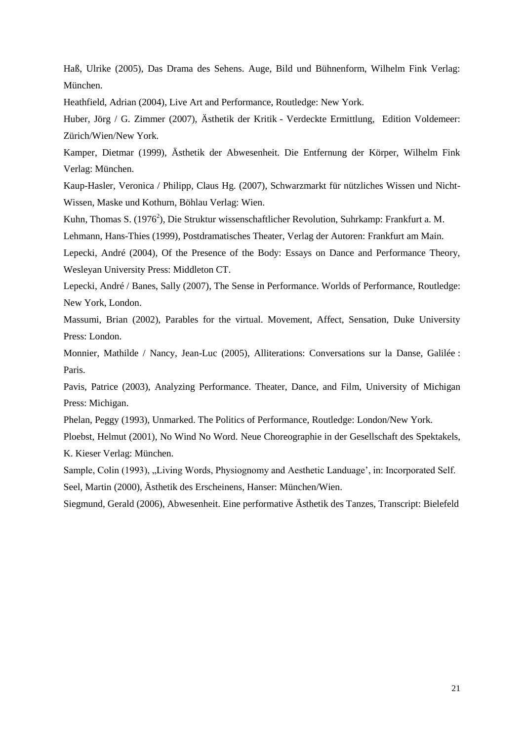Haß, Ulrike (2005), Das Drama des Sehens. Auge, Bild und Bühnenform, Wilhelm Fink Verlag: München.

Heathfield, Adrian (2004), Live Art and Performance, Routledge: New York.

Huber, Jörg / G. Zimmer (2007), Ästhetik der Kritik - Verdeckte Ermittlung, Edition Voldemeer: Zürich/Wien/New York.

Kamper, Dietmar (1999), Ästhetik der Abwesenheit. Die Entfernung der Körper, Wilhelm Fink Verlag: München.

Kaup-Hasler, Veronica / Philipp, Claus Hg. (2007), Schwarzmarkt für nützliches Wissen und Nicht-Wissen, Maske und Kothurn, Böhlau Verlag: Wien.

Kuhn, Thomas S. ($1976^2$), Die Struktur wissenschaftlicher Revolution, Suhrkamp: Frankfurt a. M.

Lehmann, Hans-Thies (1999), Postdramatisches Theater, Verlag der Autoren: Frankfurt am Main.

Lepecki, André (2004), Of the Presence of the Body: Essays on Dance and Performance Theory, Wesleyan University Press: Middleton CT.

Lepecki, André / Banes, Sally (2007), The Sense in Performance. Worlds of Performance, Routledge: New York, London.

Massumi, Brian (2002), Parables for the virtual. Movement, Affect, Sensation, Duke University Press: London.

Monnier, Mathilde / Nancy, Jean-Luc (2005), Alliterations: Conversations sur la Danse, Galilée : Paris.

Pavis, Patrice (2003), Analyzing Performance. Theater, Dance, and Film, University of Michigan Press: Michigan.

Phelan, Peggy (1993), Unmarked. The Politics of Performance, Routledge: London/New York.

Ploebst, Helmut (2001), No Wind No Word. Neue Choreographie in der Gesellschaft des Spektakels, K. Kieser Verlag: München.

Sample, Colin (1993), „Living Words, Physiognomy and Aesthetic Landuage', in: Incorporated Self.

Seel, Martin (2000), Ästhetik des Erscheinens, Hanser: München/Wien.

Siegmund, Gerald (2006), Abwesenheit. Eine performative Ästhetik des Tanzes, Transcript: Bielefeld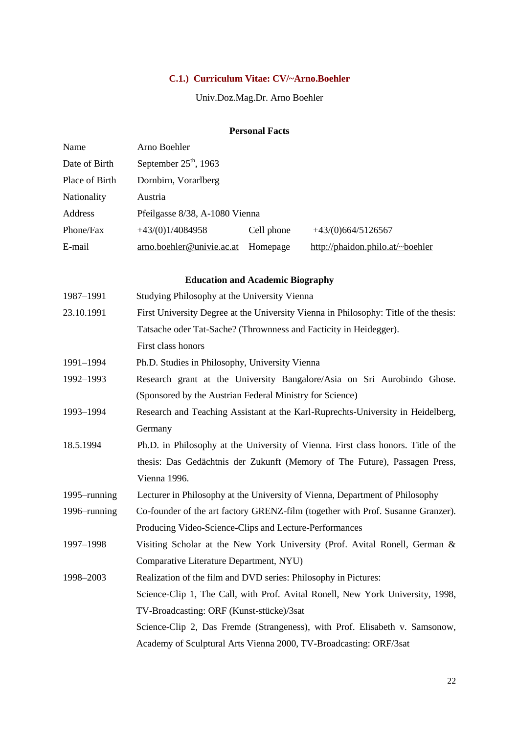## C.1.) Curriculum Vitae: CV/~Arno.Boehler

Univ.Doz.Mag.Dr. Arno Boehler

### Personal Facts

| | | | |
|---|---|---|---|
| Name | Arno Boehler | | |
| Date of Birth | September 25th, 1963 | | |
| Place of Birth | Dornbirn, Vorarlberg | | |
| Nationality | Austria | | |
| Address | Pfeilgasse 8/38, A-1080 Vienna | | |
| Phone/Fax | +43/(0)1/4084958 | Cell phone | +43/(0)664/5126567 |
| E-mail | arno.boehler@univie.ac.at | Homepage | http://phaidon.philo.at/~boehler |

### Education and Academic Biography

| | |
|---|---|
| 1987–1991 | Studying Philosophy at the University Vienna |
| 23.10.1991 | First University Degree at the University Vienna in Philosophy: Title of the thesis: Tatsache oder Tat-Sache? (Thrownness and Facticity in Heidegger). First class honors |
| 1991–1994 | Ph.D. Studies in Philosophy, University Vienna |
| 1992–1993 | Research grant at the University Bangalore/Asia on Sri Aurobindo Ghose. (Sponsored by the Austrian Federal Ministry for Science) |
| 1993–1994 | Research and Teaching Assistant at the Karl-Ruprechts-University in Heidelberg, Germany |
| 18.5.1994 | Ph.D. in Philosophy at the University of Vienna. First class honors. Title of the thesis: Das Gedächtnis der Zukunft (Memory of The Future), Passagen Press, Vienna 1996. |
| 1995–running | Lecturer in Philosophy at the University of Vienna, Department of Philosophy |
| 1996–running | Co-founder of the art factory GRENZ-film (together with Prof. Susanne Granzer). Producing Video-Science-Clips and Lecture-Performances |
| 1997–1998 | Visiting Scholar at the New York University (Prof. Avital Ronell, German & Comparative Literature Department, NYU) |
| 1998–2003 | Realization of the film and DVD series: Philosophy in Pictures: Science-Clip 1, The Call, with Prof. Avital Ronell, New York University, 1998, TV-Broadcasting: ORF (Kunst-stücke)/3sat Science-Clip 2, Das Fremde (Strangeness), with Prof. Elisabeth v. Samsonow, Academy of Sculptural Arts Vienna 2000, TV-Broadcasting: ORF/3sat |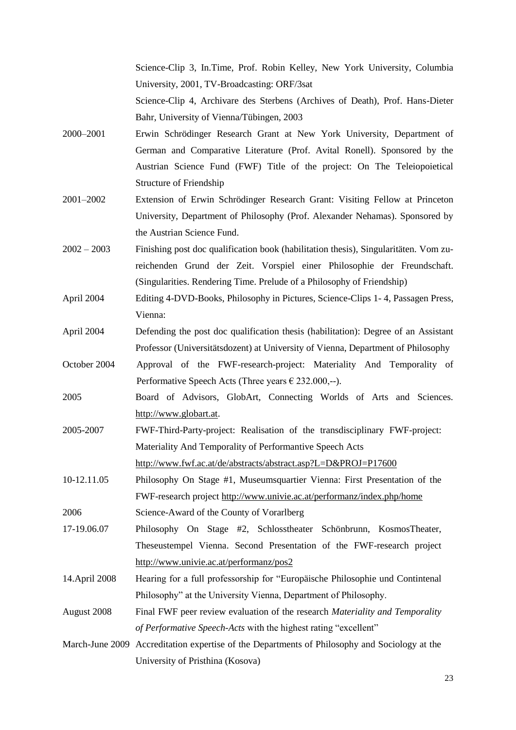| | |
|---|---|
| | Science-Clip 3, In.Time, Prof. Robin Kelley, New York University, Columbia University, 2001, TV-Broadcasting: ORF/3sat |
| | Science-Clip 4, Archivare des Sterbens (Archives of Death), Prof. Hans-Dieter Bahr, University of Vienna/Tübingen, 2003 |
| 2000–2001 | Erwin Schrödinger Research Grant at New York University, Department of German and Comparative Literature (Prof. Avital Ronell). Sponsored by the Austrian Science Fund (FWF) Title of the project: On The Teleiopoietical Structure of Friendship |
| 2001–2002 | Extension of Erwin Schrödinger Research Grant: Visiting Fellow at Princeton University, Department of Philosophy (Prof. Alexander Nehamas). Sponsored by the Austrian Science Fund. |
| 2002 – 2003 | Finishing post doc qualification book (habilitation thesis), Singularitäten. Vom zureichenden Grund der Zeit. Vorspiel einer Philosophie der Freundschaft. (Singularities. Rendering Time. Prelude of a Philosophy of Friendship) |
| April 2004 | Editing 4-DVD-Books, Philosophy in Pictures, Science-Clips 1- 4, Passagen Press, Vienna: |
| April 2004 | Defending the post doc qualification thesis (habilitation): Degree of an Assistant Professor (Universitätsdozent) at University of Vienna, Department of Philosophy |
| October 2004 | Approval of the FWF-research-project: Materiality And Temporality of Performative Speech Acts (Three years € 232.000,--). |
| 2005 | Board of Advisors, GlobArt, Connecting Worlds of Arts and Sciences. http://www.globart.at. |
| 2005-2007 | FWF-Third-Party-project: Realisation of the transdisciplinary FWF-project: Materiality And Temporality of Performantive Speech Acts http://www.fwf.ac.at/de/abstracts/abstract.asp?L=D&PROJ=P17600 |
| 10-12.11.05 | Philosophy On Stage #1, Museumsquartier Vienna: First Presentation of the FWF-research project http://www.univie.ac.at/performanz/index.php/home |
| 2006 | Science-Award of the County of Vorarlberg |
| 17-19.06.07 | Philosophy On Stage #2, Schlosstheater Schönbrunn, KosmosTheater, Theseustempel Vienna. Second Presentation of the FWF-research project http://www.univie.ac.at/performanz/pos2 |
| 14.April 2008 | Hearing for a full professorship for "Europäische Philosophie und Contintenal Philosophy" at the University Vienna, Department of Philosophy. |
| August 2008 | Final FWF peer review evaluation of the research *Materiality and Temporality of Performative Speech-Acts* with the highest rating "excellent" |
| March-June 2009 | Accreditation expertise of the Departments of Philosophy and Sociology at the University of Pristhina (Kosova) |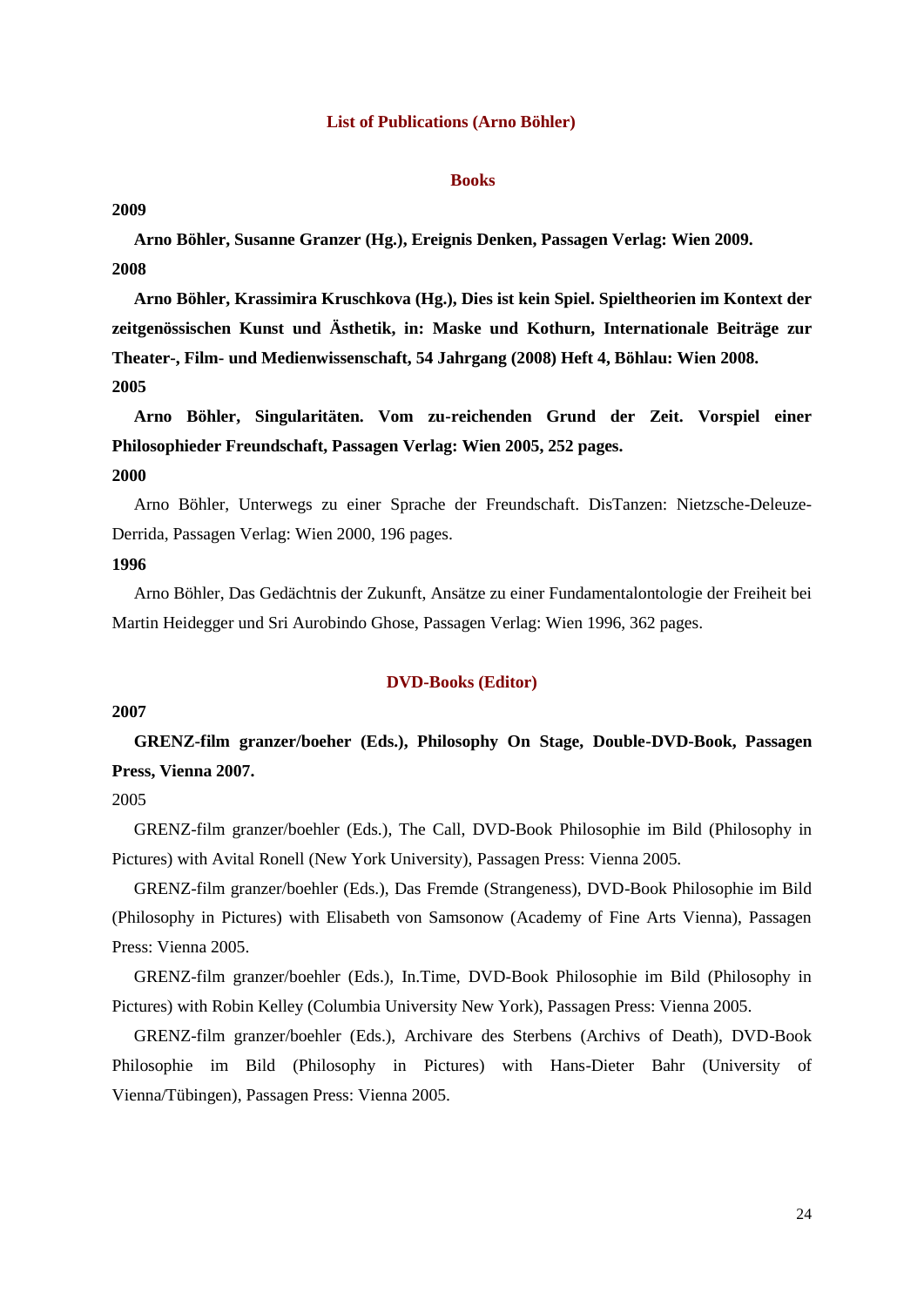## List of Publications (Arno Böhler)

### Books

**2009**

**Arno Böhler, Susanne Granzer (Hg.), Ereignis Denken, Passagen Verlag: Wien 2009.**

**2008**

**Arno Böhler, Krassimira Kruschkova (Hg.), Dies ist kein Spiel. Spieltheorien im Kontext der zeitgenössischen Kunst und Ästhetik, in: Maske und Kothurn, Internationale Beiträge zur Theater-, Film- und Medienwissenschaft, 54 Jahrgang (2008) Heft 4, Böhlau: Wien 2008.**

**2005**

**Arno Böhler, Singularitäten. Vom zu-reichenden Grund der Zeit. Vorspiel einer Philosophieder Freundschaft, Passagen Verlag: Wien 2005, 252 pages.**

**2000**

Arno Böhler, Unterwegs zu einer Sprache der Freundschaft. DisTanzen: Nietzsche-Deleuze-Derrida, Passagen Verlag: Wien 2000, 196 pages.

**1996**

Arno Böhler, Das Gedächtnis der Zukunft, Ansätze zu einer Fundamentalontologie der Freiheit bei Martin Heidegger und Sri Aurobindo Ghose, Passagen Verlag: Wien 1996, 362 pages.

### DVD-Books (Editor)

**2007**

**GRENZ-film granzer/boeher (Eds.), Philosophy On Stage, Double-DVD-Book, Passagen Press, Vienna 2007.**

2005

GRENZ-film granzer/boehler (Eds.), The Call, DVD-Book Philosophie im Bild (Philosophy in Pictures) with Avital Ronell (New York University), Passagen Press: Vienna 2005.

GRENZ-film granzer/boehler (Eds.), Das Fremde (Strangeness), DVD-Book Philosophie im Bild (Philosophy in Pictures) with Elisabeth von Samsonow (Academy of Fine Arts Vienna), Passagen Press: Vienna 2005.

GRENZ-film granzer/boehler (Eds.), In.Time, DVD-Book Philosophie im Bild (Philosophy in Pictures) with Robin Kelley (Columbia University New York), Passagen Press: Vienna 2005.

GRENZ-film granzer/boehler (Eds.), Archivare des Sterbens (Archivs of Death), DVD-Book Philosophie im Bild (Philosophy in Pictures) with Hans-Dieter Bahr (University of Vienna/Tübingen), Passagen Press: Vienna 2005.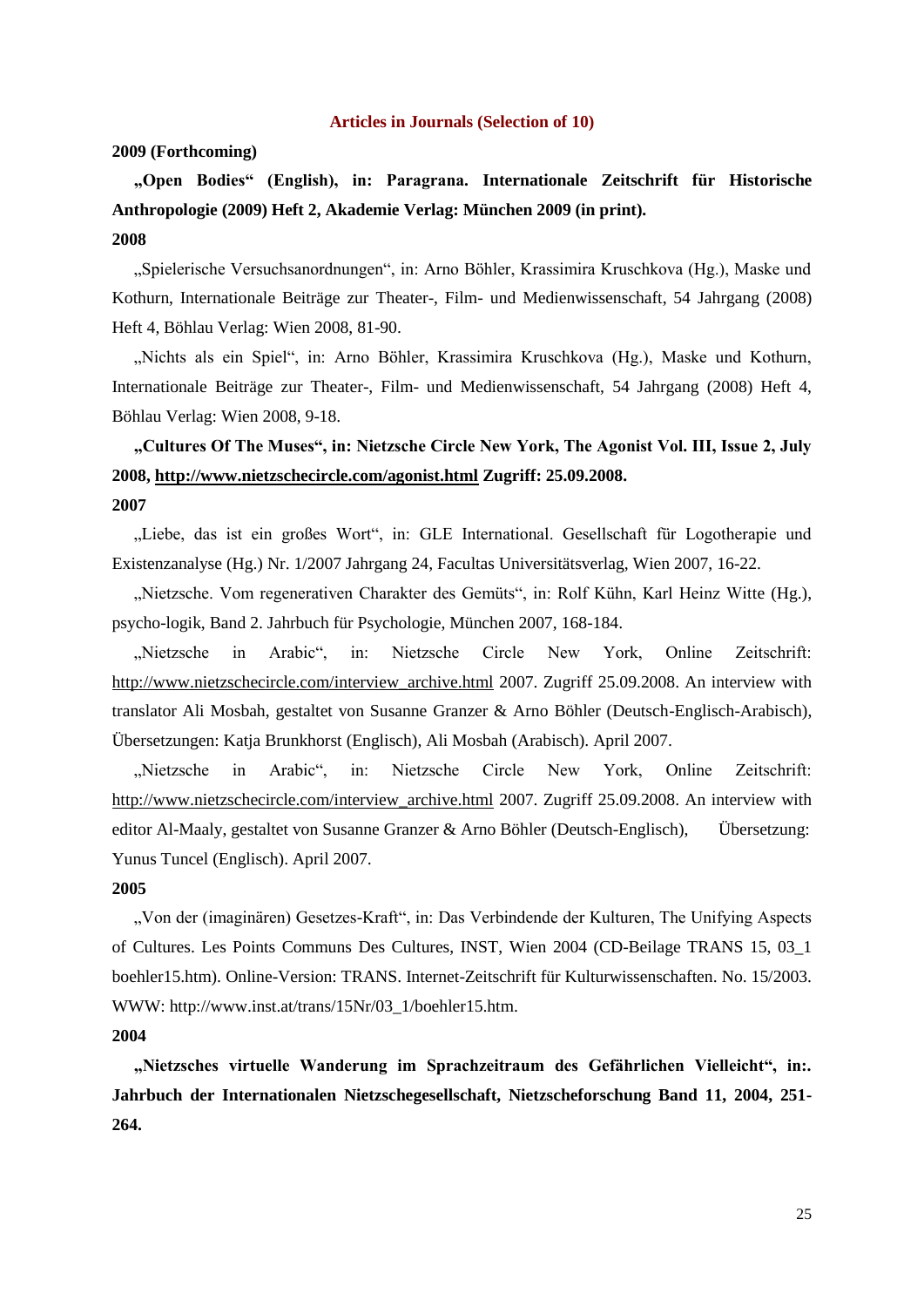## Articles in Journals (Selection of 10)

**2009 (Forthcoming)**

**„Open Bodies" (English), in: Paragrana. Internationale Zeitschrift für Historische Anthropologie (2009) Heft 2, Akademie Verlag: München 2009 (in print).**

**2008**

„Spielerische Versuchsanordnungen", in: Arno Böhler, Krassimira Kruschkova (Hg.), Maske und Kothurn, Internationale Beiträge zur Theater-, Film- und Medienwissenschaft, 54 Jahrgang (2008) Heft 4, Böhlau Verlag: Wien 2008, 81-90.

„Nichts als ein Spiel", in: Arno Böhler, Krassimira Kruschkova (Hg.), Maske und Kothurn, Internationale Beiträge zur Theater-, Film- und Medienwissenschaft, 54 Jahrgang (2008) Heft 4, Böhlau Verlag: Wien 2008, 9-18.

**„Cultures Of The Muses", in: Nietzsche Circle New York, The Agonist Vol. III, Issue 2, July 2008, http://www.nietzschecircle.com/agonist.html Zugriff: 25.09.2008.**

**2007**

„Liebe, das ist ein großes Wort", in: GLE International. Gesellschaft für Logotherapie und Existenzanalyse (Hg.) Nr. 1/2007 Jahrgang 24, Facultas Universitätsverlag, Wien 2007, 16-22.

„Nietzsche. Vom regenerativen Charakter des Gemüts", in: Rolf Kühn, Karl Heinz Witte (Hg.), psycho-logik, Band 2. Jahrbuch für Psychologie, München 2007, 168-184.

„Nietzsche in Arabic", in: Nietzsche Circle New York, Online Zeitschrift: http://www.nietzschecircle.com/interview_archive.html 2007. Zugriff 25.09.2008. An interview with translator Ali Mosbah, gestaltet von Susanne Granzer & Arno Böhler (Deutsch-Englisch-Arabisch), Übersetzungen: Katja Brunkhorst (Englisch), Ali Mosbah (Arabisch). April 2007.

„Nietzsche in Arabic", in: Nietzsche Circle New York, Online Zeitschrift: http://www.nietzschecircle.com/interview_archive.html 2007. Zugriff 25.09.2008. An interview with editor Al-Maaly, gestaltet von Susanne Granzer & Arno Böhler (Deutsch-Englisch), Übersetzung: Yunus Tuncel (Englisch). April 2007.

**2005**

„Von der (imaginären) Gesetzes-Kraft", in: Das Verbindende der Kulturen, The Unifying Aspects of Cultures. Les Points Communs Des Cultures, INST, Wien 2004 (CD-Beilage TRANS 15, 03_1 boehler15.htm). Online-Version: TRANS. Internet-Zeitschrift für Kulturwissenschaften. No. 15/2003. WWW: http://www.inst.at/trans/15Nr/03_1/boehler15.htm.

**2004**

**„Nietzsches virtuelle Wanderung im Sprachzeitraum des Gefährlichen Vielleicht", in:. Jahrbuch der Internationalen Nietzschegesellschaft, Nietzscheforschung Band 11, 2004, 251-264.**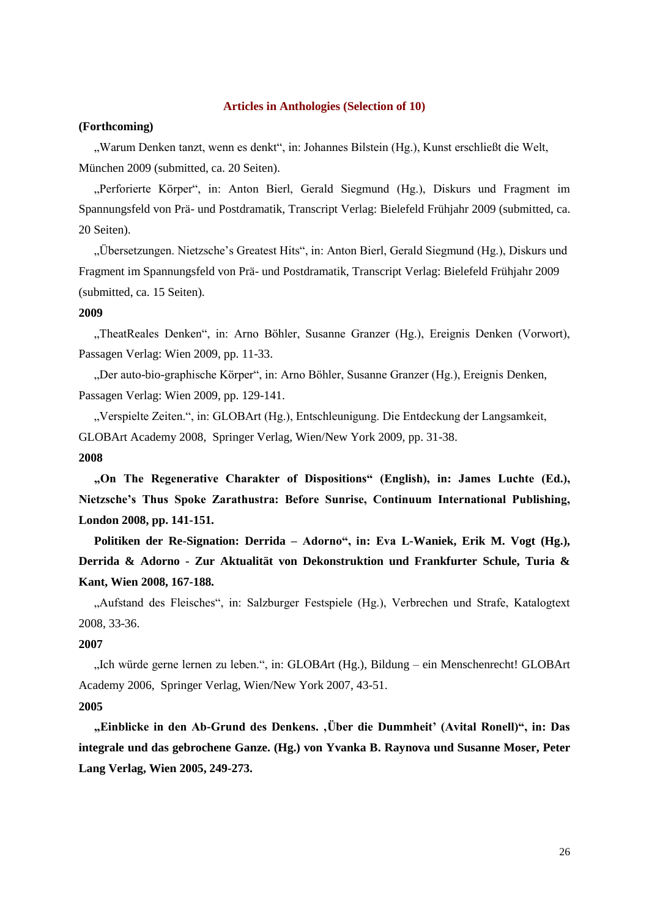## Articles in Anthologies (Selection of 10)

**(Forthcoming)**

„Warum Denken tanzt, wenn es denkt“, in: Johannes Bilstein (Hg.), Kunst erschließt die Welt, München 2009 (submitted, ca. 20 Seiten).

„Perforierte Körper“, in: Anton Bierl, Gerald Siegmund (Hg.), Diskurs und Fragment im Spannungsfeld von Prä- und Postdramatik, Transcript Verlag: Bielefeld Frühjahr 2009 (submitted, ca. 20 Seiten).

„Übersetzungen. Nietzsche’s Greatest Hits“, in: Anton Bierl, Gerald Siegmund (Hg.), Diskurs und Fragment im Spannungsfeld von Prä- und Postdramatik, Transcript Verlag: Bielefeld Frühjahr 2009 (submitted, ca. 15 Seiten).

**2009**

„TheatReales Denken“, in: Arno Böhler, Susanne Granzer (Hg.), Ereignis Denken (Vorwort), Passagen Verlag: Wien 2009, pp. 11-33.

„Der auto-bio-graphische Körper“, in: Arno Böhler, Susanne Granzer (Hg.), Ereignis Denken, Passagen Verlag: Wien 2009, pp. 129-141.

„Verspielte Zeiten.“, in: GLOBArt (Hg.), Entschleunigung. Die Entdeckung der Langsamkeit, GLOBArt Academy 2008, Springer Verlag, Wien/New York 2009, pp. 31-38.

**2008**

**„On The Regenerative Charakter of Dispositions“ (English), in: James Luchte (Ed.), Nietzsche’s Thus Spoke Zarathustra: Before Sunrise, Continuum International Publishing, London 2008, pp. 141-151.**

**Politiken der Re-Signation: Derrida – Adorno“, in: Eva L-Waniek, Erik M. Vogt (Hg.), Derrida & Adorno - Zur Aktualität von Dekonstruktion und Frankfurter Schule, Turia & Kant, Wien 2008, 167-188.**

„Aufstand des Fleisches“, in: Salzburger Festspiele (Hg.), Verbrechen und Strafe, Katalogtext 2008, 33-36.

**2007**

„Ich würde gerne lernen zu leben.“, in: GLOB*A*rt (Hg.), Bildung – ein Menschenrecht! GLOBArt Academy 2006, Springer Verlag, Wien/New York 2007, 43-51.

**2005**

**„Einblicke in den Ab-Grund des Denkens. ‚Über die Dummheit’ (Avital Ronell)“, in: Das integrale und das gebrochene Ganze. (Hg.) von Yvanka B. Raynova und Susanne Moser, Peter Lang Verlag, Wien 2005, 249-273.**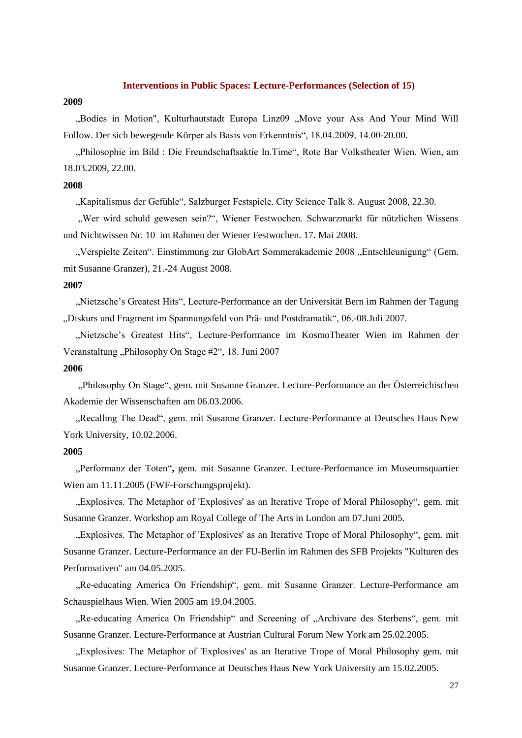## Interventions in Public Spaces: Lecture-Performances (Selection of 15)

**2009**

„Bodies in Motion", Kulturhautstadt Europa Linz09 „Move your Ass And Your Mind Will Follow. Der sich bewegende Körper als Basis von Erkenntnis“, 18.04.2009, 14.00-20.00.

„Philosophie im Bild : Die Freundschaftsaktie In.Time“, Rote Bar Volkstheater Wien. Wien, am 18.03.2009, 22.00.

**2008**

„Kapitalismus der Gefühle“, Salzburger Festspiele. City Science Talk 8. August 2008, 22.30.

„Wer wird schuld gewesen sein?“, Wiener Festwochen. Schwarzmarkt für nützlichen Wissens und Nichtwissen Nr. 10 im Rahmen der Wiener Festwochen. 17. Mai 2008.

„Verspielte Zeiten“. Einstimmung zur GlobArt Sommerakademie 2008 „Entschleunigung“ (Gem. mit Susanne Granzer), 21.-24 August 2008.

**2007**

„Nietzsche’s Greatest Hits“, Lecture-Performance an der Universität Bern im Rahmen der Tagung „Diskurs und Fragment im Spannungsfeld von Prä- und Postdramatik“, 06.-08.Juli 2007.

„Nietzsche’s Greatest Hits“, Lecture-Performance im KosmoTheater Wien im Rahmen der Veranstaltung „Philosophy On Stage #2“, 18. Juni 2007

**2006**

„Philosophy On Stage“, gem. mit Susanne Granzer. Lecture-Performance an der Österreichischen Akademie der Wissenschaften am 06.03.2006.

„Recalling The Dead“, gem. mit Susanne Granzer. Lecture-Performance at Deutsches Haus New York University, 10.02.2006.

**2005**

„Performanz der Toten“**,** gem. mit Susanne Granzer. Lecture-Performance im Museumsquartier Wien am 11.11.2005 (FWF-Forschungsprojekt).

„Explosives. The Metaphor of 'Explosives' as an Iterative Trope of Moral Philosophy“, gem. mit Susanne Granzer. Workshop am Royal College of The Arts in London am 07.Juni 2005.

„Explosives. The Metaphor of 'Explosives' as an Iterative Trope of Moral Philosophy“, gem. mit Susanne Granzer. Lecture-Performance an der FU-Berlin im Rahmen des SFB Projekts "Kulturen des Performativen" am 04.05.2005.

„Re-educating America On Friendship“, gem. mit Susanne Granzer. Lecture-Performance am Schauspielhaus Wien. Wien 2005 am 19.04.2005.

„Re-educating America On Friendship“ and Screening of „Archivare des Sterbens“, gem. mit Susanne Granzer. Lecture-Performance at Austrian Cultural Forum New York am 25.02.2005.

„Explosives: The Metaphor of 'Explosives' as an Iterative Trope of Moral Philosophy gem. mit Susanne Granzer. Lecture-Performance at Deutsches Haus New York University am 15.02.2005.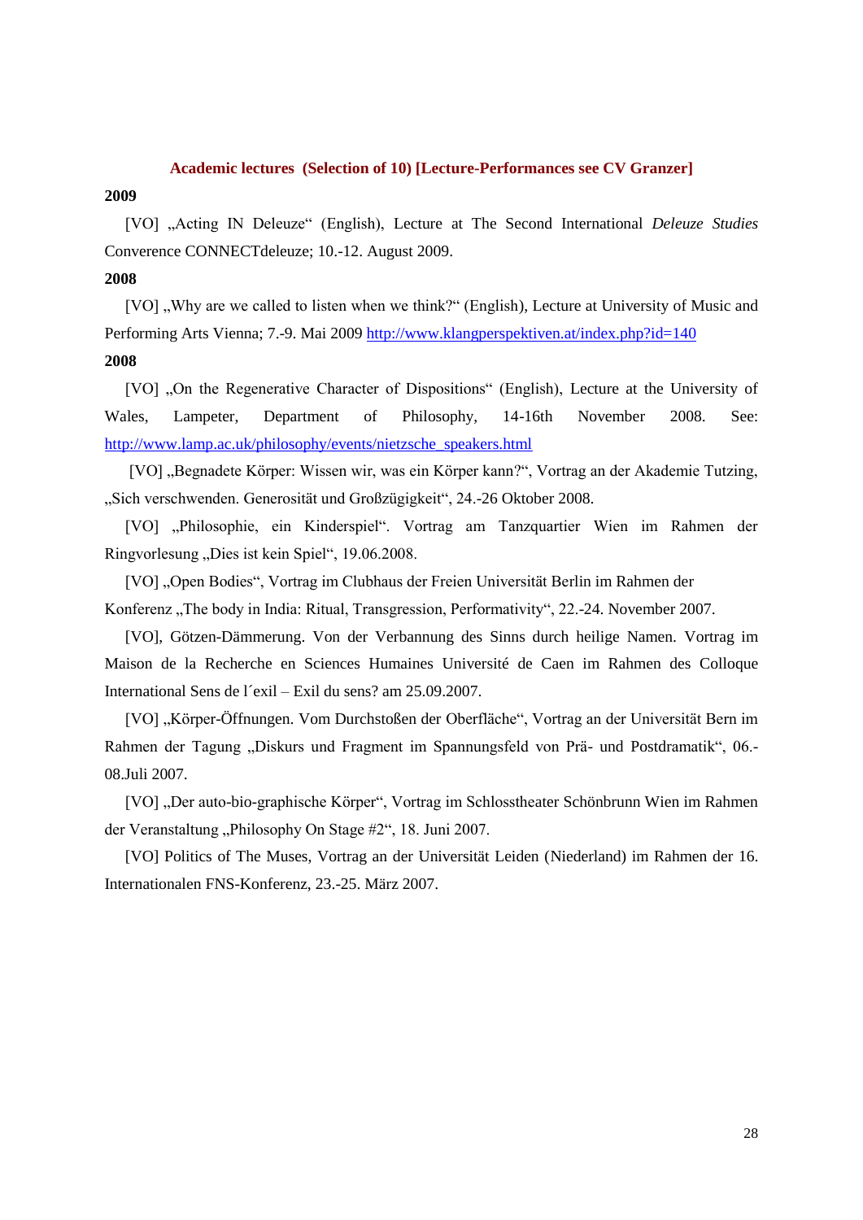## Academic lectures (Selection of 10) [Lecture-Performances see CV Granzer]

**2009**

[VO] „Acting IN Deleuze" (English), Lecture at The Second International *Deleuze Studies* Converence CONNECTdeleuze; 10.-12. August 2009.

**2008**

[VO] „Why are we called to listen when we think?" (English), Lecture at University of Music and Performing Arts Vienna; 7.-9. Mai 2009 http://www.klangperspektiven.at/index.php?id=140

**2008**

[VO] „On the Regenerative Character of Dispositions" (English), Lecture at the University of Wales, Lampeter, Department of Philosophy, 14-16th November 2008. See: http://www.lamp.ac.uk/philosophy/events/nietzsche_speakers.html

[VO] „Begnadete Körper: Wissen wir, was ein Körper kann?", Vortrag an der Akademie Tutzing, „Sich verschwenden. Generosität und Großzügigkeit", 24.-26 Oktober 2008.

[VO] „Philosophie, ein Kinderspiel". Vortrag am Tanzquartier Wien im Rahmen der Ringvorlesung „Dies ist kein Spiel", 19.06.2008.

[VO] „Open Bodies", Vortrag im Clubhaus der Freien Universität Berlin im Rahmen der Konferenz „The body in India: Ritual, Transgression, Performativity", 22.-24. November 2007.

[VO], Götzen-Dämmerung. Von der Verbannung des Sinns durch heilige Namen. Vortrag im Maison de la Recherche en Sciences Humaines Université de Caen im Rahmen des Colloque International Sens de l´exil – Exil du sens? am 25.09.2007.

[VO] „Körper-Öffnungen. Vom Durchstoßen der Oberfläche", Vortrag an der Universität Bern im Rahmen der Tagung „Diskurs und Fragment im Spannungsfeld von Prä- und Postdramatik", 06.-08.Juli 2007.

[VO] „Der auto-bio-graphische Körper", Vortrag im Schlosstheater Schönbrunn Wien im Rahmen der Veranstaltung „Philosophy On Stage #2", 18. Juni 2007.

[VO] Politics of The Muses, Vortrag an der Universität Leiden (Niederland) im Rahmen der 16. Internationalen FNS-Konferenz, 23.-25. März 2007.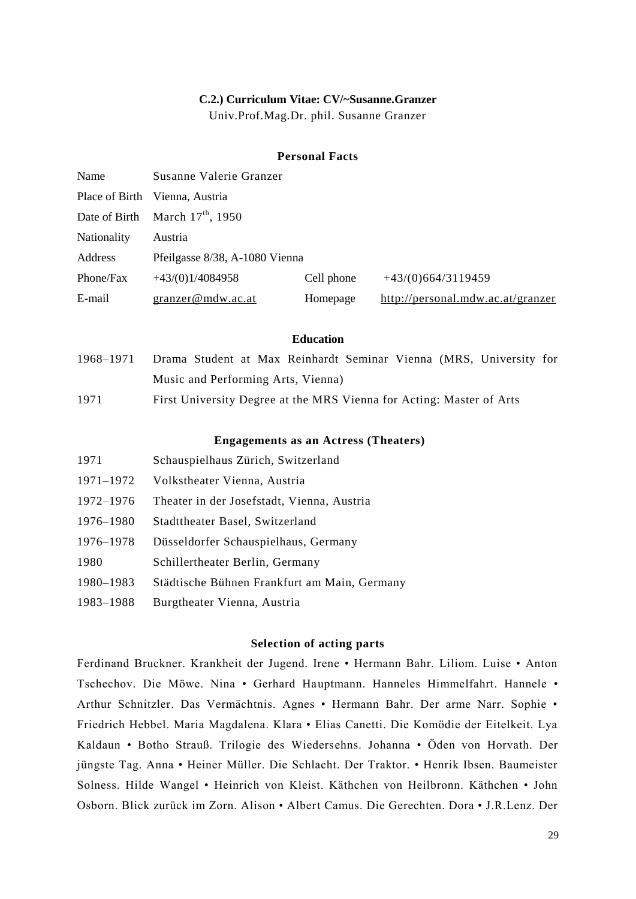**C.2.) Curriculum Vitae: CV/~Susanne.Granzer**

Univ.Prof.Mag.Dr. phil. Susanne Granzer

### Personal Facts

| | | | |
|---|---|---|---|
| Name | Susanne Valerie Granzer | | |
| Place of Birth | Vienna, Austria | | |
| Date of Birth | March 17th, 1950 | | |
| Nationality | Austria | | |
| Address | Pfeilgasse 8/38, A-1080 Vienna | | |
| Phone/Fax | +43/(0)1/4084958 | Cell phone | +43/(0)664/3119459 |
| E-mail | granzer@mdw.ac.at | Homepage | http://personal.mdw.ac.at/granzer |

### Education

| | |
|---|---|
| 1968–1971 | Drama Student at Max Reinhardt Seminar Vienna (MRS, University for Music and Performing Arts, Vienna) |
| 1971 | First University Degree at the MRS Vienna for Acting: Master of Arts |

### Engagements as an Actress (Theaters)

| | |
|---|---|
| 1971 | Schauspielhaus Zürich, Switzerland |
| 1971–1972 | Volkstheater Vienna, Austria |
| 1972–1976 | Theater in der Josefstadt, Vienna, Austria |
| 1976–1980 | Stadttheater Basel, Switzerland |
| 1976–1978 | Düsseldorfer Schauspielhaus, Germany |
| 1980 | Schillertheater Berlin, Germany |
| 1980–1983 | Städtische Bühnen Frankfurt am Main, Germany |
| 1983–1988 | Burgtheater Vienna, Austria |

### Selection of acting parts

Ferdinand Bruckner. Krankheit der Jugend. Irene • Hermann Bahr. Liliom. Luise • Anton Tschechov. Die Möwe. Nina • Gerhard Hauptmann. Hanneles Himmelfahrt. Hannele • Arthur Schnitzler. Das Vermächtnis. Agnes • Hermann Bahr. Der arme Narr. Sophie • Friedrich Hebbel. Maria Magdalena. Klara • Elias Canetti. Die Komödie der Eitelkeit. Lya Kaldaun • Botho Strauß. Trilogie des Wiedersehns. Johanna • Öden von Horvath. Der jüngste Tag. Anna • Heiner Müller. Die Schlacht. Der Traktor. • Henrik Ibsen. Baumeister Solness. Hilde Wangel • Heinrich von Kleist. Käthchen von Heilbronn. Käthchen • John Osborn. Blick zurück im Zorn. Alison • Albert Camus. Die Gerechten. Dora • J.R.Lenz. Der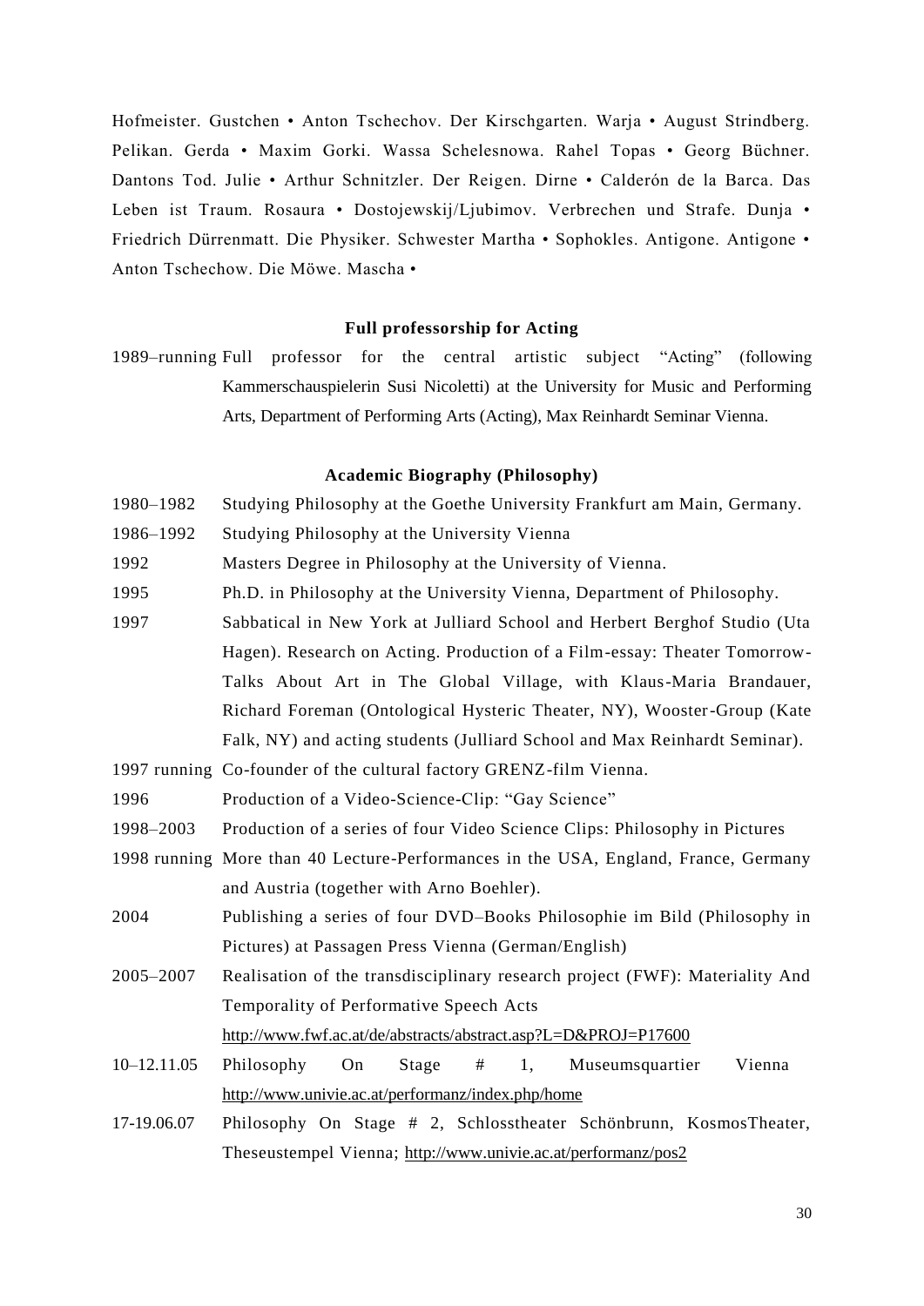Hofmeister. Gustchen • Anton Tschechov. Der Kirschgarten. Warja • August Strindberg. Pelikan. Gerda • Maxim Gorki. Wassa Schelesnowa. Rahel Topas • Georg Büchner. Dantons Tod. Julie • Arthur Schnitzler. Der Reigen. Dirne • Calderón de la Barca. Das Leben ist Traum. Rosaura • Dostojewskij/Ljubimov. Verbrechen und Strafe. Dunja • Friedrich Dürrenmatt. Die Physiker. Schwester Martha • Sophokles. Antigone. Antigone • Anton Tschechow. Die Möwe. Mascha •

**Full professorship for Acting**

1989–running Full professor for the central artistic subject "Acting" (following Kammerschauspielerin Susi Nicoletti) at the University for Music and Performing Arts, Department of Performing Arts (Acting), Max Reinhardt Seminar Vienna.

**Academic Biography (Philosophy)**

1980–1982 Studying Philosophy at the Goethe University Frankfurt am Main, Germany.

1986–1992 Studying Philosophy at the University Vienna

1992 Masters Degree in Philosophy at the University of Vienna.

1995 Ph.D. in Philosophy at the University Vienna, Department of Philosophy.

1997 Sabbatical in New York at Julliard School and Herbert Berghof Studio (Uta Hagen). Research on Acting. Production of a Film-essay: Theater Tomorrow-Talks About Art in The Global Village, with Klaus-Maria Brandauer, Richard Foreman (Ontological Hysteric Theater, NY), Wooster-Group (Kate Falk, NY) and acting students (Julliard School and Max Reinhardt Seminar).

1997 running Co-founder of the cultural factory GRENZ-film Vienna.

1996 Production of a Video-Science-Clip: "Gay Science"

1998–2003 Production of a series of four Video Science Clips: Philosophy in Pictures

1998 running More than 40 Lecture-Performances in the USA, England, France, Germany and Austria (together with Arno Boehler).

2004 Publishing a series of four DVD–Books Philosophie im Bild (Philosophy in Pictures) at Passagen Press Vienna (German/English)

2005–2007 Realisation of the transdisciplinary research project (FWF): Materiality And Temporality of Performative Speech Acts http://www.fwf.ac.at/de/abstracts/abstract.asp?L=D&PROJ=P17600

10–12.11.05 Philosophy On Stage # 1, Museumsquartier Vienna http://www.univie.ac.at/performanz/index.php/home

17-19.06.07 Philosophy On Stage # 2, Schlosstheater Schönbrunn, KosmosTheater, Theseustempel Vienna; http://www.univie.ac.at/performanz/pos2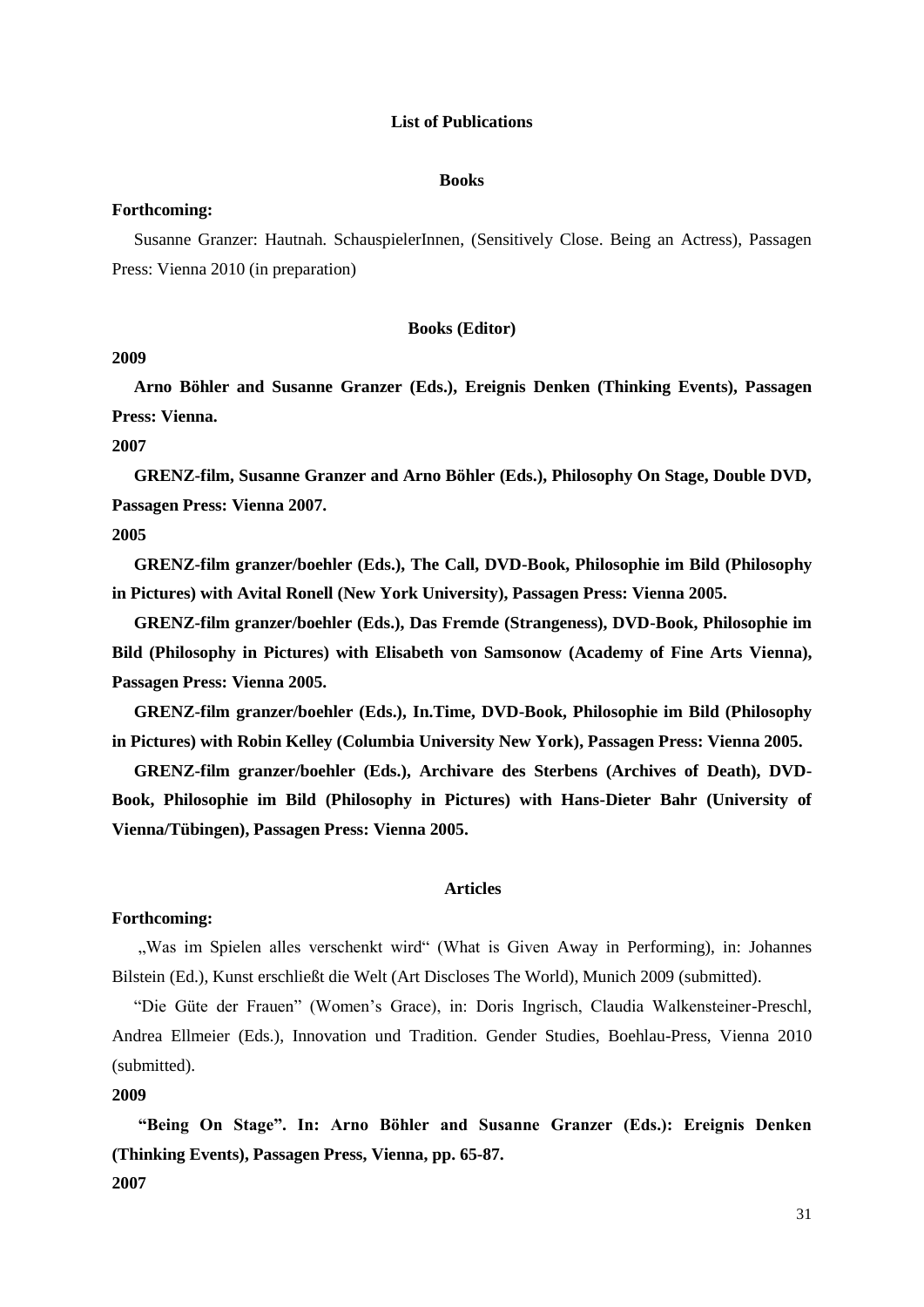# List of Publications

## Books

**Forthcoming:**

Susanne Granzer: Hautnah. SchauspielerInnen, (Sensitively Close. Being an Actress), Passagen Press: Vienna 2010 (in preparation)

## Books (Editor)

**2009**

**Arno Böhler and Susanne Granzer (Eds.), Ereignis Denken (Thinking Events), Passagen Press: Vienna.**

**2007**

**GRENZ-film, Susanne Granzer and Arno Böhler (Eds.), Philosophy On Stage, Double DVD, Passagen Press: Vienna 2007.**

**2005**

**GRENZ-film granzer/boehler (Eds.), The Call, DVD-Book, Philosophie im Bild (Philosophy in Pictures) with Avital Ronell (New York University), Passagen Press: Vienna 2005.**

**GRENZ-film granzer/boehler (Eds.), Das Fremde (Strangeness), DVD-Book, Philosophie im Bild (Philosophy in Pictures) with Elisabeth von Samsonow (Academy of Fine Arts Vienna), Passagen Press: Vienna 2005.**

**GRENZ-film granzer/boehler (Eds.), In.Time, DVD-Book, Philosophie im Bild (Philosophy in Pictures) with Robin Kelley (Columbia University New York), Passagen Press: Vienna 2005.**

**GRENZ-film granzer/boehler (Eds.), Archivare des Sterbens (Archives of Death), DVD-Book, Philosophie im Bild (Philosophy in Pictures) with Hans-Dieter Bahr (University of Vienna/Tübingen), Passagen Press: Vienna 2005.**

## Articles

**Forthcoming:**

„Was im Spielen alles verschenkt wird“ (What is Given Away in Performing), in: Johannes Bilstein (Ed.), Kunst erschließt die Welt (Art Discloses The World), Munich 2009 (submitted).

“Die Güte der Frauen” (Women’s Grace), in: Doris Ingrisch, Claudia Walkensteiner-Preschl, Andrea Ellmeier (Eds.), Innovation und Tradition. Gender Studies, Boehlau-Press, Vienna 2010 (submitted).

**2009**

**“Being On Stage”. In: Arno Böhler and Susanne Granzer (Eds.): Ereignis Denken (Thinking Events), Passagen Press, Vienna, pp. 65-87.**

**2007**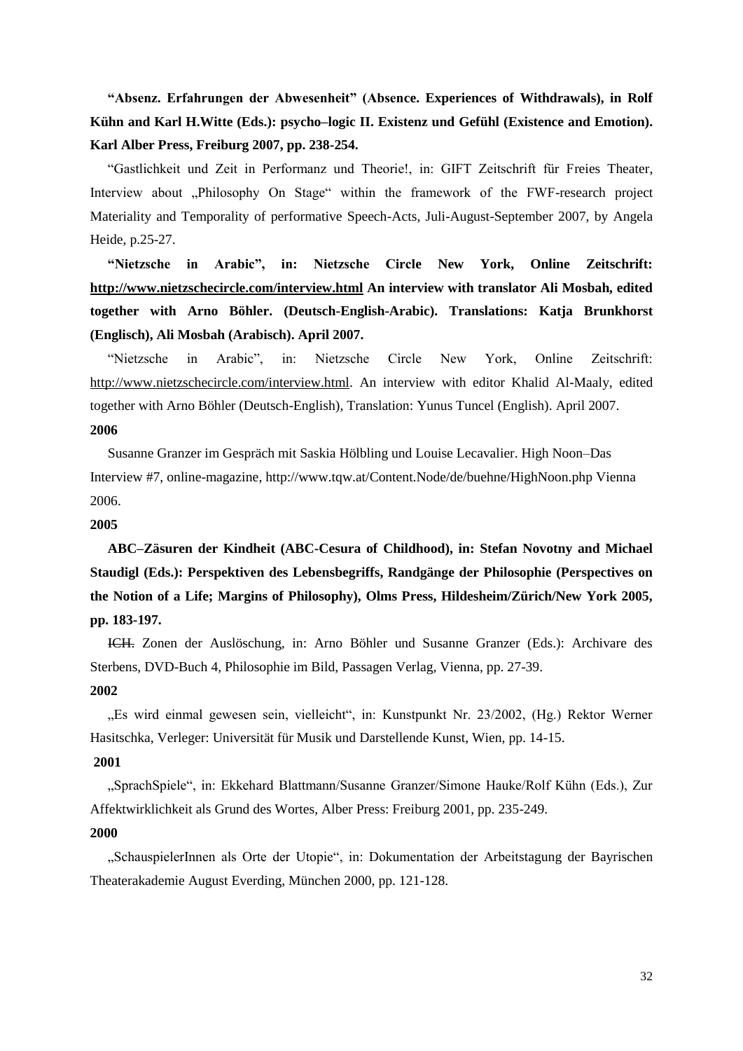**“Absenz. Erfahrungen der Abwesenheit” (Absence. Experiences of Withdrawals), in Rolf Kühn and Karl H.Witte (Eds.): psycho–logic II. Existenz und Gefühl (Existence and Emotion). Karl Alber Press, Freiburg 2007, pp. 238-254.**

“Gastlichkeit und Zeit in Performanz und Theorie!, in: GIFT Zeitschrift für Freies Theater, Interview about „Philosophy On Stage“ within the framework of the FWF-research project Materiality and Temporality of performative Speech-Acts, Juli-August-September 2007, by Angela Heide, p.25-27.

**“Nietzsche in Arabic”, in: Nietzsche Circle New York, Online Zeitschrift: http://www.nietzschecircle.com/interview.html An interview with translator Ali Mosbah, edited together with Arno Böhler. (Deutsch-English-Arabic). Translations: Katja Brunkhorst (Englisch), Ali Mosbah (Arabisch). April 2007.**

“Nietzsche in Arabic”, in: Nietzsche Circle New York, Online Zeitschrift: http://www.nietzschecircle.com/interview.html. An interview with editor Khalid Al-Maaly, edited together with Arno Böhler (Deutsch-English), Translation: Yunus Tuncel (English). April 2007.

**2006**

Susanne Granzer im Gespräch mit Saskia Hölbling und Louise Lecavalier. High Noon–Das Interview #7, online-magazine, http://www.tqw.at/Content.Node/de/buehne/HighNoon.php Vienna 2006.

**2005**

**ABC–Zäsuren der Kindheit (ABC-Cesura of Childhood), in: Stefan Novotny and Michael Staudigl (Eds.): Perspektiven des Lebensbegriffs, Randgänge der Philosophie (Perspectives on the Notion of a Life; Margins of Philosophy), Olms Press, Hildesheim/Zürich/New York 2005, pp. 183-197.**

~~ICH.~~ Zonen der Auslöschung, in: Arno Böhler und Susanne Granzer (Eds.): Archivare des Sterbens, DVD-Buch 4, Philosophie im Bild, Passagen Verlag, Vienna, pp. 27-39.

**2002**

„Es wird einmal gewesen sein, vielleicht“, in: Kunstpunkt Nr. 23/2002, (Hg.) Rektor Werner Hasitschka, Verleger: Universität für Musik und Darstellende Kunst, Wien, pp. 14-15.

**2001**

„SprachSpiele“, in: Ekkehard Blattmann/Susanne Granzer/Simone Hauke/Rolf Kühn (Eds.), Zur Affektwirklichkeit als Grund des Wortes, Alber Press: Freiburg 2001, pp. 235-249.

**2000**

„SchauspielerInnen als Orte der Utopie“, in: Dokumentation der Arbeitstagung der Bayrischen Theaterakademie August Everding, München 2000, pp. 121-128.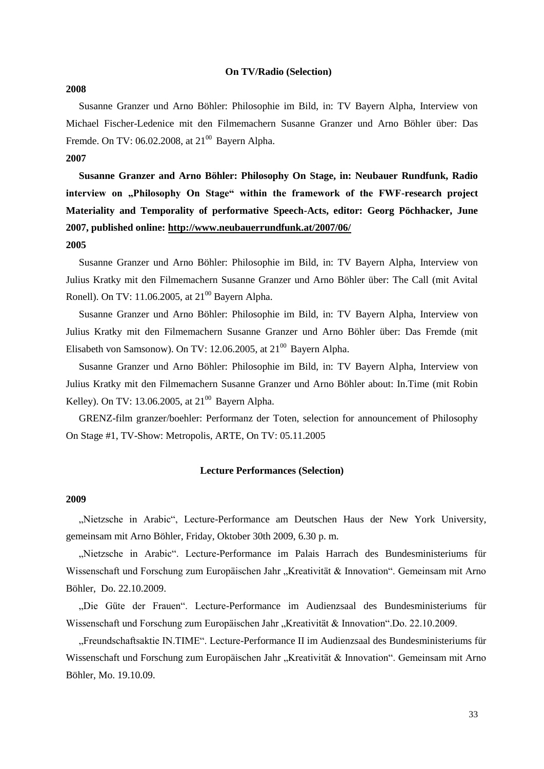## On TV/Radio (Selection)

**2008**

Susanne Granzer und Arno Böhler: Philosophie im Bild, in: TV Bayern Alpha, Interview von Michael Fischer-Ledenice mit den Filmemachern Susanne Granzer und Arno Böhler über: Das Fremde. On TV: 06.02.2008, at $21^{00}$ Bayern Alpha.

**2007**

**Susanne Granzer and Arno Böhler: Philosophy On Stage, in: Neubauer Rundfunk, Radio interview on „Philosophy On Stage" within the framework of the FWF-research project Materiality and Temporality of performative Speech-Acts, editor: Georg Pöchhacker, June 2007, published online: http://www.neubauerrundfunk.at/2007/06/**

**2005**

Susanne Granzer und Arno Böhler: Philosophie im Bild, in: TV Bayern Alpha, Interview von Julius Kratky mit den Filmemachern Susanne Granzer und Arno Böhler über: The Call (mit Avital Ronell). On TV: 11.06.2005, at $21^{00}$ Bayern Alpha.

Susanne Granzer und Arno Böhler: Philosophie im Bild, in: TV Bayern Alpha, Interview von Julius Kratky mit den Filmemachern Susanne Granzer und Arno Böhler über: Das Fremde (mit Elisabeth von Samsonow). On TV: 12.06.2005, at $21^{00}$ Bayern Alpha.

Susanne Granzer und Arno Böhler: Philosophie im Bild, in: TV Bayern Alpha, Interview von Julius Kratky mit den Filmemachern Susanne Granzer und Arno Böhler about: In.Time (mit Robin Kelley). On TV: 13.06.2005, at $21^{00}$ Bayern Alpha.

GRENZ-film granzer/boehler: Performanz der Toten, selection for announcement of Philosophy On Stage #1, TV-Show: Metropolis, ARTE, On TV: 05.11.2005

## Lecture Performances (Selection)

**2009**

„Nietzsche in Arabic", Lecture-Performance am Deutschen Haus der New York University, gemeinsam mit Arno Böhler, Friday, Oktober 30th 2009, 6.30 p. m.

„Nietzsche in Arabic". Lecture-Performance im Palais Harrach des Bundesministeriums für Wissenschaft und Forschung zum Europäischen Jahr „Kreativität & Innovation". Gemeinsam mit Arno Böhler, Do. 22.10.2009.

„Die Güte der Frauen". Lecture-Performance im Audienzsaal des Bundesministeriums für Wissenschaft und Forschung zum Europäischen Jahr „Kreativität & Innovation".Do. 22.10.2009.

„Freundschaftsaktie IN.TIME". Lecture-Performance II im Audienzsaal des Bundesministeriums für Wissenschaft und Forschung zum Europäischen Jahr „Kreativität & Innovation". Gemeinsam mit Arno Böhler, Mo. 19.10.09.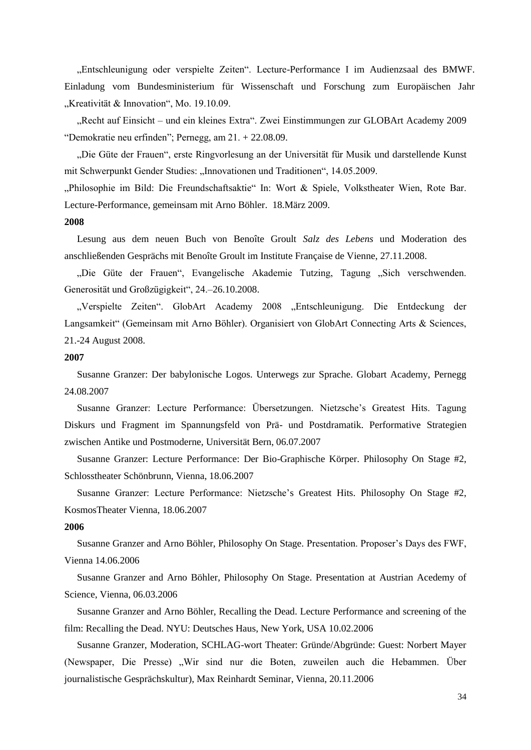„Entschleunigung oder verspielte Zeiten". Lecture-Performance I im Audienzsaal des BMWF. Einladung vom Bundesministerium für Wissenschaft und Forschung zum Europäischen Jahr „Kreativität & Innovation", Mo. 19.10.09.

„Recht auf Einsicht – und ein kleines Extra". Zwei Einstimmungen zur GLOBArt Academy 2009 "Demokratie neu erfinden"; Pernegg, am 21. + 22.08.09.

„Die Güte der Frauen", erste Ringvorlesung an der Universität für Musik und darstellende Kunst mit Schwerpunkt Gender Studies: „Innovationen und Traditionen", 14.05.2009.

„Philosophie im Bild: Die Freundschaftsaktie" In: Wort & Spiele, Volkstheater Wien, Rote Bar. Lecture-Performance, gemeinsam mit Arno Böhler. 18.März 2009.

**2008**

Lesung aus dem neuen Buch von Benoîte Groult *Salz des Lebens* und Moderation des anschließenden Gesprächs mit Benoîte Groult im Institute Française de Vienne, 27.11.2008.

„Die Güte der Frauen", Evangelische Akademie Tutzing, Tagung „Sich verschwenden. Generosität und Großzügigkeit", 24.–26.10.2008.

„Verspielte Zeiten". GlobArt Academy 2008 „Entschleunigung. Die Entdeckung der Langsamkeit" (Gemeinsam mit Arno Böhler). Organisiert von GlobArt Connecting Arts & Sciences, 21.-24 August 2008.

**2007**

Susanne Granzer: Der babylonische Logos. Unterwegs zur Sprache. Globart Academy, Pernegg 24.08.2007

Susanne Granzer: Lecture Performance: Übersetzungen. Nietzsche's Greatest Hits. Tagung Diskurs und Fragment im Spannungsfeld von Prä- und Postdramatik. Performative Strategien zwischen Antike und Postmoderne, Universität Bern, 06.07.2007

Susanne Granzer: Lecture Performance: Der Bio-Graphische Körper. Philosophy On Stage #2, Schlosstheater Schönbrunn, Vienna, 18.06.2007

Susanne Granzer: Lecture Performance: Nietzsche's Greatest Hits. Philosophy On Stage #2, KosmosTheater Vienna, 18.06.2007

**2006**

Susanne Granzer and Arno Böhler, Philosophy On Stage. Presentation. Proposer's Days des FWF, Vienna 14.06.2006

Susanne Granzer and Arno Böhler, Philosophy On Stage. Presentation at Austrian Acedemy of Science, Vienna, 06.03.2006

Susanne Granzer and Arno Böhler, Recalling the Dead. Lecture Performance and screening of the film: Recalling the Dead. NYU: Deutsches Haus, New York, USA 10.02.2006

Susanne Granzer, Moderation, SCHLAG-wort Theater: Gründe/Abgründe: Guest: Norbert Mayer (Newspaper, Die Presse) „Wir sind nur die Boten, zuweilen auch die Hebammen. Über journalistische Gesprächskultur), Max Reinhardt Seminar, Vienna, 20.11.2006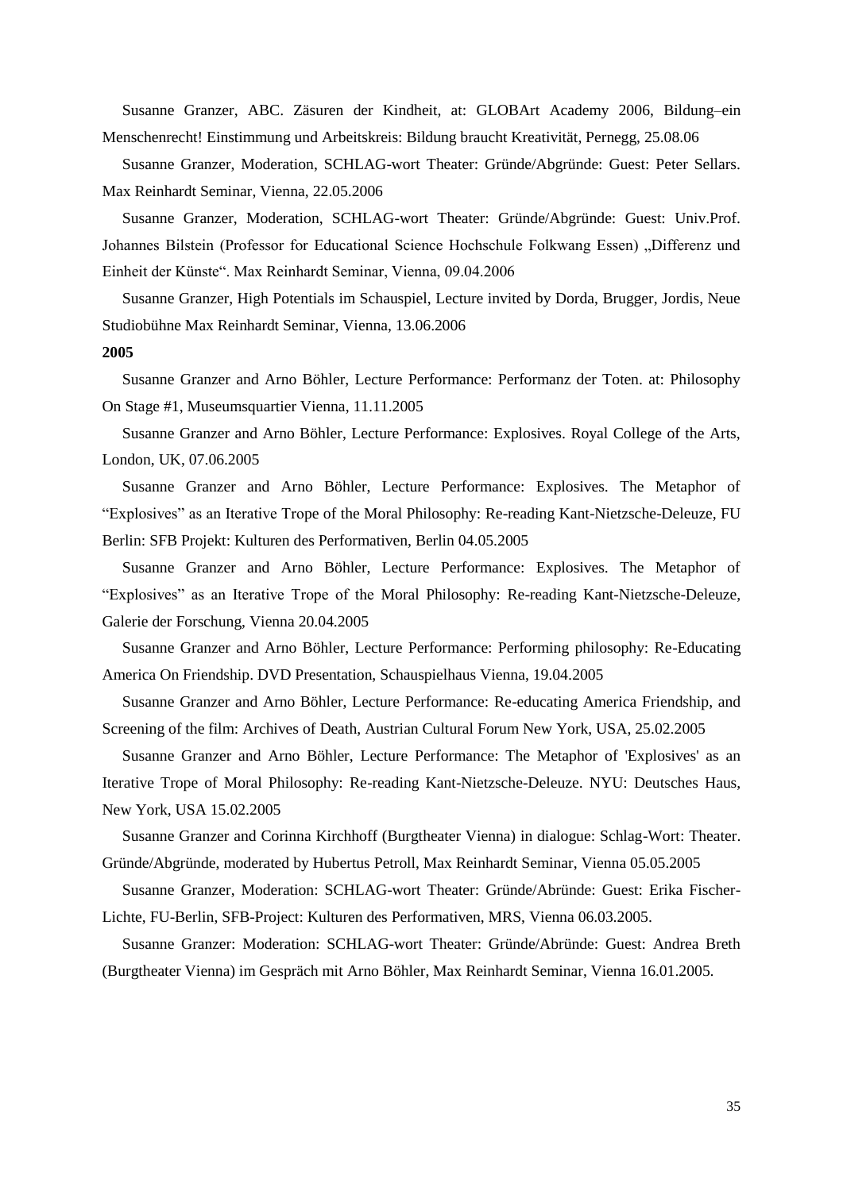Susanne Granzer, ABC. Zäsuren der Kindheit, at: GLOBArt Academy 2006, Bildung–ein Menschenrecht! Einstimmung und Arbeitskreis: Bildung braucht Kreativität, Pernegg, 25.08.06

Susanne Granzer, Moderation, SCHLAG-wort Theater: Gründe/Abgründe: Guest: Peter Sellars. Max Reinhardt Seminar, Vienna, 22.05.2006

Susanne Granzer, Moderation, SCHLAG-wort Theater: Gründe/Abgründe: Guest: Univ.Prof. Johannes Bilstein (Professor for Educational Science Hochschule Folkwang Essen) „Differenz und Einheit der Künste". Max Reinhardt Seminar, Vienna, 09.04.2006

Susanne Granzer, High Potentials im Schauspiel, Lecture invited by Dorda, Brugger, Jordis, Neue Studiobühne Max Reinhardt Seminar, Vienna, 13.06.2006

**2005**

Susanne Granzer and Arno Böhler, Lecture Performance: Performanz der Toten. at: Philosophy On Stage #1, Museumsquartier Vienna, 11.11.2005

Susanne Granzer and Arno Böhler, Lecture Performance: Explosives. Royal College of the Arts, London, UK, 07.06.2005

Susanne Granzer and Arno Böhler, Lecture Performance: Explosives. The Metaphor of "Explosives" as an Iterative Trope of the Moral Philosophy: Re-reading Kant-Nietzsche-Deleuze, FU Berlin: SFB Projekt: Kulturen des Performativen, Berlin 04.05.2005

Susanne Granzer and Arno Böhler, Lecture Performance: Explosives. The Metaphor of "Explosives" as an Iterative Trope of the Moral Philosophy: Re-reading Kant-Nietzsche-Deleuze, Galerie der Forschung, Vienna 20.04.2005

Susanne Granzer and Arno Böhler, Lecture Performance: Performing philosophy: Re-Educating America On Friendship. DVD Presentation, Schauspielhaus Vienna, 19.04.2005

Susanne Granzer and Arno Böhler, Lecture Performance: Re-educating America Friendship, and Screening of the film: Archives of Death, Austrian Cultural Forum New York, USA, 25.02.2005

Susanne Granzer and Arno Böhler, Lecture Performance: The Metaphor of 'Explosives' as an Iterative Trope of Moral Philosophy: Re-reading Kant-Nietzsche-Deleuze. NYU: Deutsches Haus, New York, USA 15.02.2005

Susanne Granzer and Corinna Kirchhoff (Burgtheater Vienna) in dialogue: Schlag-Wort: Theater. Gründe/Abgründe, moderated by Hubertus Petroll, Max Reinhardt Seminar, Vienna 05.05.2005

Susanne Granzer, Moderation: SCHLAG-wort Theater: Gründe/Abründe: Guest: Erika Fischer-Lichte, FU-Berlin, SFB-Project: Kulturen des Performativen, MRS, Vienna 06.03.2005.

Susanne Granzer: Moderation: SCHLAG-wort Theater: Gründe/Abründe: Guest: Andrea Breth (Burgtheater Vienna) im Gespräch mit Arno Böhler, Max Reinhardt Seminar, Vienna 16.01.2005.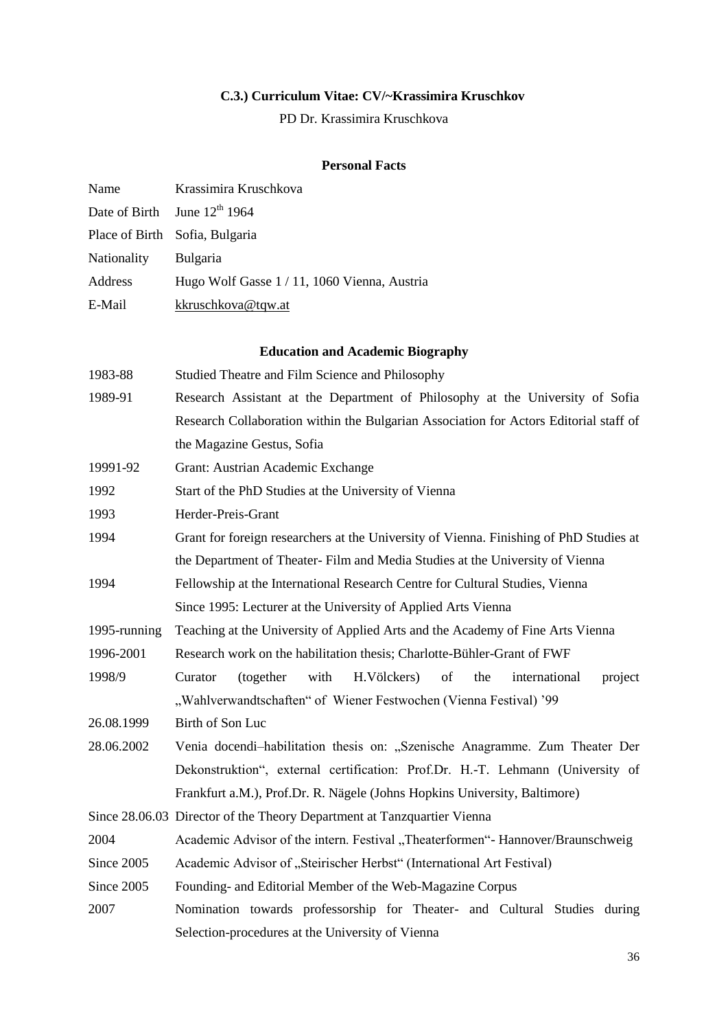**C.3.) Curriculum Vitae: CV/~Krassimira Kruschkov**

PD Dr. Krassimira Kruschkova

**Personal Facts**

| | |
|---|---|
| Name | Krassimira Kruschkova |
| Date of Birth | June 12[th] 1964 |
| Place of Birth | Sofia, Bulgaria |
| Nationality | Bulgaria |
| Address | Hugo Wolf Gasse 1 / 11, 1060 Vienna, Austria |
| E-Mail | kkruschkova@tqw.at |

**Education and Academic Biography**

| | |
|---|---|
| 1983-88 | Studied Theatre and Film Science and Philosophy |
| 1989-91 | Research Assistant at the Department of Philosophy at the University of Sofia Research Collaboration within the Bulgarian Association for Actors Editorial staff of the Magazine Gestus, Sofia |
| 19991-92 | Grant: Austrian Academic Exchange |
| 1992 | Start of the PhD Studies at the University of Vienna |
| 1993 | Herder-Preis-Grant |
| 1994 | Grant for foreign researchers at the University of Vienna. Finishing of PhD Studies at the Department of Theater- Film and Media Studies at the University of Vienna |
| 1994 | Fellowship at the International Research Centre for Cultural Studies, Vienna<br>Since 1995: Lecturer at the University of Applied Arts Vienna |
| 1995-running | Teaching at the University of Applied Arts and the Academy of Fine Arts Vienna |
| 1996-2001 | Research work on the habilitation thesis; Charlotte-Bühler-Grant of FWF |
| 1998/9 | Curator (together with H.Völckers) of the international project „Wahlverwandtschaften" of Wiener Festwochen (Vienna Festival) '99 |
| 26.08.1999 | Birth of Son Luc |
| 28.06.2002 | Venia docendi–habilitation thesis on: „Szenische Anagramme. Zum Theater Der Dekonstruktion", external certification: Prof.Dr. H.-T. Lehmann (University of Frankfurt a.M.), Prof.Dr. R. Nägele (Johns Hopkins University, Baltimore) |
| Since 28.06.03 | Director of the Theory Department at Tanzquartier Vienna |
| 2004 | Academic Advisor of the intern. Festival „Theaterformen"- Hannover/Braunschweig |
| Since 2005 | Academic Advisor of „Steirischer Herbst" (International Art Festival) |
| Since 2005 | Founding- and Editorial Member of the Web-Magazine Corpus |
| 2007 | Nomination towards professorship for Theater- and Cultural Studies during Selection-procedures at the University of Vienna |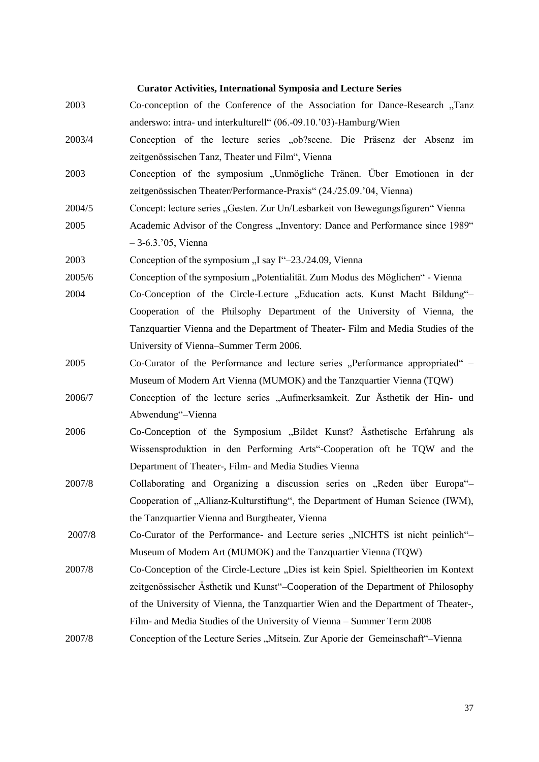**Curator Activities, International Symposia and Lecture Series**

| | |
|---|---|
| 2003 | Co-conception of the Conference of the Association for Dance-Research „Tanz anderswo: intra- und interkulturell“ (06.-09.10.’03)-Hamburg/Wien |
| 2003/4 | Conception of the lecture series „ob?scene. Die Präsenz der Absenz im zeitgenössischen Tanz, Theater und Film“, Vienna |
| 2003 | Conception of the symposium „Unmögliche Tränen. Über Emotionen in der zeitgenössischen Theater/Performance-Praxis“ (24./25.09.’04, Vienna) |
| 2004/5 | Concept: lecture series „Gesten. Zur Un/Lesbarkeit von Bewegungsfiguren“ Vienna |
| 2005 | Academic Advisor of the Congress „Inventory: Dance and Performance since 1989“ – 3-6.3.’05, Vienna |
| 2003 | Conception of the symposium „I say I“–23./24.09, Vienna |
| 2005/6 | Conception of the symposium „Potentialität. Zum Modus des Möglichen“ - Vienna |
| 2004 | Co-Conception of the Circle-Lecture „Education acts. Kunst Macht Bildung“–Cooperation of the Philsophy Department of the University of Vienna, the Tanzquartier Vienna and the Department of Theater- Film and Media Studies of the University of Vienna–Summer Term 2006. |
| 2005 | Co-Curator of the Performance and lecture series „Performance appropriated“ – Museum of Modern Art Vienna (MUMOK) and the Tanzquartier Vienna (TQW) |
| 2006/7 | Conception of the lecture series „Aufmerksamkeit. Zur Ästhetik der Hin- und Abwendung“–Vienna |
| 2006 | Co-Conception of the Symposium „Bildet Kunst? Ästhetische Erfahrung als Wissensproduktion in den Performing Arts“-Cooperation oft he TQW and the Department of Theater-, Film- and Media Studies Vienna |
| 2007/8 | Collaborating and Organizing a discussion series on „Reden über Europa“–Cooperation of „Allianz-Kulturstiftung“, the Department of Human Science (IWM), the Tanzquartier Vienna and Burgtheater, Vienna |
| 2007/8 | Co-Curator of the Performance- and Lecture series „NICHTS ist nicht peinlich“–Museum of Modern Art (MUMOK) and the Tanzquartier Vienna (TQW) |
| 2007/8 | Co-Conception of the Circle-Lecture „Dies ist kein Spiel. Spieltheorien im Kontext zeitgenössischer Ästhetik und Kunst“–Cooperation of the Department of Philosophy of the University of Vienna, the Tanzquartier Wien and the Department of Theater-, Film- and Media Studies of the University of Vienna – Summer Term 2008 |
| 2007/8 | Conception of the Lecture Series „Mitsein. Zur Aporie der Gemeinschaft“–Vienna |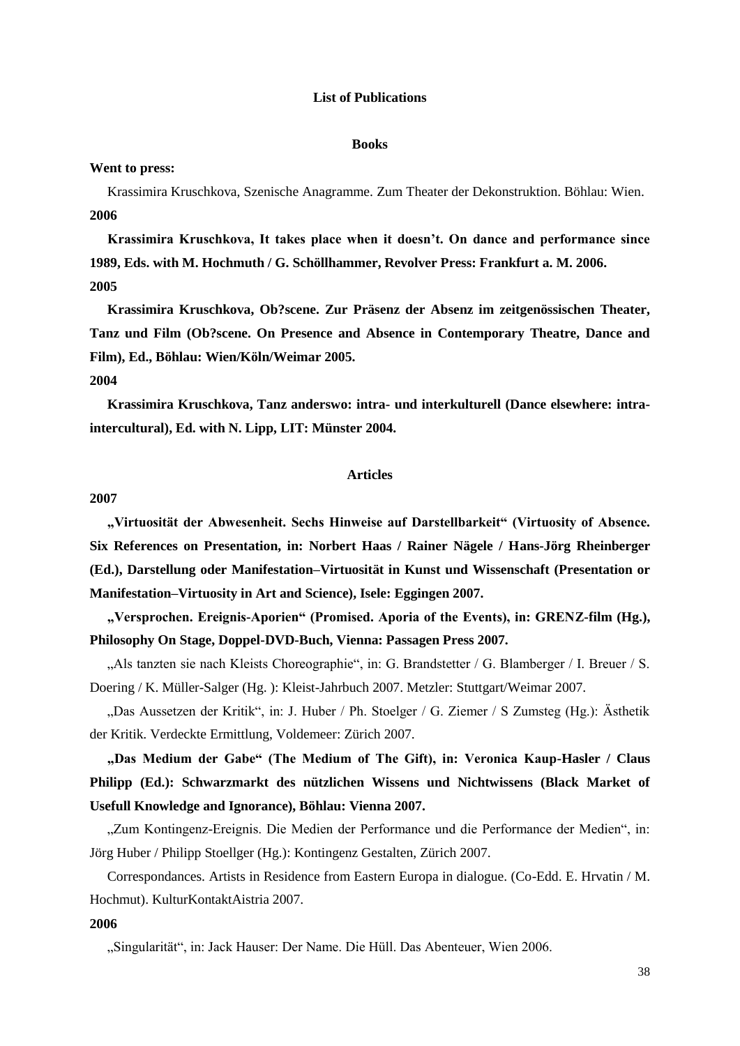## List of Publications

### Books

**Went to press:**

Krassimira Kruschkova, Szenische Anagramme. Zum Theater der Dekonstruktion. Böhlau: Wien.

**2006**

**Krassimira Kruschkova, It takes place when it doesn't. On dance and performance since 1989, Eds. with M. Hochmuth / G. Schöllhammer, Revolver Press: Frankfurt a. M. 2006.**

**2005**

**Krassimira Kruschkova, Ob?scene. Zur Präsenz der Absenz im zeitgenössischen Theater, Tanz und Film (Ob?scene. On Presence and Absence in Contemporary Theatre, Dance and Film), Ed., Böhlau: Wien/Köln/Weimar 2005.**

**2004**

**Krassimira Kruschkova, Tanz anderswo: intra- und interkulturell (Dance elsewhere: intra-intercultural), Ed. with N. Lipp, LIT: Münster 2004.**

### Articles

**2007**

**„Virtuosität der Abwesenheit. Sechs Hinweise auf Darstellbarkeit" (Virtuosity of Absence. Six References on Presentation, in: Norbert Haas / Rainer Nägele / Hans-Jörg Rheinberger (Ed.), Darstellung oder Manifestation–Virtuosität in Kunst und Wissenschaft (Presentation or Manifestation–Virtuosity in Art and Science), Isele: Eggingen 2007.**

**„Versprochen. Ereignis-Aporien" (Promised. Aporia of the Events), in: GRENZ-film (Hg.), Philosophy On Stage, Doppel-DVD-Buch, Vienna: Passagen Press 2007.**

„Als tanzten sie nach Kleists Choreographie", in: G. Brandstetter / G. Blamberger / I. Breuer / S. Doering / K. Müller-Salger (Hg. ): Kleist-Jahrbuch 2007. Metzler: Stuttgart/Weimar 2007.

„Das Aussetzen der Kritik", in: J. Huber / Ph. Stoelger / G. Ziemer / S Zumsteg (Hg.): Ästhetik der Kritik. Verdeckte Ermittlung, Voldemeer: Zürich 2007.

**„Das Medium der Gabe" (The Medium of The Gift), in: Veronica Kaup-Hasler / Claus Philipp (Ed.): Schwarzmarkt des nützlichen Wissens und Nichtwissens (Black Market of Usefull Knowledge and Ignorance), Böhlau: Vienna 2007.**

„Zum Kontingenz-Ereignis. Die Medien der Performance und die Performance der Medien", in: Jörg Huber / Philipp Stoellger (Hg.): Kontingenz Gestalten, Zürich 2007.

Correspondances. Artists in Residence from Eastern Europa in dialogue. (Co-Edd. E. Hrvatin / M. Hochmut). KulturKontaktAistria 2007.

**2006**

„Singularität", in: Jack Hauser: Der Name. Die Hüll. Das Abenteuer, Wien 2006.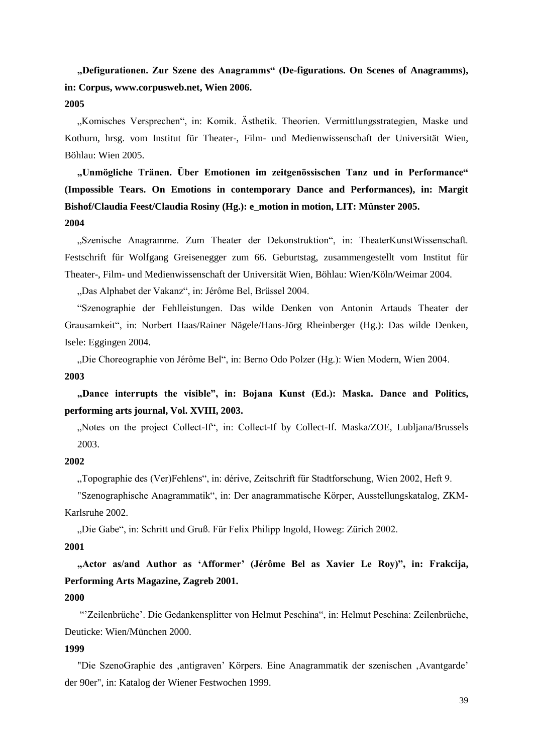**„Defigurationen. Zur Szene des Anagramms“ (De-figurations. On Scenes of Anagramms), in: Corpus, www.corpusweb.net, Wien 2006.**

**2005**

„Komisches Versprechen“, in: Komik. Ästhetik. Theorien. Vermittlungsstrategien, Maske und Kothurn, hrsg. vom Institut für Theater-, Film- und Medienwissenschaft der Universität Wien, Böhlau: Wien 2005.

**„Unmögliche Tränen. Über Emotionen im zeitgenössischen Tanz und in Performance“ (Impossible Tears. On Emotions in contemporary Dance and Performances), in: Margit Bishof/Claudia Feest/Claudia Rosiny (Hg.): e_motion in motion, LIT: Münster 2005.**

**2004**

„Szenische Anagramme. Zum Theater der Dekonstruktion“, in: TheaterKunstWissenschaft. Festschrift für Wolfgang Greisenegger zum 66. Geburtstag, zusammengestellt vom Institut für Theater-, Film- und Medienwissenschaft der Universität Wien, Böhlau: Wien/Köln/Weimar 2004.

„Das Alphabet der Vakanz“, in: Jérôme Bel, Brüssel 2004.

“Szenographie der Fehlleistungen. Das wilde Denken von Antonin Artauds Theater der Grausamkeit“, in: Norbert Haas/Rainer Nägele/Hans-Jörg Rheinberger (Hg.): Das wilde Denken, Isele: Eggingen 2004.

„Die Choreographie von Jérôme Bel“, in: Berno Odo Polzer (Hg.): Wien Modern, Wien 2004.

**2003**

**„Dance interrupts the visible”, in: Bojana Kunst (Ed.): Maska. Dance and Politics, performing arts journal, Vol. XVIII, 2003.**

„Notes on the project Collect-If“, in: Collect-If by Collect-If. Maska/ZOE, Lubljana/Brussels 2003.

**2002**

„Topographie des (Ver)Fehlens“, in: dérive, Zeitschrift für Stadtforschung, Wien 2002, Heft 9.

"Szenographische Anagrammatik“, in: Der anagrammatische Körper, Ausstellungskatalog, ZKM-Karlsruhe 2002.

„Die Gabe“, in: Schritt und Gruß. Für Felix Philipp Ingold, Howeg: Zürich 2002.

**2001**

**„Actor as/and Author as ‘Afformer’ (Jérôme Bel as Xavier Le Roy)”, in: Frakcija, Performing Arts Magazine, Zagreb 2001.**

**2000**

“’Zeilenbrüche’. Die Gedankensplitter von Helmut Peschina“, in: Helmut Peschina: Zeilenbrüche, Deuticke: Wien/München 2000.

**1999**

"Die SzenoGraphie des ‚antigraven’ Körpers. Eine Anagrammatik der szenischen ‚Avantgarde’ der 90er", in: Katalog der Wiener Festwochen 1999.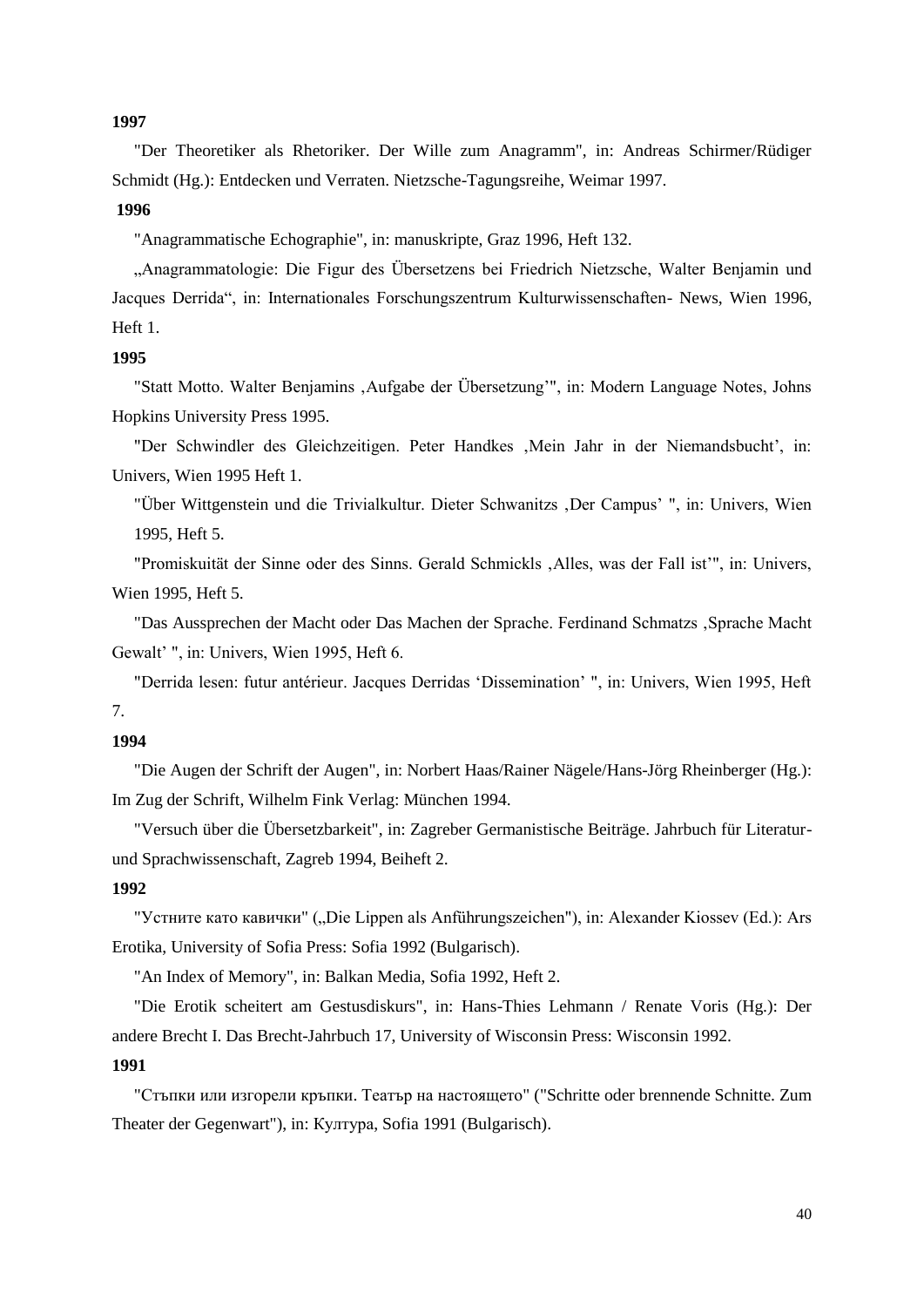**1997**

"Der Theoretiker als Rhetoriker. Der Wille zum Anagramm", in: Andreas Schirmer/Rüdiger Schmidt (Hg.): Entdecken und Verraten. Nietzsche-Tagungsreihe, Weimar 1997.

**1996**

"Anagrammatische Echographie", in: manuskripte, Graz 1996, Heft 132.

„Anagrammatologie: Die Figur des Übersetzens bei Friedrich Nietzsche, Walter Benjamin und Jacques Derrida", in: Internationales Forschungszentrum Kulturwissenschaften- News, Wien 1996, Heft 1.

**1995**

"Statt Motto. Walter Benjamins ‚Aufgabe der Übersetzung'", in: Modern Language Notes, Johns Hopkins University Press 1995.

"Der Schwindler des Gleichzeitigen. Peter Handkes ‚Mein Jahr in der Niemandsbucht', in: Univers, Wien 1995 Heft 1.

"Über Wittgenstein und die Trivialkultur. Dieter Schwanitzs ‚Der Campus' ", in: Univers, Wien 1995, Heft 5.

"Promiskuität der Sinne oder des Sinns. Gerald Schmickls ‚Alles, was der Fall ist'", in: Univers, Wien 1995, Heft 5.

"Das Aussprechen der Macht oder Das Machen der Sprache. Ferdinand Schmatzs ‚Sprache Macht Gewalt' ", in: Univers, Wien 1995, Heft 6.

"Derrida lesen: futur antérieur. Jacques Derridas 'Dissemination' ", in: Univers, Wien 1995, Heft 7.

**1994**

"Die Augen der Schrift der Augen", in: Norbert Haas/Rainer Nägele/Hans-Jörg Rheinberger (Hg.): Im Zug der Schrift, Wilhelm Fink Verlag: München 1994.

"Versuch über die Übersetzbarkeit", in: Zagreber Germanistische Beiträge. Jahrbuch für Literatur- und Sprachwissenschaft, Zagreb 1994, Beiheft 2.

**1992**

"Устните като кавички" („Die Lippen als Anführungszeichen"), in: Alexander Kiossev (Ed.): Ars Erotika, University of Sofia Press: Sofia 1992 (Bulgarisch).

"An Index of Memory", in: Balkan Media, Sofia 1992, Heft 2.

"Die Erotik scheitert am Gestusdiskurs", in: Hans-Thies Lehmann / Renate Voris (Hg.): Der andere Brecht I. Das Brecht-Jahrbuch 17, University of Wisconsin Press: Wisconsin 1992.

**1991**

"Стъпки или изгорели кръпки. Театър на настоящето" ("Schritte oder brennende Schnitte. Zum Theater der Gegenwart"), in: Култура, Sofia 1991 (Bulgarisch).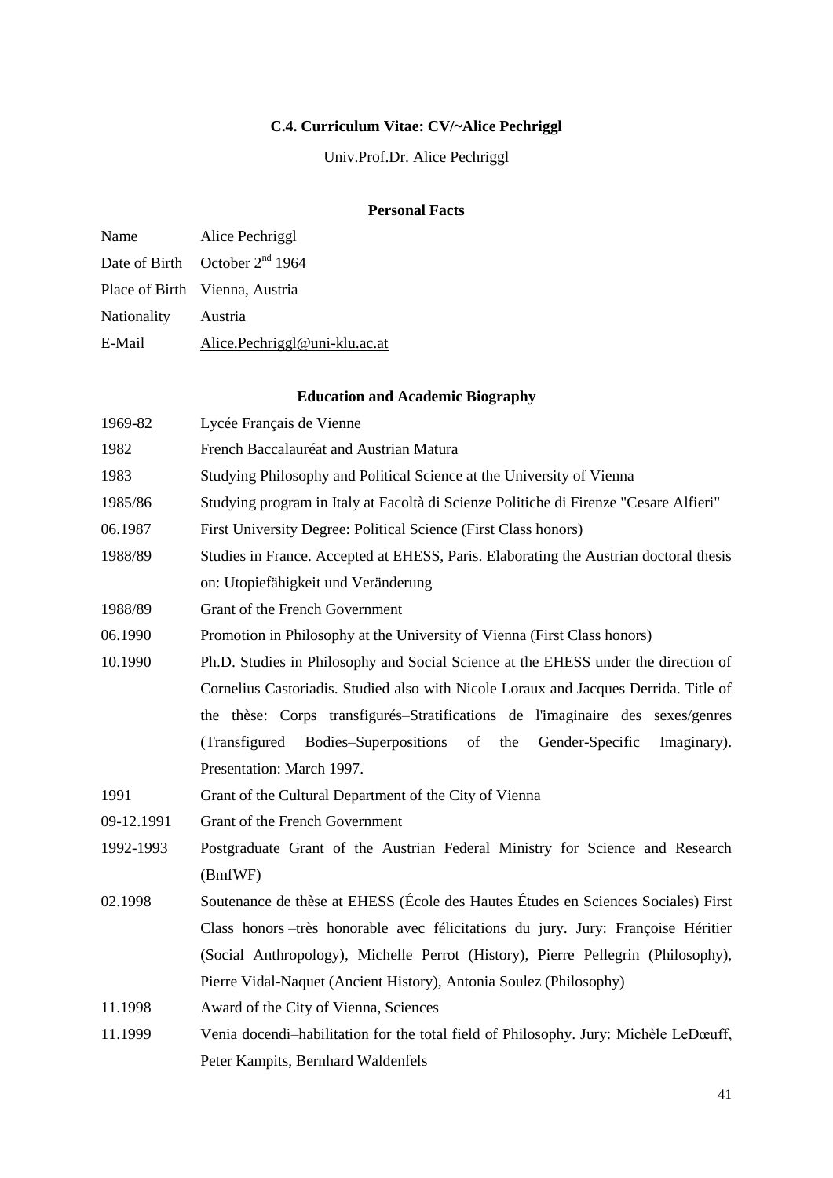**C.4. Curriculum Vitae: CV/~Alice Pechriggl**

Univ.Prof.Dr. Alice Pechriggl

### Personal Facts

| | |
|---|---|
| Name | Alice Pechriggl |
| Date of Birth | October 2nd 1964 |
| Place of Birth | Vienna, Austria |
| Nationality | Austria |
| E-Mail | Alice.Pechriggl@uni-klu.ac.at |

### Education and Academic Biography

| | |
|---|---|
| 1969-82 | Lycée Français de Vienne |
| 1982 | French Baccalauréat and Austrian Matura |
| 1983 | Studying Philosophy and Political Science at the University of Vienna |
| 1985/86 | Studying program in Italy at Facoltà di Scienze Politiche di Firenze "Cesare Alfieri" |
| 06.1987 | First University Degree: Political Science (First Class honors) |
| 1988/89 | Studies in France. Accepted at EHESS, Paris. Elaborating the Austrian doctoral thesis on: Utopiefähigkeit und Veränderung |
| 1988/89 | Grant of the French Government |
| 06.1990 | Promotion in Philosophy at the University of Vienna (First Class honors) |
| 10.1990 | Ph.D. Studies in Philosophy and Social Science at the EHESS under the direction of Cornelius Castoriadis. Studied also with Nicole Loraux and Jacques Derrida. Title of the thèse: Corps transfigurés–Stratifications de l'imaginaire des sexes/genres (Transfigured Bodies–Superpositions of the Gender-Specific Imaginary). Presentation: March 1997. |
| 1991 | Grant of the Cultural Department of the City of Vienna |
| 09-12.1991 | Grant of the French Government |
| 1992-1993 | Postgraduate Grant of the Austrian Federal Ministry for Science and Research (BmfWF) |
| 02.1998 | Soutenance de thèse at EHESS (École des Hautes Études en Sciences Sociales) First Class honors –très honorable avec félicitations du jury. Jury: Françoise Héritier (Social Anthropology), Michelle Perrot (History), Pierre Pellegrin (Philosophy), Pierre Vidal-Naquet (Ancient History), Antonia Soulez (Philosophy) |
| 11.1998 | Award of the City of Vienna, Sciences |
| 11.1999 | Venia docendi–habilitation for the total field of Philosophy. Jury: Michèle LeDœuff, Peter Kampits, Bernhard Waldenfels |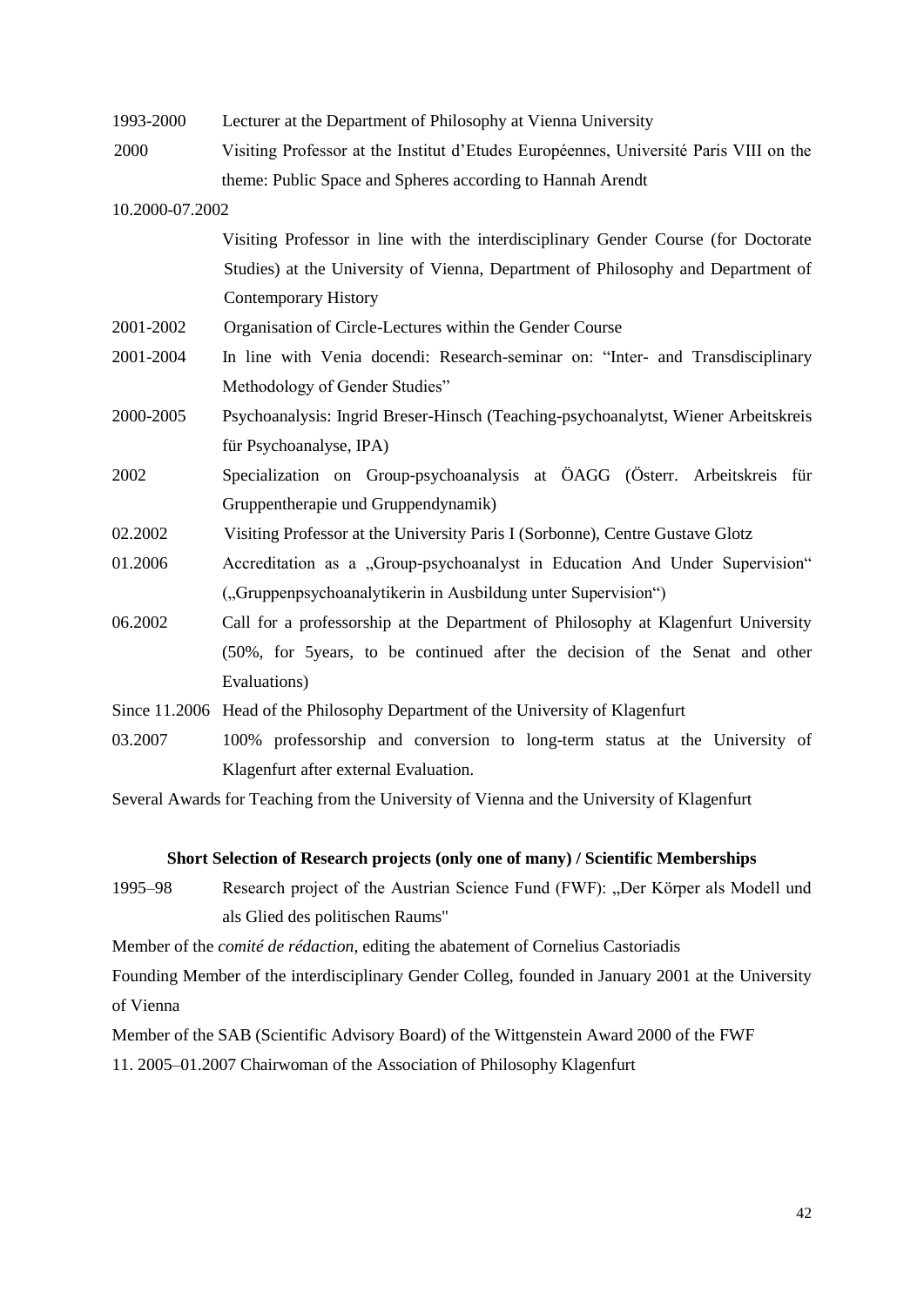1993-2000 Lecturer at the Department of Philosophy at Vienna University

2000 Visiting Professor at the Institut d'Etudes Européennes, Université Paris VIII on the theme: Public Space and Spheres according to Hannah Arendt

10.2000-07.2002
Visiting Professor in line with the interdisciplinary Gender Course (for Doctorate Studies) at the University of Vienna, Department of Philosophy and Department of Contemporary History

2001-2002 Organisation of Circle-Lectures within the Gender Course

2001-2004 In line with Venia docendi: Research-seminar on: "Inter- and Transdisciplinary Methodology of Gender Studies"

2000-2005 Psychoanalysis: Ingrid Breser-Hinsch (Teaching-psychoanalytst, Wiener Arbeitskreis für Psychoanalyse, IPA)

2002 Specialization on Group-psychoanalysis at ÖAGG (Österr. Arbeitskreis für Gruppentherapie und Gruppendynamik)

02.2002 Visiting Professor at the University Paris I (Sorbonne), Centre Gustave Glotz

01.2006 Accreditation as a „Group-psychoanalyst in Education And Under Supervision" („Gruppenpsychoanalytikerin in Ausbildung unter Supervision")

06.2002 Call for a professorship at the Department of Philosophy at Klagenfurt University (50%, for 5years, to be continued after the decision of the Senat and other Evaluations)

Since 11.2006 Head of the Philosophy Department of the University of Klagenfurt

03.2007 100% professorship and conversion to long-term status at the University of Klagenfurt after external Evaluation.

Several Awards for Teaching from the University of Vienna and the University of Klagenfurt

**Short Selection of Research projects (only one of many) / Scientific Memberships**

1995–98 Research project of the Austrian Science Fund (FWF): „Der Körper als Modell und als Glied des politischen Raums"

Member of the *comité de rédaction*, editing the abatement of Cornelius Castoriadis

Founding Member of the interdisciplinary Gender Colleg, founded in January 2001 at the University of Vienna

Member of the SAB (Scientific Advisory Board) of the Wittgenstein Award 2000 of the FWF

11. 2005–01.2007 Chairwoman of the Association of Philosophy Klagenfurt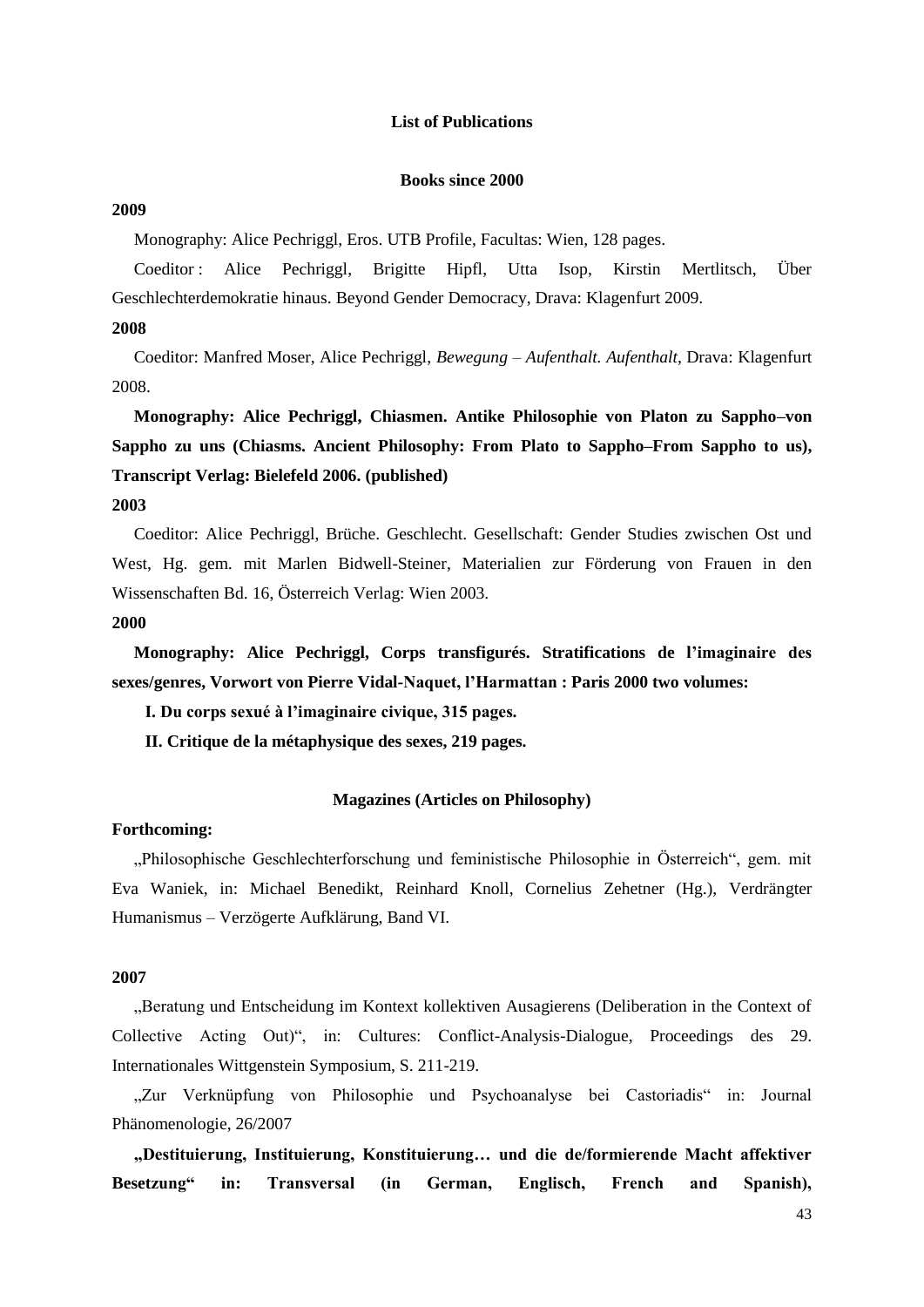## List of Publications

### Books since 2000

**2009**

Monography: Alice Pechriggl, Eros. UTB Profile, Facultas: Wien, 128 pages.

Coeditor : Alice Pechriggl, Brigitte Hipfl, Utta Isop, Kirstin Mertlitsch, Über Geschlechterdemokratie hinaus. Beyond Gender Democracy, Drava: Klagenfurt 2009.

**2008**

Coeditor: Manfred Moser, Alice Pechriggl, *Bewegung – Aufenthalt. Aufenthalt*, Drava: Klagenfurt 2008.

**Monography: Alice Pechriggl, Chiasmen. Antike Philosophie von Platon zu Sappho–von Sappho zu uns (Chiasms. Ancient Philosophy: From Plato to Sappho–From Sappho to us), Transcript Verlag: Bielefeld 2006. (published)**

**2003**

Coeditor: Alice Pechriggl, Brüche. Geschlecht. Gesellschaft: Gender Studies zwischen Ost und West, Hg. gem. mit Marlen Bidwell-Steiner, Materialien zur Förderung von Frauen in den Wissenschaften Bd. 16, Österreich Verlag: Wien 2003.

**2000**

**Monography: Alice Pechriggl, Corps transfigurés. Stratifications de l'imaginaire des sexes/genres, Vorwort von Pierre Vidal-Naquet, l'Harmattan : Paris 2000 two volumes:**

**I. Du corps sexué à l'imaginaire civique, 315 pages.**

**II. Critique de la métaphysique des sexes, 219 pages.**

### Magazines (Articles on Philosophy)

**Forthcoming:**

„Philosophische Geschlechterforschung und feministische Philosophie in Österreich", gem. mit Eva Waniek, in: Michael Benedikt, Reinhard Knoll, Cornelius Zehetner (Hg.), Verdrängter Humanismus – Verzögerte Aufklärung, Band VI.

**2007**

„Beratung und Entscheidung im Kontext kollektiven Ausagierens (Deliberation in the Context of Collective Acting Out)", in: Cultures: Conflict-Analysis-Dialogue, Proceedings des 29. Internationales Wittgenstein Symposium, S. 211-219.

„Zur Verknüpfung von Philosophie und Psychoanalyse bei Castoriadis" in: Journal Phänomenologie, 26/2007

**„Destituierung, Instituierung, Konstituierung… und die de/formierende Macht affektiver Besetzung" in: Transversal (in German, Englisch, French and Spanish),**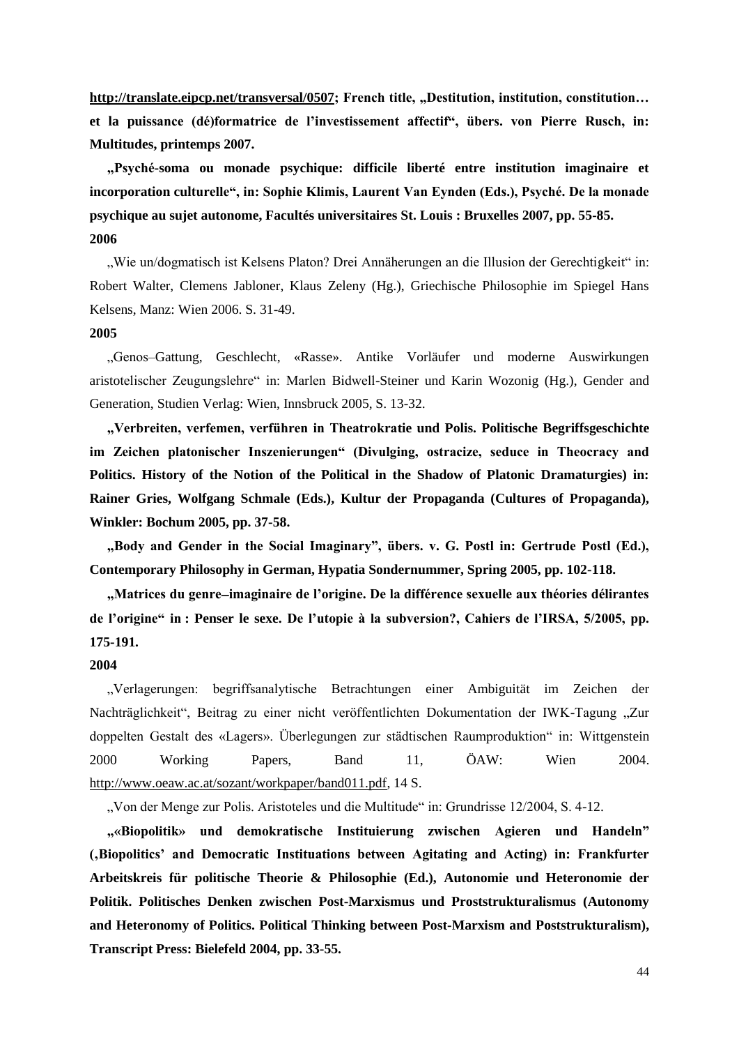**http://translate.eipcp.net/transversal/0507; French title, „Destitution, institution, constitution… et la puissance (dé)formatrice de l'investissement affectif", übers. von Pierre Rusch, in: Multitudes, printemps 2007.**

**„Psyché-soma ou monade psychique: difficile liberté entre institution imaginaire et incorporation culturelle", in: Sophie Klimis, Laurent Van Eynden (Eds.), Psyché. De la monade psychique au sujet autonome, Facultés universitaires St. Louis : Bruxelles 2007, pp. 55-85.**

**2006**

„Wie un/dogmatisch ist Kelsens Platon? Drei Annäherungen an die Illusion der Gerechtigkeit" in: Robert Walter, Clemens Jabloner, Klaus Zeleny (Hg.), Griechische Philosophie im Spiegel Hans Kelsens, Manz: Wien 2006. S. 31-49.

**2005**

„Genos–Gattung, Geschlecht, «Rasse». Antike Vorläufer und moderne Auswirkungen aristotelischer Zeugungslehre" in: Marlen Bidwell-Steiner und Karin Wozonig (Hg.), Gender and Generation, Studien Verlag: Wien, Innsbruck 2005, S. 13-32.

**„Verbreiten, verfemen, verführen in Theatrokratie und Polis. Politische Begriffsgeschichte im Zeichen platonischer Inszenierungen" (Divulging, ostracize, seduce in Theocracy and Politics. History of the Notion of the Political in the Shadow of Platonic Dramaturgies) in: Rainer Gries, Wolfgang Schmale (Eds.), Kultur der Propaganda (Cultures of Propaganda), Winkler: Bochum 2005, pp. 37-58.**

**„Body and Gender in the Social Imaginary", übers. v. G. Postl in: Gertrude Postl (Ed.), Contemporary Philosophy in German, Hypatia Sondernummer, Spring 2005, pp. 102-118.**

**„Matrices du genre–imaginaire de l'origine. De la différence sexuelle aux théories délirantes de l'origine" in : Penser le sexe. De l'utopie à la subversion?, Cahiers de l'IRSA, 5/2005, pp. 175-191.**

**2004**

„Verlagerungen: begriffsanalytische Betrachtungen einer Ambiguität im Zeichen der Nachträglichkeit", Beitrag zu einer nicht veröffentlichten Dokumentation der IWK-Tagung „Zur doppelten Gestalt des «Lagers». Überlegungen zur städtischen Raumproduktion" in: Wittgenstein 2000 Working Papers, Band 11, ÖAW: Wien 2004. http://www.oeaw.ac.at/sozant/workpaper/band011.pdf, 14 S.

„Von der Menge zur Polis. Aristoteles und die Multitude" in: Grundrisse 12/2004, S. 4-12.

**„«Biopolitik» und demokratische Instituierung zwischen Agieren und Handeln" (‚Biopolitics' and Democratic Instituations between Agitating and Acting) in: Frankfurter Arbeitskreis für politische Theorie & Philosophie (Ed.), Autonomie und Heteronomie der Politik. Politisches Denken zwischen Post-Marxismus und Proststrukturalismus (Autonomy and Heteronomy of Politics. Political Thinking between Post-Marxism and Poststrukturalism), Transcript Press: Bielefeld 2004, pp. 33-55.**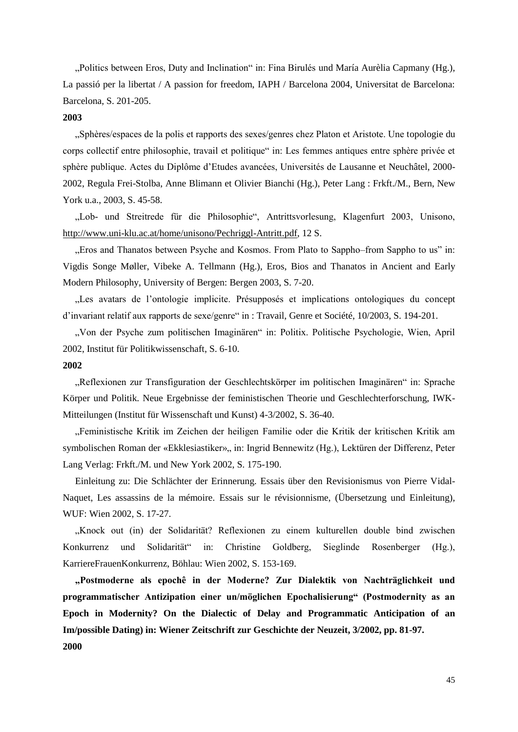„Politics between Eros, Duty and Inclination" in: Fina Birulés und María Aurèlia Capmany (Hg.), La passió per la libertat / A passion for freedom, IAPH / Barcelona 2004, Universitat de Barcelona: Barcelona, S. 201-205.

**2003**

„Sphères/espaces de la polis et rapports des sexes/genres chez Platon et Aristote. Une topologie du corps collectif entre philosophie, travail et politique" in: Les femmes antiques entre sphère privée et sphère publique. Actes du Diplôme d'Etudes avancées, Universités de Lausanne et Neuchâtel, 2000-2002, Regula Frei-Stolba, Anne Blimann et Olivier Bianchi (Hg.), Peter Lang : Frkft./M., Bern, New York u.a., 2003, S. 45-58.

„Lob- und Streitrede für die Philosophie", Antrittsvorlesung, Klagenfurt 2003, Unisono, http://www.uni-klu.ac.at/home/unisono/Pechriggl-Antritt.pdf, 12 S.

„Eros and Thanatos between Psyche and Kosmos. From Plato to Sappho–from Sappho to us" in: Vigdis Songe Møller, Vibeke A. Tellmann (Hg.), Eros, Bios and Thanatos in Ancient and Early Modern Philosophy, University of Bergen: Bergen 2003, S. 7-20.

„Les avatars de l'ontologie implicite. Présupposés et implications ontologiques du concept d'invariant relatif aux rapports de sexe/genre" in : Travail, Genre et Société, 10/2003, S. 194-201.

„Von der Psyche zum politischen Imaginären" in: Politix. Politische Psychologie, Wien, April 2002, Institut für Politikwissenschaft, S. 6-10.

**2002**

„Reflexionen zur Transfiguration der Geschlechtskörper im politischen Imaginären" in: Sprache Körper und Politik. Neue Ergebnisse der feministischen Theorie und Geschlechterforschung, IWK-Mitteilungen (Institut für Wissenschaft und Kunst) 4-3/2002, S. 36-40.

„Feministische Kritik im Zeichen der heiligen Familie oder die Kritik der kritischen Kritik am symbolischen Roman der «Ekklesiastiker»„ in: Ingrid Bennewitz (Hg.), Lektüren der Differenz, Peter Lang Verlag: Frkft./M. und New York 2002, S. 175-190.

Einleitung zu: Die Schlächter der Erinnerung. Essais über den Revisionismus von Pierre Vidal-Naquet, Les assassins de la mémoire. Essais sur le révisionnisme, (Übersetzung und Einleitung), WUF: Wien 2002, S. 17-27.

„Knock out (in) der Solidarität? Reflexionen zu einem kulturellen double bind zwischen Konkurrenz und Solidarität" in: Christine Goldberg, Sieglinde Rosenberger (Hg.), KarriereFrauenKonkurrenz, Böhlau: Wien 2002, S. 153-169.

**„Postmoderne als epochê in der Moderne? Zur Dialektik von Nachträglichkeit und programmatischer Antizipation einer un/möglichen Epochalisierung" (Postmodernity as an Epoch in Modernity? On the Dialectic of Delay and Programmatic Anticipation of an Im/possible Dating) in: Wiener Zeitschrift zur Geschichte der Neuzeit, 3/2002, pp. 81-97.**

**2000**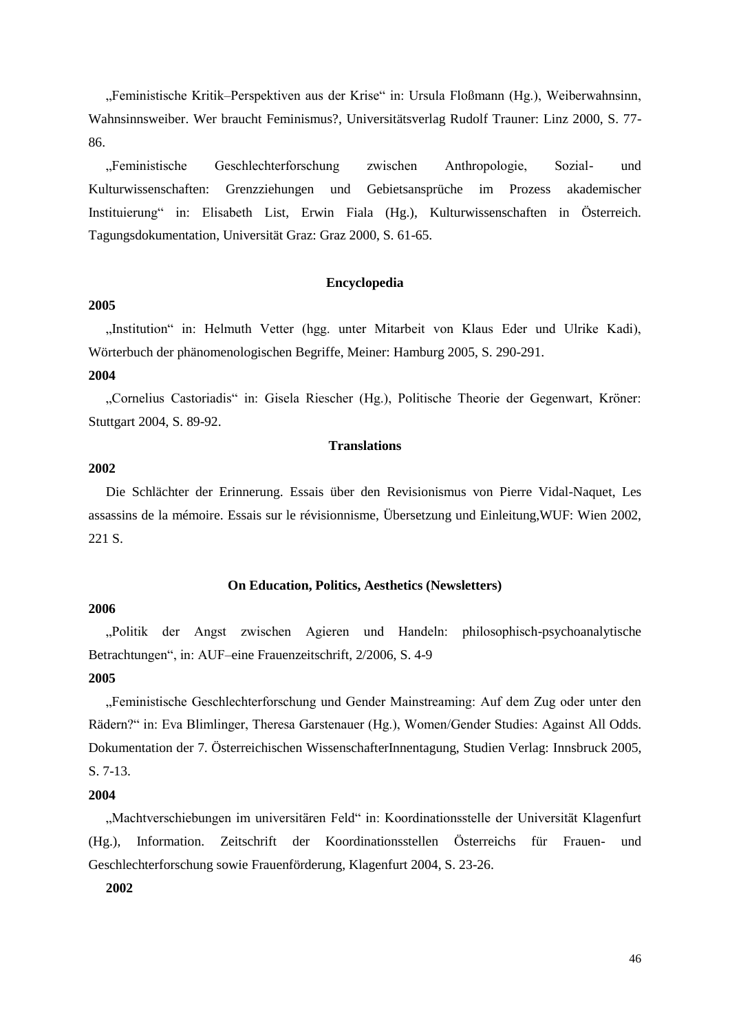„Feministische Kritik–Perspektiven aus der Krise" in: Ursula Floßmann (Hg.), Weiberwahnsinn, Wahnsinnsweiber. Wer braucht Feminismus?, Universitätsverlag Rudolf Trauner: Linz 2000, S. 77-86.

„Feministische Geschlechterforschung zwischen Anthropologie, Sozial- und Kulturwissenschaften: Grenzziehungen und Gebietsansprüche im Prozess akademischer Instituierung" in: Elisabeth List, Erwin Fiala (Hg.), Kulturwissenschaften in Österreich. Tagungsdokumentation, Universität Graz: Graz 2000, S. 61-65.

### Encyclopedia

**2005**

„Institution" in: Helmuth Vetter (hgg. unter Mitarbeit von Klaus Eder und Ulrike Kadi), Wörterbuch der phänomenologischen Begriffe, Meiner: Hamburg 2005, S. 290-291.

**2004**

„Cornelius Castoriadis" in: Gisela Riescher (Hg.), Politische Theorie der Gegenwart, Kröner: Stuttgart 2004, S. 89-92.

### Translations

**2002**

Die Schlächter der Erinnerung. Essais über den Revisionismus von Pierre Vidal-Naquet, Les assassins de la mémoire. Essais sur le révisionnisme, Übersetzung und Einleitung,WUF: Wien 2002, 221 S.

### On Education, Politics, Aesthetics (Newsletters)

**2006**

„Politik der Angst zwischen Agieren und Handeln: philosophisch-psychoanalytische Betrachtungen", in: AUF–eine Frauenzeitschrift, 2/2006, S. 4-9

**2005**

„Feministische Geschlechterforschung und Gender Mainstreaming: Auf dem Zug oder unter den Rädern?" in: Eva Blimlinger, Theresa Garstenauer (Hg.), Women/Gender Studies: Against All Odds. Dokumentation der 7. Österreichischen WissenschafterInnentagung, Studien Verlag: Innsbruck 2005, S. 7-13.

**2004**

„Machtverschiebungen im universitären Feld" in: Koordinationsstelle der Universität Klagenfurt (Hg.), Information. Zeitschrift der Koordinationsstellen Österreichs für Frauen- und Geschlechterforschung sowie Frauenförderung, Klagenfurt 2004, S. 23-26.

**2002**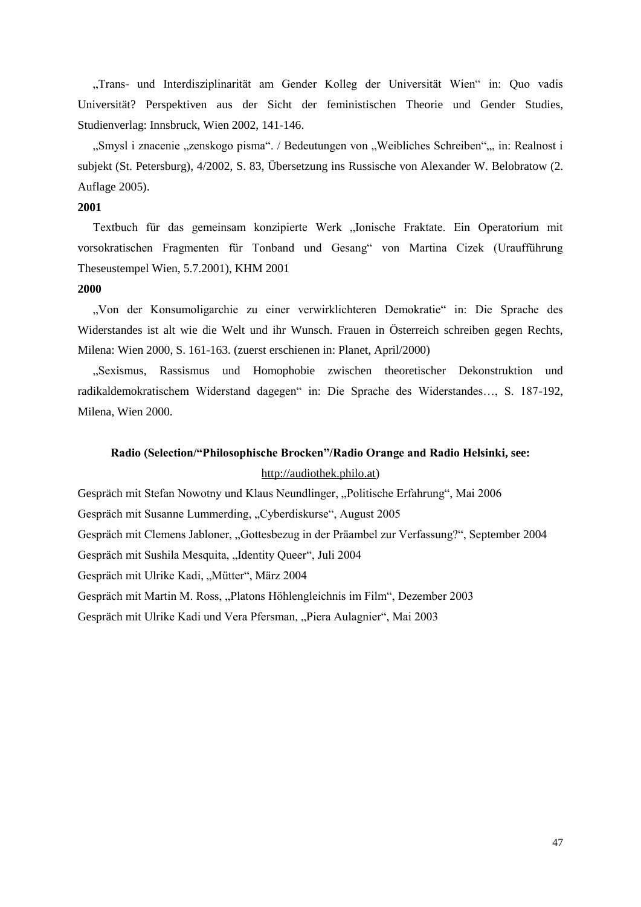„Trans- und Interdisziplinarität am Gender Kolleg der Universität Wien" in: Quo vadis Universität? Perspektiven aus der Sicht der feministischen Theorie und Gender Studies, Studienverlag: Innsbruck, Wien 2002, 141-146.

„Smysl i znacenie „zenskogo pisma". / Bedeutungen von „Weibliches Schreiben"„ in: Realnost i subjekt (St. Petersburg), 4/2002, S. 83, Übersetzung ins Russische von Alexander W. Belobratow (2. Auflage 2005).

**2001**

Textbuch für das gemeinsam konzipierte Werk „Ionische Fraktate. Ein Operatorium mit vorsokratischen Fragmenten für Tonband und Gesang" von Martina Cizek (Uraufführung Theseustempel Wien, 5.7.2001), KHM 2001

**2000**

„Von der Konsumoligarchie zu einer verwirklichteren Demokratie" in: Die Sprache des Widerstandes ist alt wie die Welt und ihr Wunsch. Frauen in Österreich schreiben gegen Rechts, Milena: Wien 2000, S. 161-163. (zuerst erschienen in: Planet, April/2000)

„Sexismus, Rassismus und Homophobie zwischen theoretischer Dekonstruktion und radikaldemokratischem Widerstand dagegen" in: Die Sprache des Widerstandes…, S. 187-192, Milena, Wien 2000.

**Radio (Selection/"Philosophische Brocken"/Radio Orange and Radio Helsinki, see: http://audiothek.philo.at)**

Gespräch mit Stefan Nowotny und Klaus Neundlinger, „Politische Erfahrung", Mai 2006

Gespräch mit Susanne Lummerding, „Cyberdiskurse", August 2005

Gespräch mit Clemens Jabloner, „Gottesbezug in der Präambel zur Verfassung?", September 2004

Gespräch mit Sushila Mesquita, „Identity Queer", Juli 2004

Gespräch mit Ulrike Kadi, „Mütter", März 2004

Gespräch mit Martin M. Ross, „Platons Höhlengleichnis im Film", Dezember 2003

Gespräch mit Ulrike Kadi und Vera Pfersman, „Piera Aulagnier", Mai 2003